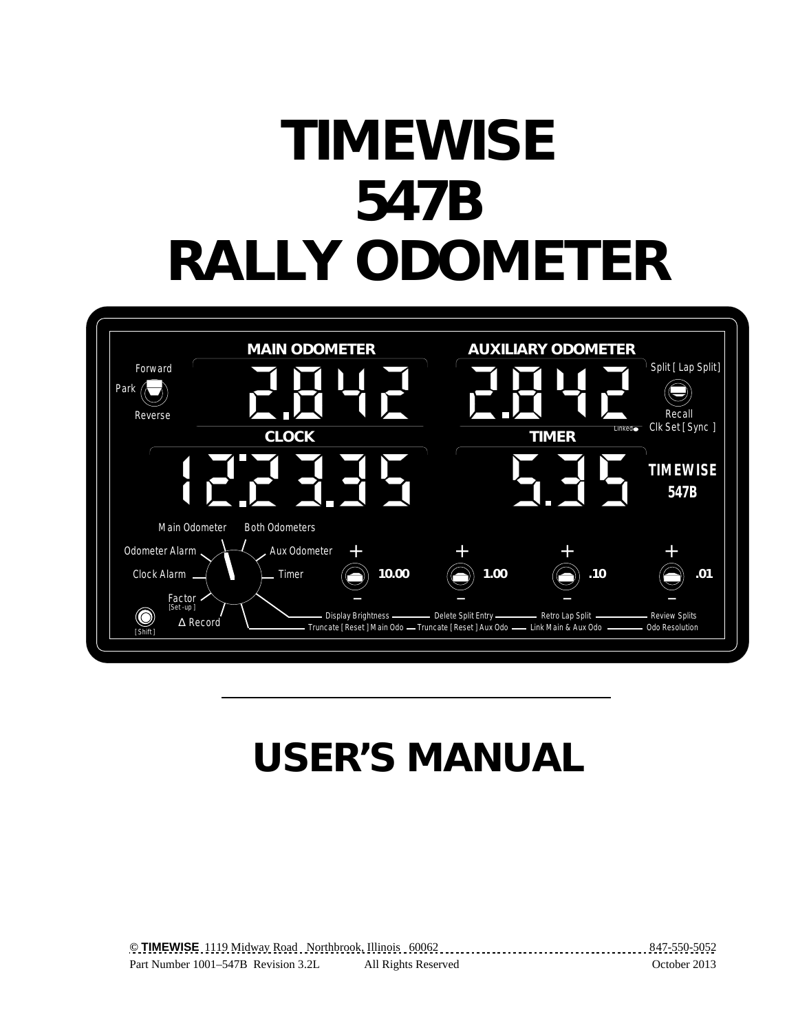# TIMEWISE 547B RALLY ODOMETER

# USER'S MANUAL

© **TIMEWISE** 1119 Midway Road Northbrook, Illinois 60062 847-550-5052

Part Number 1001–547B Revision 3.2L All Rights Reserved October 2013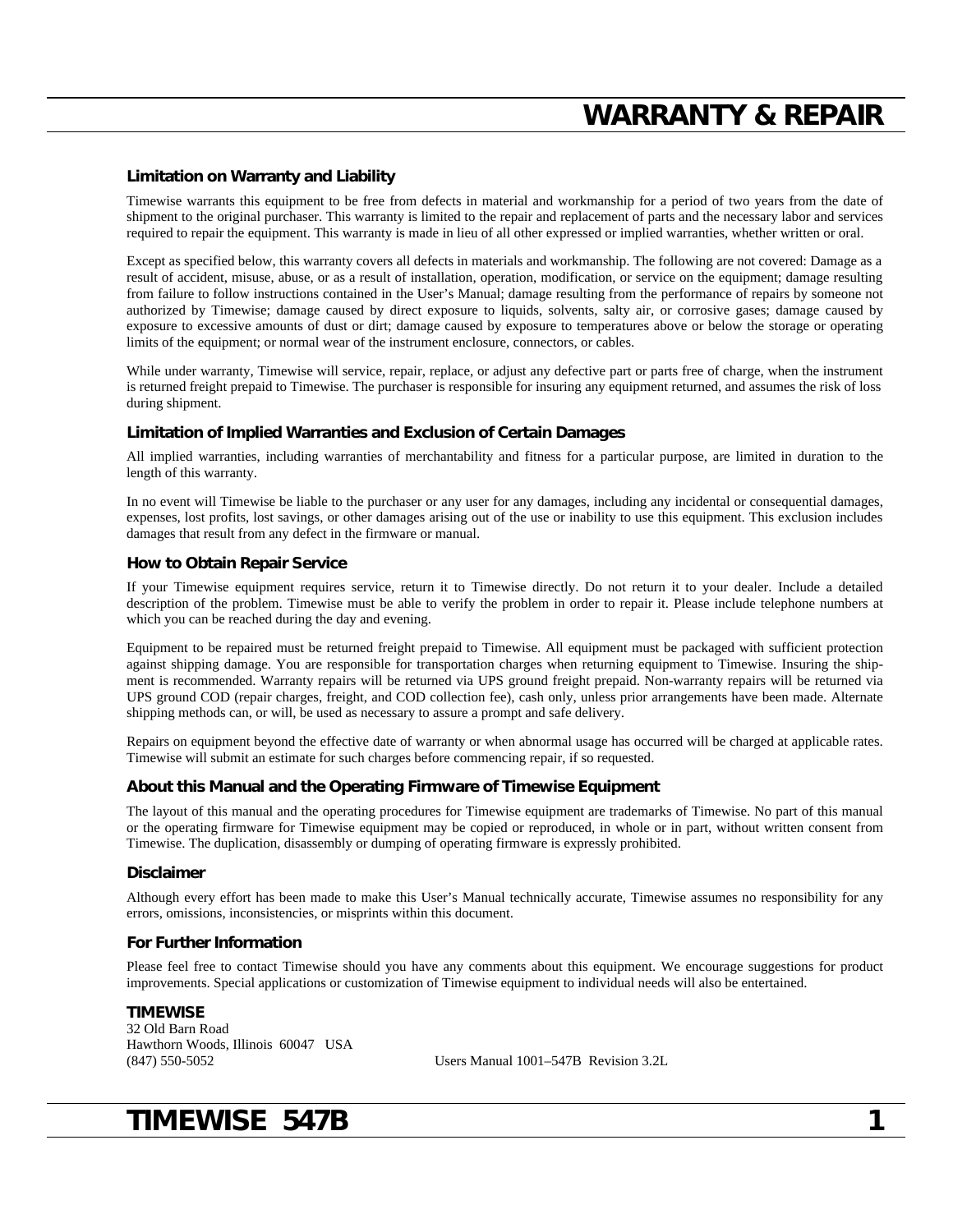# WARRANTY & REPAIR

### Limitation on Warranty and Liability

Timewise warrants this equipment to be free from defects in material and workmanship for a period of two years from the date of shipment to the original purchaser. This warranty is limited to the repair and replacement of parts and the necessary labor and services required to repair the equipment. This warranty is made in lieu of all other expressed or implied warranties, whether written or oral.

Except as specified below, this warranty covers all defects in materials and workmanship. The following are not covered: Damage as a result of accident, misuse, abuse, or as a result of installation, operation, modification, or service on the equipment; damage resulting from failure to follow instructions contained in the User's Manual; damage resulting from the performance of repairs by someone not authorized by Timewise; damage caused by direct exposure to liquids, solvents, salty air, or corrosive gases; damage caused by exposure to excessive amounts of dust or dirt; damage caused by exposure to temperatures above or below the storage or operating limits of the equipment; or normal wear of the instrument enclosure, connectors, or cables.

While under warranty, Timewise will service, repair, replace, or adjust any defective part or parts free of charge, when the instrument is returned freight prepaid to Timewise. The purchaser is responsible for insuring any equipment returned, and assumes the risk of loss during shipment.

### Limitation of Implied Warranties and Exclusion of Certain Damages

All implied warranties, including warranties of merchantability and fitness for a particular purpose, are limited in duration to the length of this warranty.

In no event will Timewise be liable to the purchaser or any user for any damages, including any incidental or consequential damages, expenses, lost profits, lost savings, or other damages arising out of the use or inability to use this equipment. This exclusion includes damages that result from any defect in the firmware or manual.

### How to Obtain Repair Service

If your Timewise equipment requires service, return it to Timewise directly. Do not return it to your dealer. Include a detailed description of the problem. Timewise must be able to verify the problem in order to repair it. Please include telephone numbers at which you can be reached during the day and evening.

Equipment to be repaired must be returned freight prepaid to Timewise. All equipment must be packaged with sufficient protection against shipping damage. You are responsible for transportation charges when returning equipment to Timewise. Insuring the shipment is recommended. Warranty repairs will be returned via UPS ground freight prepaid. Non-warranty repairs will be returned via UPS ground COD (repair charges, freight, and COD collection fee), cash only, unless prior arrangements have been made. Alternate shipping methods can, or will, be used as necessary to assure a prompt and safe delivery.

Repairs on equipment beyond the effective date of warranty or when abnormal usage has occurred will be charged at applicable rates. Timewise will submit an estimate for such charges before commencing repair, if so requested.

### About this Manual and the Operating Firmware of Timewise Equipment

The layout of this manual and the operating procedures for Timewise equipment are trademarks of Timewise. No part of this manual or the operating firmware for Timewise equipment may be copied or reproduced, in whole or in part, without written consent from Timewise. The duplication, disassembly or dumping of operating firmware is expressly prohibited.

### Disclaimer

Although every effort has been made to make this User's Manual technically accurate, Timewise assumes no responsibility for any errors, omissions, inconsistencies, or misprints within this document.

### For Further Information

Please feel free to contact Timewise should you have any comments about this equipment. We encourage suggestions for product improvements. Special applications or customization of Timewise equipment to individual needs will also be entertained.

**TIMEWISE**
32 Old Barn Road
Hawthorn Woods, Illinois 60047 USA
(847) 550-5052

Users Manual 1001–547B Revision 3.2L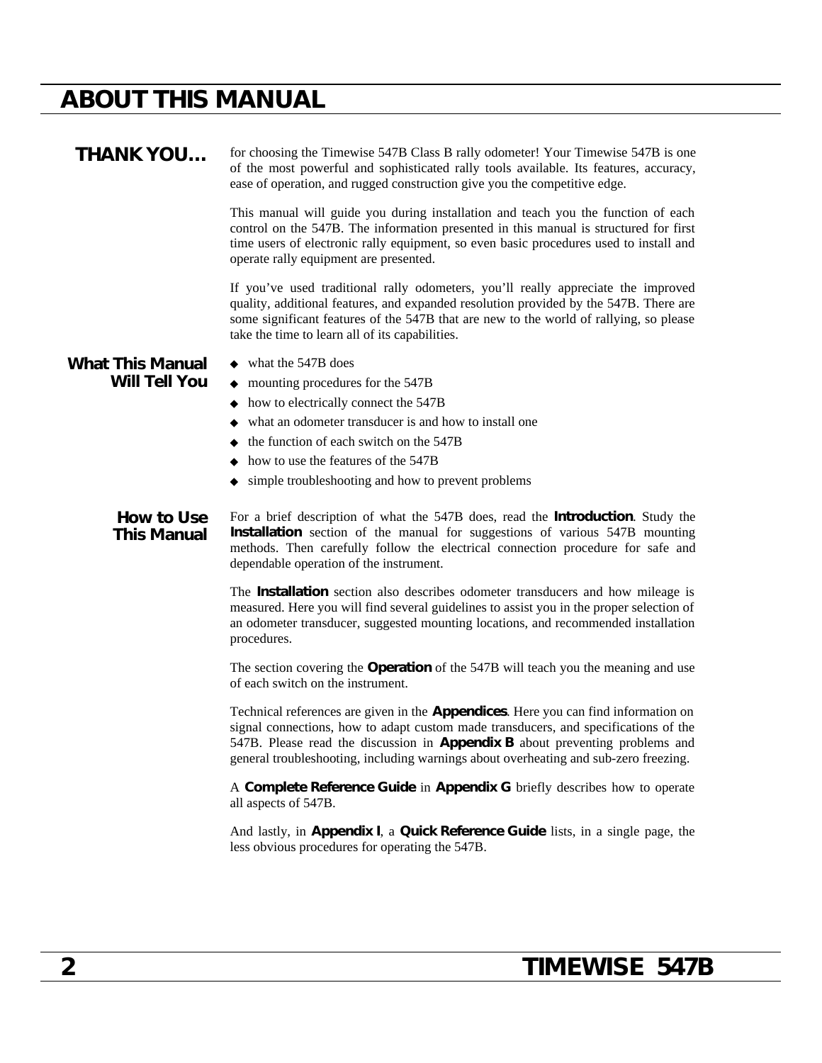# ABOUT THIS MANUAL

## THANK YOU...

for choosing the Timewise 547B Class B rally odometer! Your Timewise 547B is one of the most powerful and sophisticated rally tools available. Its features, accuracy, ease of operation, and rugged construction give you the competitive edge.

This manual will guide you during installation and teach you the function of each control on the 547B. The information presented in this manual is structured for first time users of electronic rally equipment, so even basic procedures used to install and operate rally equipment are presented.

If you've used traditional rally odometers, you'll really appreciate the improved quality, additional features, and expanded resolution provided by the 547B. There are some significant features of the 547B that are new to the world of rallying, so please take the time to learn all of its capabilities.

### What This Manual Will Tell You

- what the 547B does
- mounting procedures for the 547B
- how to electrically connect the 547B
- what an odometer transducer is and how to install one
- the function of each switch on the 547B
- how to use the features of the 547B
- simple troubleshooting and how to prevent problems

### How to Use This Manual

For a brief description of what the 547B does, read the **Introduction**. Study the **Installation** section of the manual for suggestions of various 547B mounting methods. Then carefully follow the electrical connection procedure for safe and dependable operation of the instrument.

The **Installation** section also describes odometer transducers and how mileage is measured. Here you will find several guidelines to assist you in the proper selection of an odometer transducer, suggested mounting locations, and recommended installation procedures.

The section covering the **Operation** of the 547B will teach you the meaning and use of each switch on the instrument.

Technical references are given in the **Appendices**. Here you can find information on signal connections, how to adapt custom made transducers, and specifications of the 547B. Please read the discussion in **Appendix B** about preventing problems and general troubleshooting, including warnings about overheating and sub-zero freezing.

A **Complete Reference Guide** in **Appendix G** briefly describes how to operate all aspects of 547B.

And lastly, in **Appendix I**, a **Quick Reference Guide** lists, in a single page, the less obvious procedures for operating the 547B.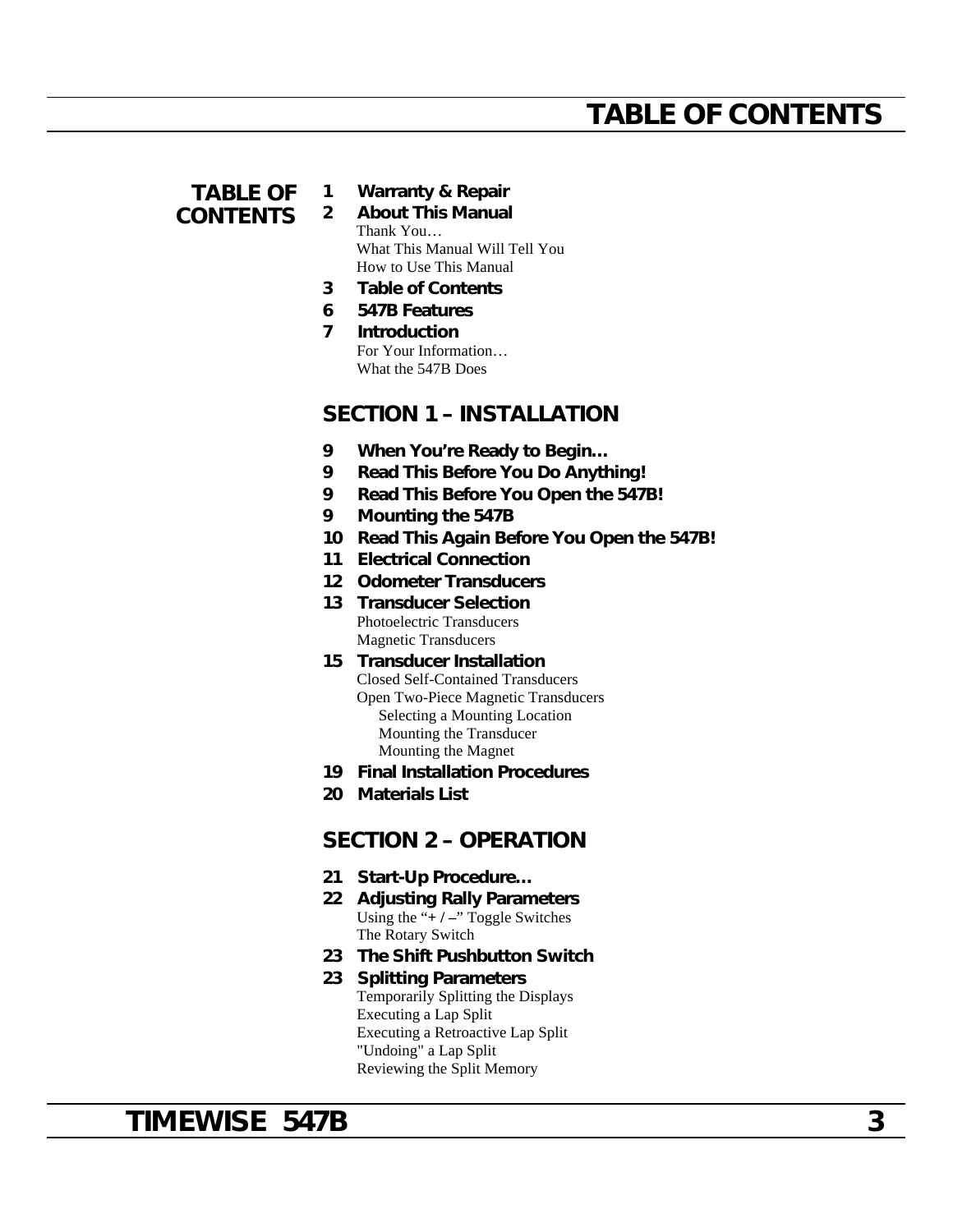# TABLE OF CONTENTS

## TABLE OF CONTENTS

**1 Warranty & Repair**

**2 About This Manual**

Thank You…
What This Manual Will Tell You
How to Use This Manual

**3 Table of Contents**

**6 547B Features**

**7 Introduction**

For Your Information…
What the 547B Does

## SECTION 1 – INSTALLATION

**9 When You're Ready to Begin…**

**9 Read This Before You Do Anything!**

**9 Read This Before You Open the 547B!**

**9 Mounting the 547B**

**10 Read This Again Before You Open the 547B!**

**11 Electrical Connection**

**12 Odometer Transducers**

**13 Transducer Selection**

Photoelectric Transducers
Magnetic Transducers

**15 Transducer Installation**

Closed Self-Contained Transducers
Open Two-Piece Magnetic Transducers
- Selecting a Mounting Location
- Mounting the Transducer
- Mounting the Magnet

**19 Final Installation Procedures**

**20 Materials List**

## SECTION 2 – OPERATION

**21 Start-Up Procedure…**

**22 Adjusting Rally Parameters**

Using the "+ / –" Toggle Switches
The Rotary Switch

**23 The Shift Pushbutton Switch**

**23 Splitting Parameters**

Temporarily Splitting the Displays
Executing a Lap Split
Executing a Retroactive Lap Split
"Undoing" a Lap Split
Reviewing the Split Memory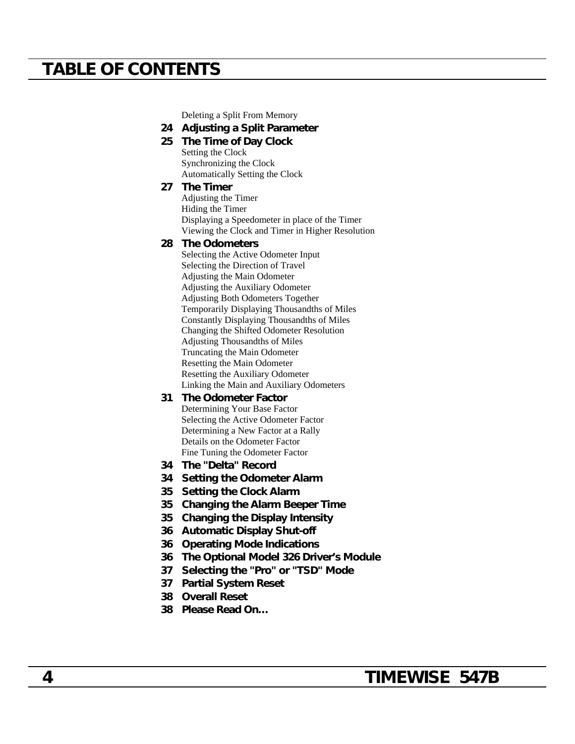# TABLE OF CONTENTS

Deleting a Split From Memory

**24 Adjusting a Split Parameter**

**25 The Time of Day Clock**

Setting the Clock
Synchronizing the Clock
Automatically Setting the Clock

**27 The Timer**

Adjusting the Timer
Hiding the Timer
Displaying a Speedometer in place of the Timer
Viewing the Clock and Timer in Higher Resolution

**28 The Odometers**

Selecting the Active Odometer Input
Selecting the Direction of Travel
Adjusting the Main Odometer
Adjusting the Auxiliary Odometer
Adjusting Both Odometers Together
Temporarily Displaying Thousandths of Miles
Constantly Displaying Thousandths of Miles
Changing the Shifted Odometer Resolution
Adjusting Thousandths of Miles
Truncating the Main Odometer
Resetting the Main Odometer
Resetting the Auxiliary Odometer
Linking the Main and Auxiliary Odometers

**31 The Odometer Factor**

Determining Your Base Factor
Selecting the Active Odometer Factor
Determining a New Factor at a Rally
Details on the Odometer Factor
Fine Tuning the Odometer Factor

**34 The "Delta" Record**

**34 Setting the Odometer Alarm**

**35 Setting the Clock Alarm**

**35 Changing the Alarm Beeper Time**

**35 Changing the Display Intensity**

**36 Automatic Display Shut-off**

**36 Operating Mode Indications**

**36 The Optional Model 326 Driver's Module**

**37 Selecting the "Pro" or "TSD" Mode**

**37 Partial System Reset**

**38 Overall Reset**

**38 Please Read On…**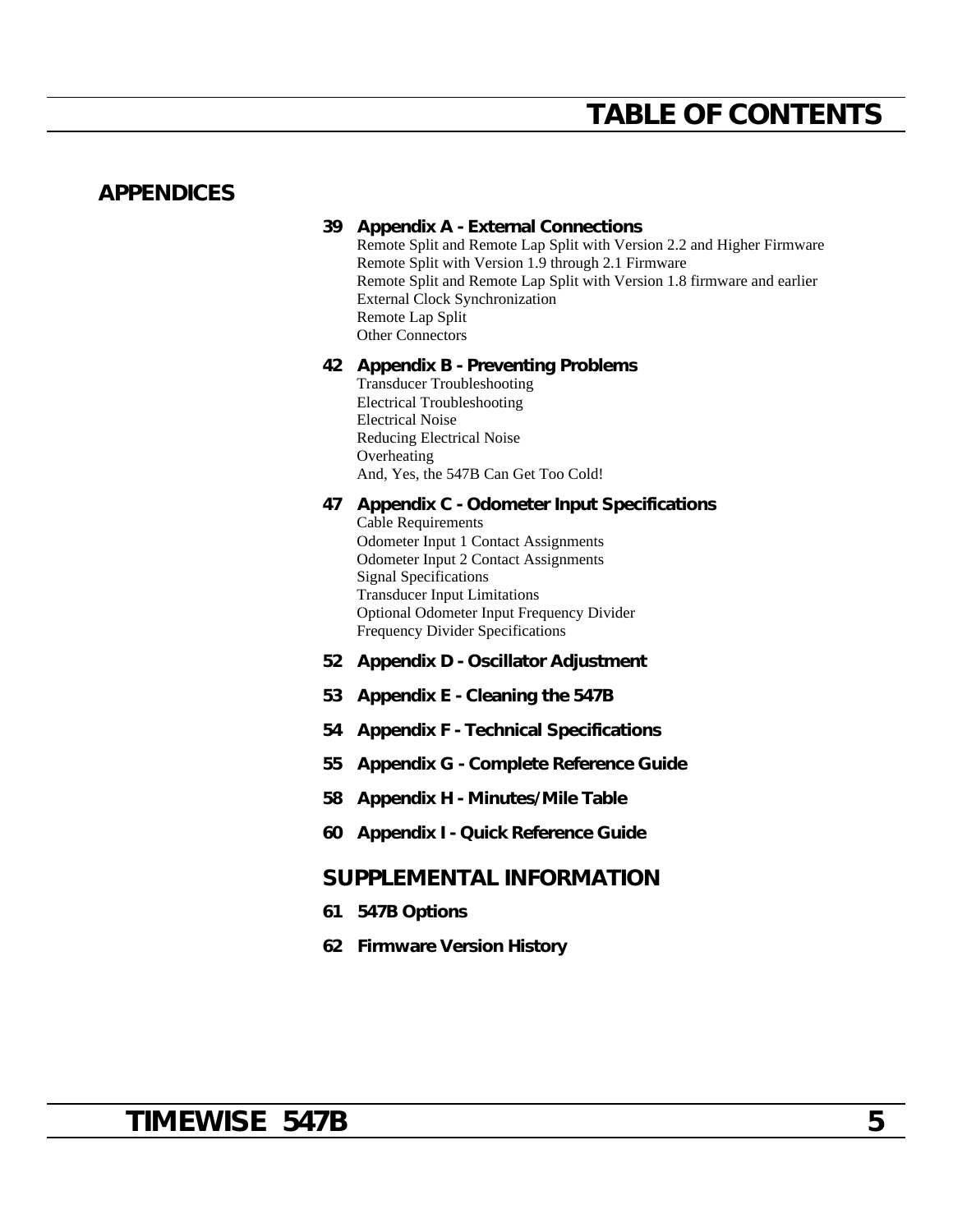# TABLE OF CONTENTS

## APPENDICES

**39 Appendix A - External Connections**

Remote Split and Remote Lap Split with Version 2.2 and Higher Firmware
Remote Split with Version 1.9 through 2.1 Firmware
Remote Split and Remote Lap Split with Version 1.8 firmware and earlier
External Clock Synchronization
Remote Lap Split
Other Connectors

**42 Appendix B - Preventing Problems**

Transducer Troubleshooting
Electrical Troubleshooting
Electrical Noise
Reducing Electrical Noise
Overheating
And, Yes, the 547B Can Get Too Cold!

**47 Appendix C - Odometer Input Specifications**

Cable Requirements
Odometer Input 1 Contact Assignments
Odometer Input 2 Contact Assignments
Signal Specifications
Transducer Input Limitations
Optional Odometer Input Frequency Divider
Frequency Divider Specifications

**52 Appendix D - Oscillator Adjustment**

**53 Appendix E - Cleaning the 547B**

**54 Appendix F - Technical Specifications**

**55 Appendix G - Complete Reference Guide**

**58 Appendix H - Minutes/Mile Table**

**60 Appendix I - Quick Reference Guide**

## SUPPLEMENTAL INFORMATION

**61 547B Options**

**62 Firmware Version History**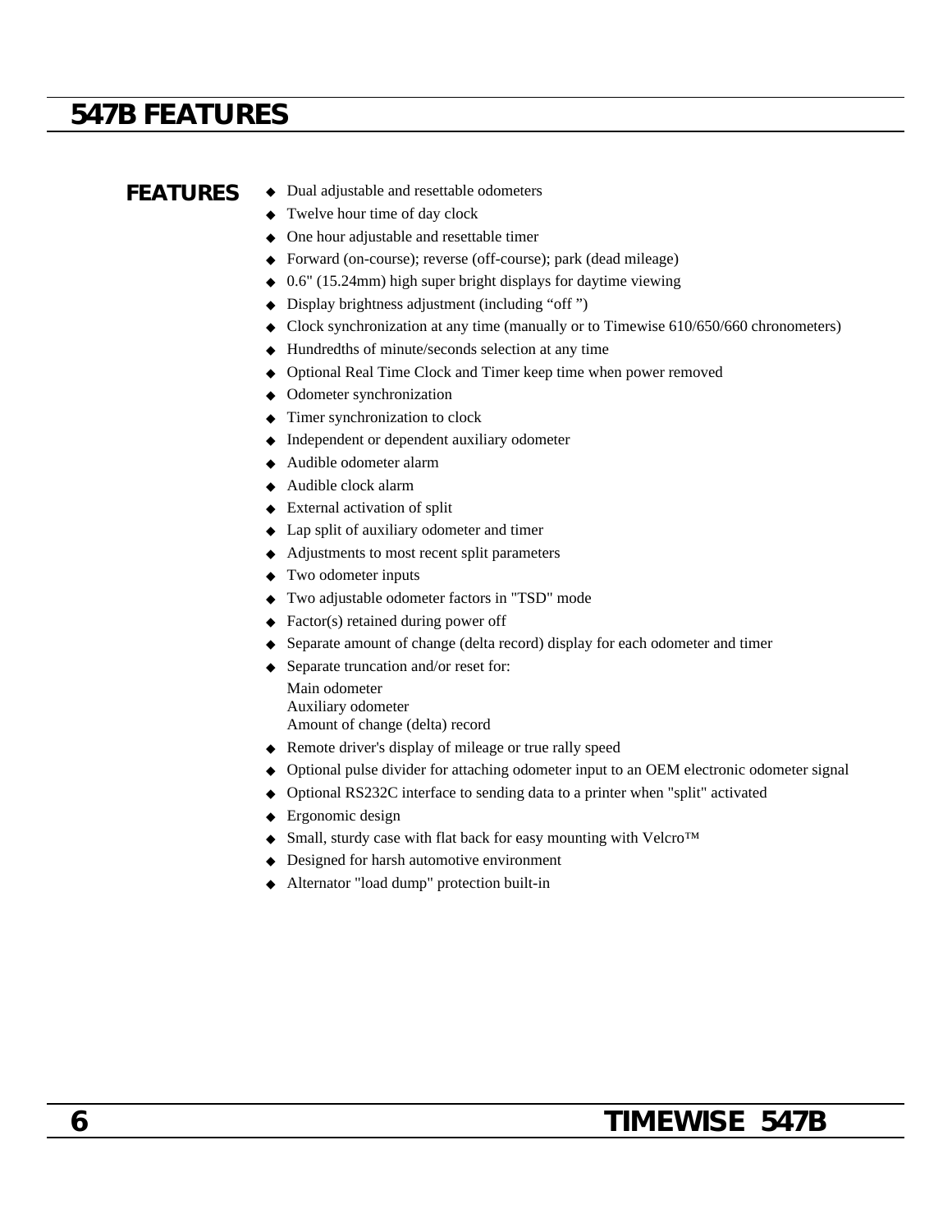# 547B FEATURES

## FEATURES

- Dual adjustable and resettable odometers
- Twelve hour time of day clock
- One hour adjustable and resettable timer
- Forward (on-course); reverse (off-course); park (dead mileage)
- 0.6" (15.24mm) high super bright displays for daytime viewing
- Display brightness adjustment (including "off ")
- Clock synchronization at any time (manually or to Timewise 610/650/660 chronometers)
- Hundredths of minute/seconds selection at any time
- Optional Real Time Clock and Timer keep time when power removed
- Odometer synchronization
- Timer synchronization to clock
- Independent or dependent auxiliary odometer
- Audible odometer alarm
- Audible clock alarm
- External activation of split
- Lap split of auxiliary odometer and timer
- Adjustments to most recent split parameters
- Two odometer inputs
- Two adjustable odometer factors in "TSD" mode
- Factor(s) retained during power off
- Separate amount of change (delta record) display for each odometer and timer
- Separate truncation and/or reset for:
  Main odometer
  Auxiliary odometer
  Amount of change (delta) record
- Remote driver's display of mileage or true rally speed
- Optional pulse divider for attaching odometer input to an OEM electronic odometer signal
- Optional RS232C interface to sending data to a printer when "split" activated
- Ergonomic design
- Small, sturdy case with flat back for easy mounting with Velcro™
- Designed for harsh automotive environment
- Alternator "load dump" protection built-in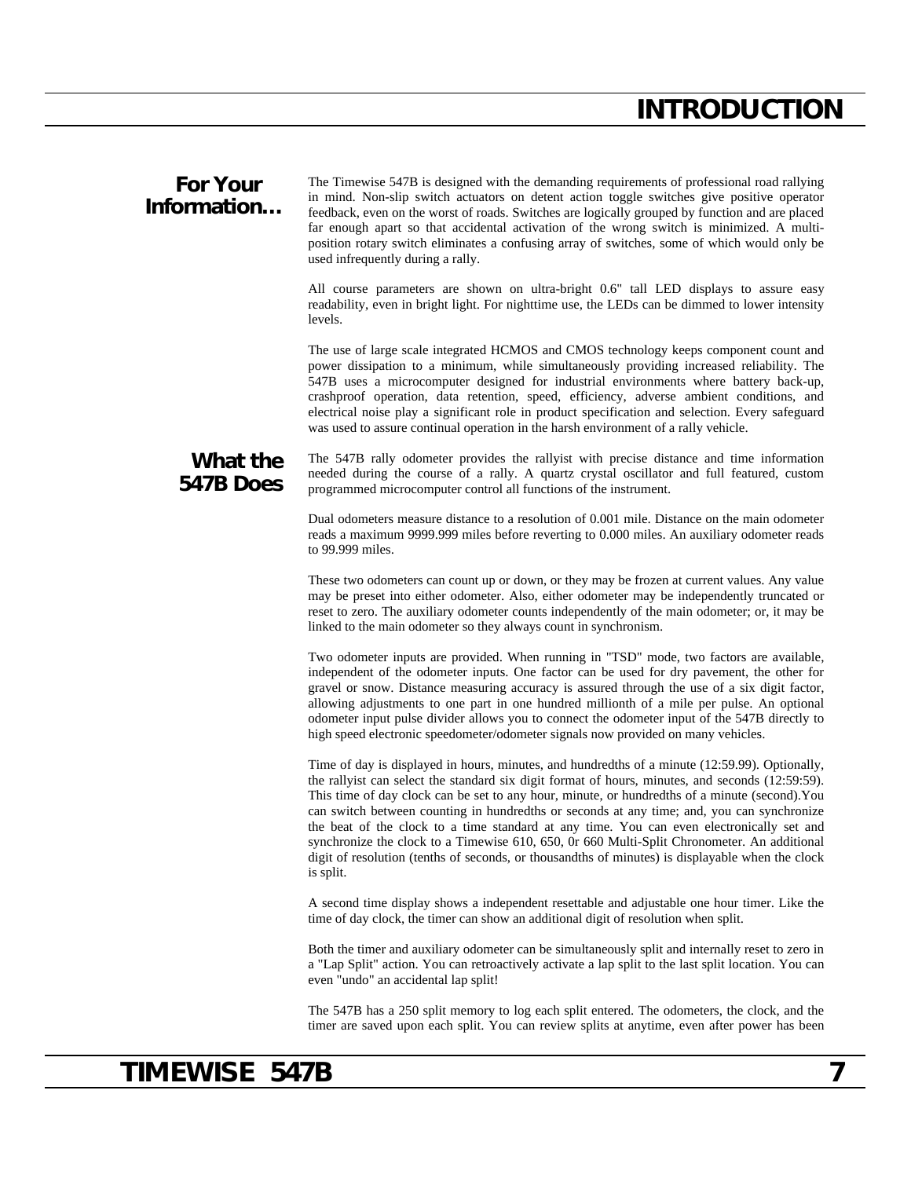# INTRODUCTION

## For Your Information…

The Timewise 547B is designed with the demanding requirements of professional road rallying in mind. Non-slip switch actuators on detent action toggle switches give positive operator feedback, even on the worst of roads. Switches are logically grouped by function and are placed far enough apart so that accidental activation of the wrong switch is minimized. A multi-position rotary switch eliminates a confusing array of switches, some of which would only be used infrequently during a rally.

All course parameters are shown on ultra-bright 0.6" tall LED displays to assure easy readability, even in bright light. For nighttime use, the LEDs can be dimmed to lower intensity levels.

The use of large scale integrated HCMOS and CMOS technology keeps component count and power dissipation to a minimum, while simultaneously providing increased reliability. The 547B uses a microcomputer designed for industrial environments where battery back-up, crashproof operation, data retention, speed, efficiency, adverse ambient conditions, and electrical noise play a significant role in product specification and selection. Every safeguard was used to assure continual operation in the harsh environment of a rally vehicle.

## What the 547B Does

The 547B rally odometer provides the rallyist with precise distance and time information needed during the course of a rally. A quartz crystal oscillator and full featured, custom programmed microcomputer control all functions of the instrument.

Dual odometers measure distance to a resolution of 0.001 mile. Distance on the main odometer reads a maximum 9999.999 miles before reverting to 0.000 miles. An auxiliary odometer reads to 99.999 miles.

These two odometers can count up or down, or they may be frozen at current values. Any value may be preset into either odometer. Also, either odometer may be independently truncated or reset to zero. The auxiliary odometer counts independently of the main odometer; or, it may be linked to the main odometer so they always count in synchronism.

Two odometer inputs are provided. When running in "TSD" mode, two factors are available, independent of the odometer inputs. One factor can be used for dry pavement, the other for gravel or snow. Distance measuring accuracy is assured through the use of a six digit factor, allowing adjustments to one part in one hundred millionth of a mile per pulse. An optional odometer input pulse divider allows you to connect the odometer input of the 547B directly to high speed electronic speedometer/odometer signals now provided on many vehicles.

Time of day is displayed in hours, minutes, and hundredths of a minute (12:59.99). Optionally, the rallyist can select the standard six digit format of hours, minutes, and seconds (12:59:59). This time of day clock can be set to any hour, minute, or hundredths of a minute (second).You can switch between counting in hundredths or seconds at any time; and, you can synchronize the beat of the clock to a time standard at any time. You can even electronically set and synchronize the clock to a Timewise 610, 650, 0r 660 Multi-Split Chronometer. An additional digit of resolution (tenths of seconds, or thousandths of minutes) is displayable when the clock is split.

A second time display shows a independent resettable and adjustable one hour timer. Like the time of day clock, the timer can show an additional digit of resolution when split.

Both the timer and auxiliary odometer can be simultaneously split and internally reset to zero in a "Lap Split" action. You can retroactively activate a lap split to the last split location. You can even "undo" an accidental lap split!

The 547B has a 250 split memory to log each split entered. The odometers, the clock, and the timer are saved upon each split. You can review splits at anytime, even after power has been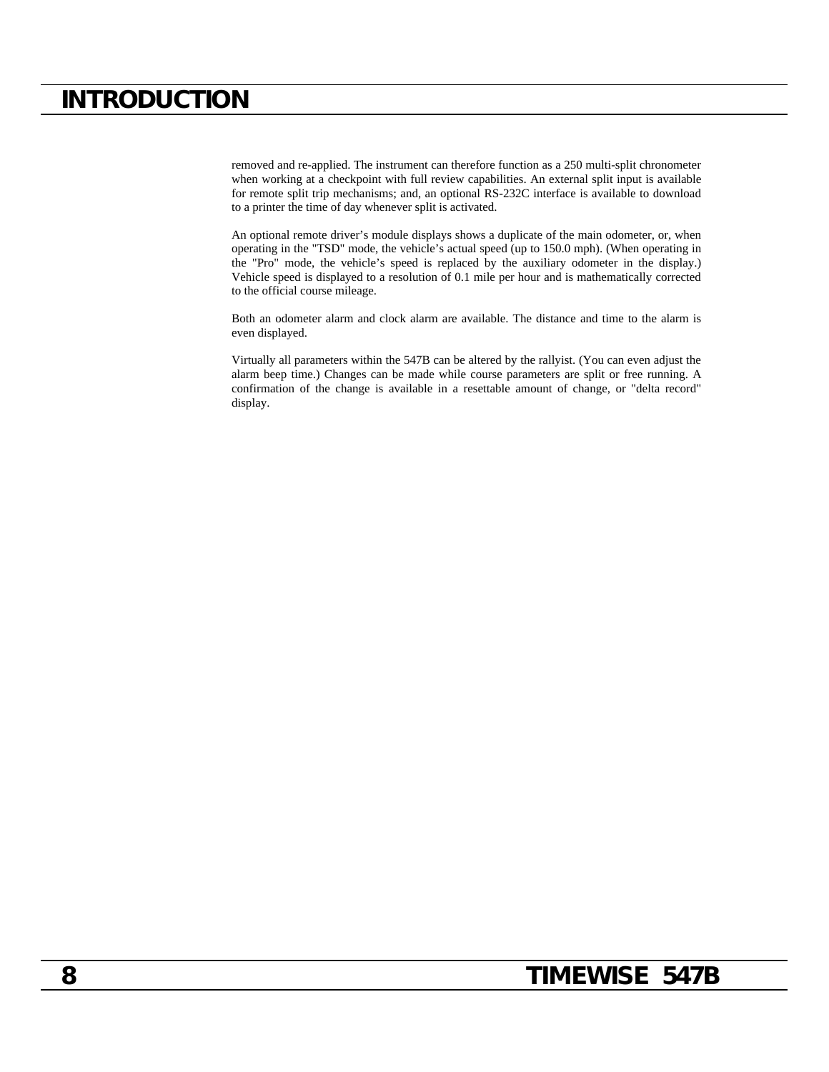# INTRODUCTION

removed and re-applied. The instrument can therefore function as a 250 multi-split chronometer when working at a checkpoint with full review capabilities. An external split input is available for remote split trip mechanisms; and, an optional RS-232C interface is available to download to a printer the time of day whenever split is activated.

An optional remote driver's module displays shows a duplicate of the main odometer, or, when operating in the "TSD" mode, the vehicle's actual speed (up to 150.0 mph). (When operating in the "Pro" mode, the vehicle's speed is replaced by the auxiliary odometer in the display.) Vehicle speed is displayed to a resolution of 0.1 mile per hour and is mathematically corrected to the official course mileage.

Both an odometer alarm and clock alarm are available. The distance and time to the alarm is even displayed.

Virtually all parameters within the 547B can be altered by the rallyist. (You can even adjust the alarm beep time.) Changes can be made while course parameters are split or free running. A confirmation of the change is available in a resettable amount of change, or "delta record" display.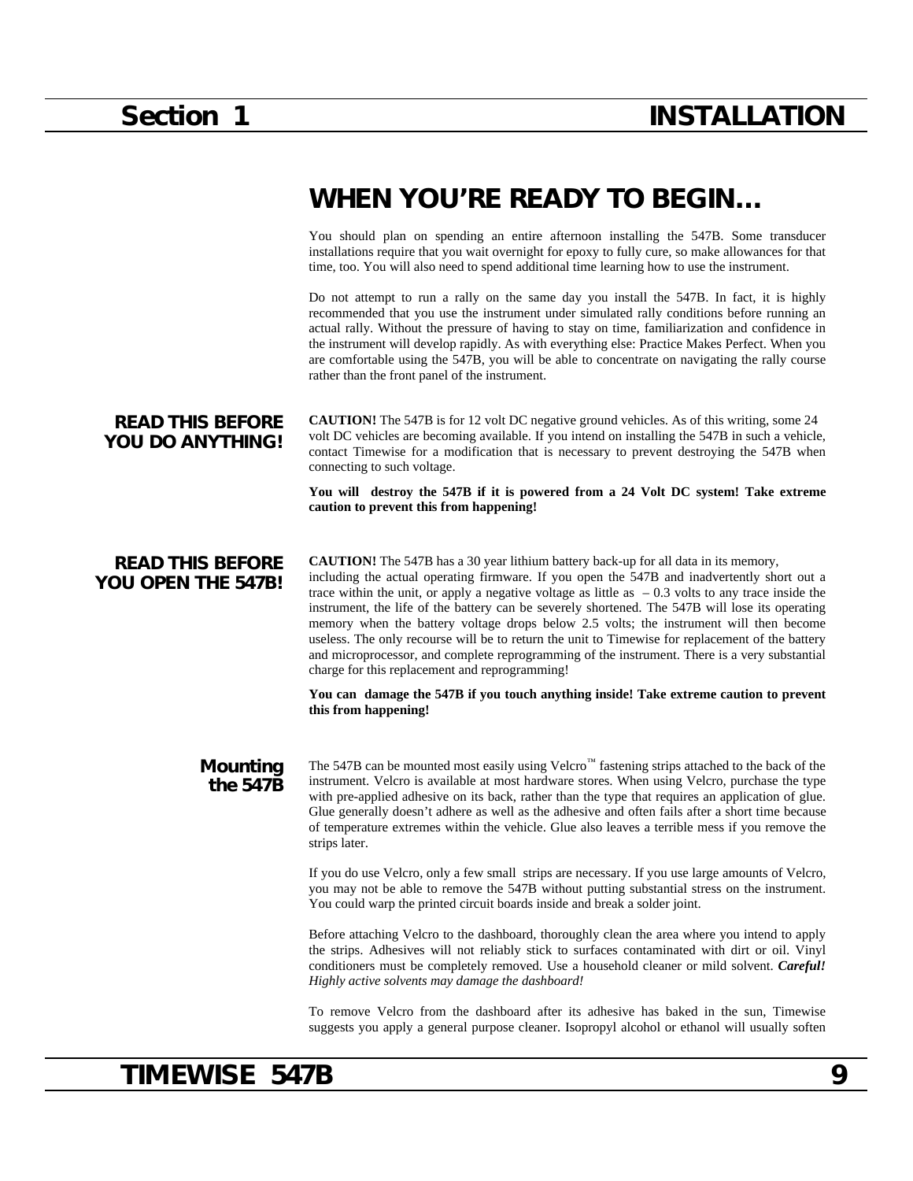# Section 1 INSTALLATION

## WHEN YOU'RE READY TO BEGIN…

You should plan on spending an entire afternoon installing the 547B. Some transducer installations require that you wait overnight for epoxy to fully cure, so make allowances for that time, too. You will also need to spend additional time learning how to use the instrument.

Do not attempt to run a rally on the same day you install the 547B. In fact, it is highly recommended that you use the instrument under simulated rally conditions before running an actual rally. Without the pressure of having to stay on time, familiarization and confidence in the instrument will develop rapidly. As with everything else: Practice Makes Perfect. When you are comfortable using the 547B, you will be able to concentrate on navigating the rally course rather than the front panel of the instrument.

### READ THIS BEFORE YOU DO ANYTHING!

**CAUTION!** The 547B is for 12 volt DC negative ground vehicles. As of this writing, some 24 volt DC vehicles are becoming available. If you intend on installing the 547B in such a vehicle, contact Timewise for a modification that is necessary to prevent destroying the 547B when connecting to such voltage.

**You will destroy the 547B if it is powered from a 24 Volt DC system! Take extreme caution to prevent this from happening!**

### READ THIS BEFORE YOU OPEN THE 547B!

**CAUTION!** The 547B has a 30 year lithium battery back-up for all data in its memory, including the actual operating firmware. If you open the 547B and inadvertently short out a trace within the unit, or apply a negative voltage as little as – 0.3 volts to any trace inside the instrument, the life of the battery can be severely shortened. The 547B will lose its operating memory when the battery voltage drops below 2.5 volts; the instrument will then become useless. The only recourse will be to return the unit to Timewise for replacement of the battery and microprocessor, and complete reprogramming of the instrument. There is a very substantial charge for this replacement and reprogramming!

**You can damage the 547B if you touch anything inside! Take extreme caution to prevent this from happening!**

### Mounting the 547B

The 547B can be mounted most easily using Velcro™ fastening strips attached to the back of the instrument. Velcro is available at most hardware stores. When using Velcro, purchase the type with pre-applied adhesive on its back, rather than the type that requires an application of glue. Glue generally doesn't adhere as well as the adhesive and often fails after a short time because of temperature extremes within the vehicle. Glue also leaves a terrible mess if you remove the strips later.

If you do use Velcro, only a few small strips are necessary. If you use large amounts of Velcro, you may not be able to remove the 547B without putting substantial stress on the instrument. You could warp the printed circuit boards inside and break a solder joint.

Before attaching Velcro to the dashboard, thoroughly clean the area where you intend to apply the strips. Adhesives will not reliably stick to surfaces contaminated with dirt or oil. Vinyl conditioners must be completely removed. Use a household cleaner or mild solvent. ***Careful!*** *Highly active solvents may damage the dashboard!*

To remove Velcro from the dashboard after its adhesive has baked in the sun, Timewise suggests you apply a general purpose cleaner. Isopropyl alcohol or ethanol will usually soften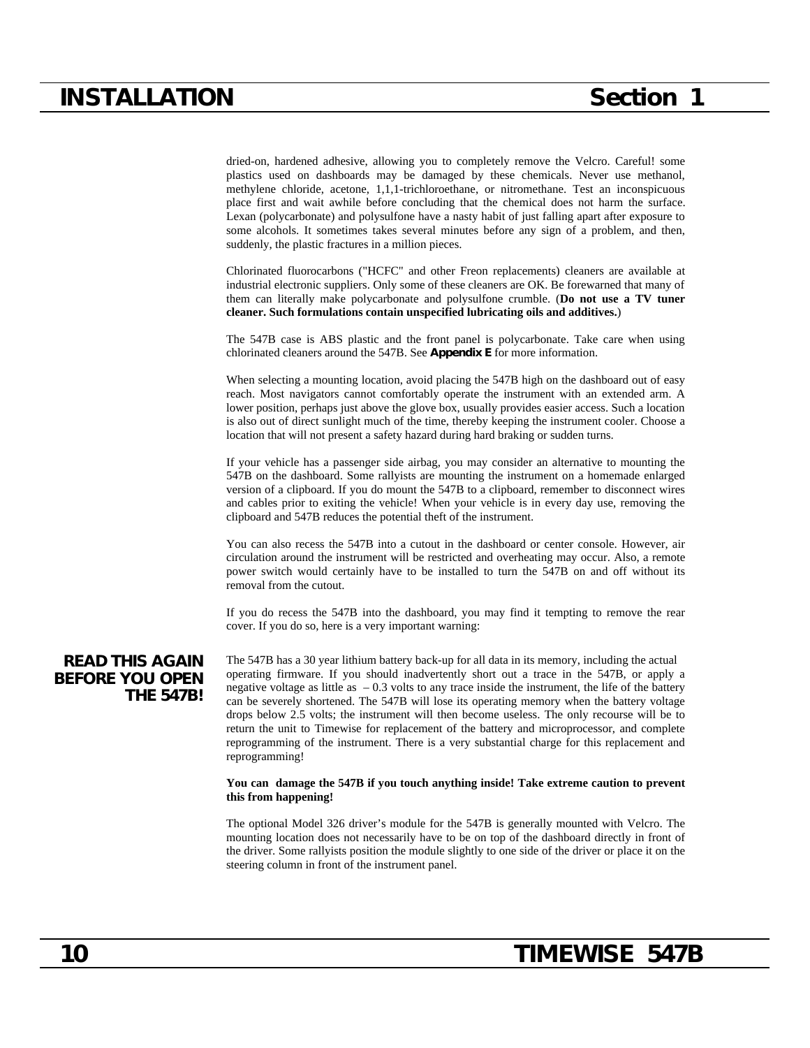dried-on, hardened adhesive, allowing you to completely remove the Velcro. Careful! some plastics used on dashboards may be damaged by these chemicals. Never use methanol, methylene chloride, acetone, 1,1,1-trichloroethane, or nitromethane. Test an inconspicuous place first and wait awhile before concluding that the chemical does not harm the surface. Lexan (polycarbonate) and polysulfone have a nasty habit of just falling apart after exposure to some alcohols. It sometimes takes several minutes before any sign of a problem, and then, suddenly, the plastic fractures in a million pieces.

Chlorinated fluorocarbons ("HCFC" and other Freon replacements) cleaners are available at industrial electronic suppliers. Only some of these cleaners are OK. Be forewarned that many of them can literally make polycarbonate and polysulfone crumble. (**Do not use a TV tuner cleaner. Such formulations contain unspecified lubricating oils and additives.**)

The 547B case is ABS plastic and the front panel is polycarbonate. Take care when using chlorinated cleaners around the 547B. See **Appendix E** for more information.

When selecting a mounting location, avoid placing the 547B high on the dashboard out of easy reach. Most navigators cannot comfortably operate the instrument with an extended arm. A lower position, perhaps just above the glove box, usually provides easier access. Such a location is also out of direct sunlight much of the time, thereby keeping the instrument cooler. Choose a location that will not present a safety hazard during hard braking or sudden turns.

If your vehicle has a passenger side airbag, you may consider an alternative to mounting the 547B on the dashboard. Some rallyists are mounting the instrument on a homemade enlarged version of a clipboard. If you do mount the 547B to a clipboard, remember to disconnect wires and cables prior to exiting the vehicle! When your vehicle is in every day use, removing the clipboard and 547B reduces the potential theft of the instrument.

You can also recess the 547B into a cutout in the dashboard or center console. However, air circulation around the instrument will be restricted and overheating may occur. Also, a remote power switch would certainly have to be installed to turn the 547B on and off without its removal from the cutout.

If you do recess the 547B into the dashboard, you may find it tempting to remove the rear cover. If you do so, here is a very important warning:

**READ THIS AGAIN BEFORE YOU OPEN THE 547B!**

The 547B has a 30 year lithium battery back-up for all data in its memory, including the actual operating firmware. If you should inadvertently short out a trace in the 547B, or apply a negative voltage as little as – 0.3 volts to any trace inside the instrument, the life of the battery can be severely shortened. The 547B will lose its operating memory when the battery voltage drops below 2.5 volts; the instrument will then become useless. The only recourse will be to return the unit to Timewise for replacement of the battery and microprocessor, and complete reprogramming of the instrument. There is a very substantial charge for this replacement and reprogramming!

**You can damage the 547B if you touch anything inside! Take extreme caution to prevent this from happening!**

The optional Model 326 driver's module for the 547B is generally mounted with Velcro. The mounting location does not necessarily have to be on top of the dashboard directly in front of the driver. Some rallyists position the module slightly to one side of the driver or place it on the steering column in front of the instrument panel.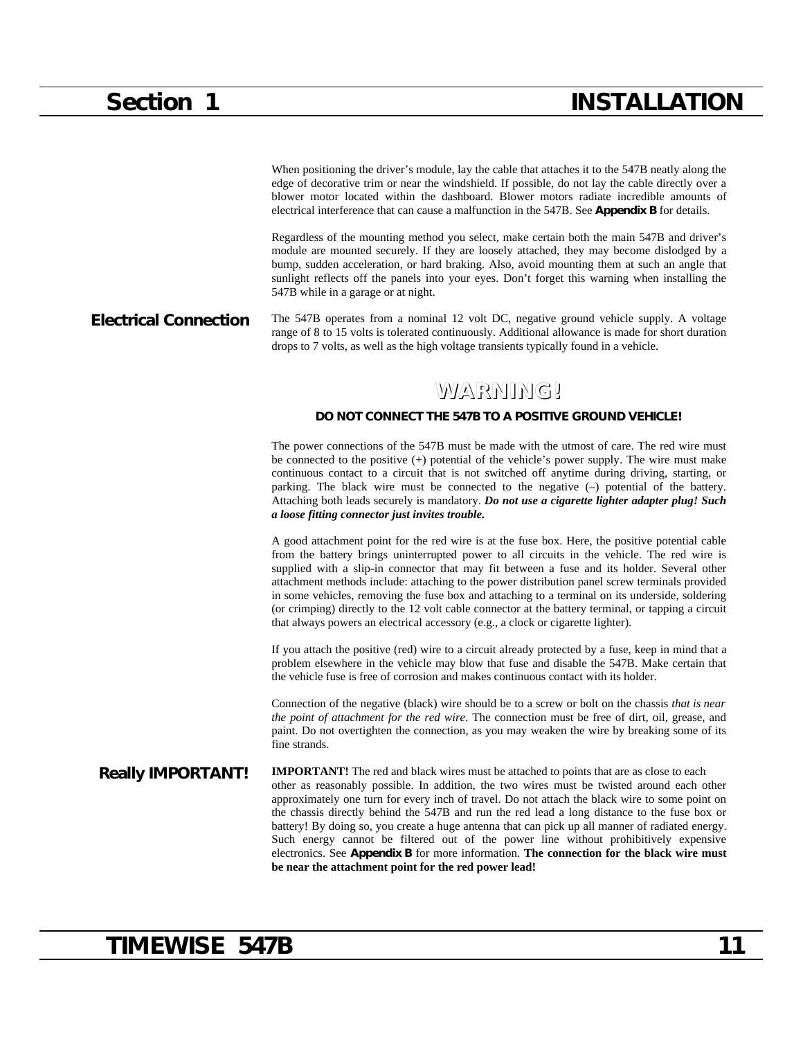When positioning the driver's module, lay the cable that attaches it to the 547B neatly along the edge of decorative trim or near the windshield. If possible, do not lay the cable directly over a blower motor located within the dashboard. Blower motors radiate incredible amounts of electrical interference that can cause a malfunction in the 547B. See **Appendix B** for details.

Regardless of the mounting method you select, make certain both the main 547B and driver's module are mounted securely. If they are loosely attached, they may become dislodged by a bump, sudden acceleration, or hard braking. Also, avoid mounting them at such an angle that sunlight reflects off the panels into your eyes. Don't forget this warning when installing the 547B while in a garage or at night.

## Electrical Connection

The 547B operates from a nominal 12 volt DC, negative ground vehicle supply. A voltage range of 8 to 15 volts is tolerated continuously. Additional allowance is made for short duration drops to 7 volts, as well as the high voltage transients typically found in a vehicle.

### WARNING!

**DO NOT CONNECT THE 547B TO A POSITIVE GROUND VEHICLE!**

The power connections of the 547B must be made with the utmost of care. The red wire must be connected to the positive (+) potential of the vehicle's power supply. The wire must make continuous contact to a circuit that is not switched off anytime during driving, starting, or parking. The black wire must be connected to the negative (–) potential of the battery. Attaching both leads securely is mandatory. ***Do not use a cigarette lighter adapter plug! Such a loose fitting connector just invites trouble.***

A good attachment point for the red wire is at the fuse box. Here, the positive potential cable from the battery brings uninterrupted power to all circuits in the vehicle. The red wire is supplied with a slip-in connector that may fit between a fuse and its holder. Several other attachment methods include: attaching to the power distribution panel screw terminals provided in some vehicles, removing the fuse box and attaching to a terminal on its underside, soldering (or crimping) directly to the 12 volt cable connector at the battery terminal, or tapping a circuit that always powers an electrical accessory (e.g., a clock or cigarette lighter).

If you attach the positive (red) wire to a circuit already protected by a fuse, keep in mind that a problem elsewhere in the vehicle may blow that fuse and disable the 547B. Make certain that the vehicle fuse is free of corrosion and makes continuous contact with its holder.

Connection of the negative (black) wire should be to a screw or bolt on the chassis *that is near the point of attachment for the red wire*. The connection must be free of dirt, oil, grease, and paint. Do not overtighten the connection, as you may weaken the wire by breaking some of its fine strands.

## Really IMPORTANT!

**IMPORTANT!** The red and black wires must be attached to points that are as close to each other as reasonably possible. In addition, the two wires must be twisted around each other approximately one turn for every inch of travel. Do not attach the black wire to some point on the chassis directly behind the 547B and run the red lead a long distance to the fuse box or battery! By doing so, you create a huge antenna that can pick up all manner of radiated energy. Such energy cannot be filtered out of the power line without prohibitively expensive electronics. See **Appendix B** for more information. **The connection for the black wire must be near the attachment point for the red power lead!**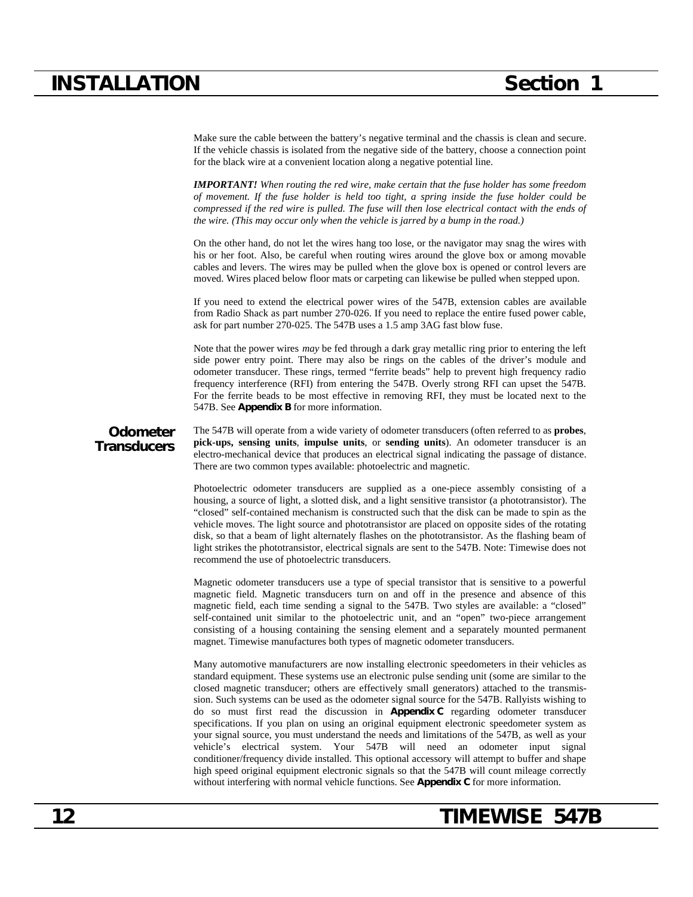Make sure the cable between the battery's negative terminal and the chassis is clean and secure. If the vehicle chassis is isolated from the negative side of the battery, choose a connection point for the black wire at a convenient location along a negative potential line.

***IMPORTANT!*** *When routing the red wire, make certain that the fuse holder has some freedom of movement. If the fuse holder is held too tight, a spring inside the fuse holder could be compressed if the red wire is pulled. The fuse will then lose electrical contact with the ends of the wire. (This may occur only when the vehicle is jarred by a bump in the road.)*

On the other hand, do not let the wires hang too lose, or the navigator may snag the wires with his or her foot. Also, be careful when routing wires around the glove box or among movable cables and levers. The wires may be pulled when the glove box is opened or control levers are moved. Wires placed below floor mats or carpeting can likewise be pulled when stepped upon.

If you need to extend the electrical power wires of the 547B, extension cables are available from Radio Shack as part number 270-026. If you need to replace the entire fused power cable, ask for part number 270-025. The 547B uses a 1.5 amp 3AG fast blow fuse.

Note that the power wires *may* be fed through a dark gray metallic ring prior to entering the left side power entry point. There may also be rings on the cables of the driver's module and odometer transducer. These rings, termed "ferrite beads" help to prevent high frequency radio frequency interference (RFI) from entering the 547B. Overly strong RFI can upset the 547B. For the ferrite beads to be most effective in removing RFI, they must be located next to the 547B. See **Appendix B** for more information.

## Odometer Transducers

The 547B will operate from a wide variety of odometer transducers (often referred to as **probes**, **pick-ups, sensing units**, **impulse units**, or **sending units**). An odometer transducer is an electro-mechanical device that produces an electrical signal indicating the passage of distance. There are two common types available: photoelectric and magnetic.

Photoelectric odometer transducers are supplied as a one-piece assembly consisting of a housing, a source of light, a slotted disk, and a light sensitive transistor (a phototransistor). The "closed" self-contained mechanism is constructed such that the disk can be made to spin as the vehicle moves. The light source and phototransistor are placed on opposite sides of the rotating disk, so that a beam of light alternately flashes on the phototransistor. As the flashing beam of light strikes the phototransistor, electrical signals are sent to the 547B. Note: Timewise does not recommend the use of photoelectric transducers.

Magnetic odometer transducers use a type of special transistor that is sensitive to a powerful magnetic field. Magnetic transducers turn on and off in the presence and absence of this magnetic field, each time sending a signal to the 547B. Two styles are available: a "closed" self-contained unit similar to the photoelectric unit, and an "open" two-piece arrangement consisting of a housing containing the sensing element and a separately mounted permanent magnet. Timewise manufactures both types of magnetic odometer transducers.

Many automotive manufacturers are now installing electronic speedometers in their vehicles as standard equipment. These systems use an electronic pulse sending unit (some are similar to the closed magnetic transducer; others are effectively small generators) attached to the transmission. Such systems can be used as the odometer signal source for the 547B. Rallyists wishing to do so must first read the discussion in **Appendix C** regarding odometer transducer specifications. If you plan on using an original equipment electronic speedometer system as your signal source, you must understand the needs and limitations of the 547B, as well as your vehicle's electrical system. Your 547B will need an odometer input signal conditioner/frequency divide installed. This optional accessory will attempt to buffer and shape high speed original equipment electronic signals so that the 547B will count mileage correctly without interfering with normal vehicle functions. See **Appendix C** for more information.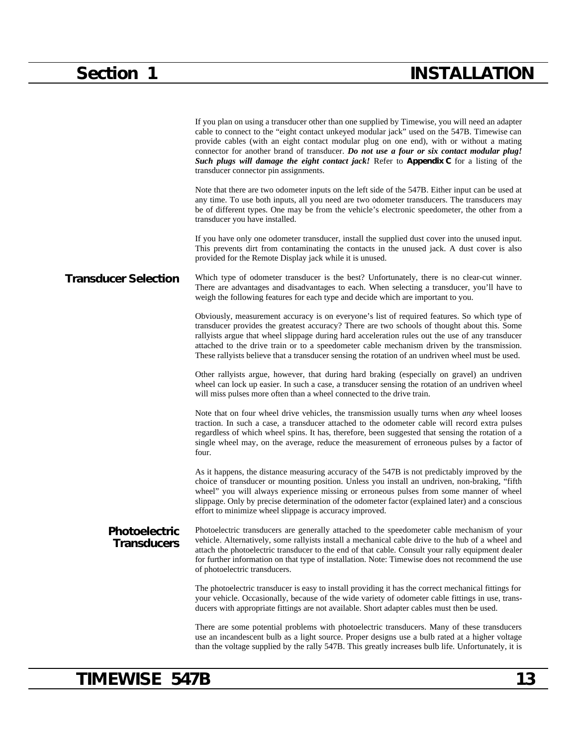If you plan on using a transducer other than one supplied by Timewise, you will need an adapter cable to connect to the “eight contact unkeyed modular jack” used on the 547B. Timewise can provide cables (with an eight contact modular plug on one end), with or without a mating connector for another brand of transducer. ***Do not use a four or six contact modular plug! Such plugs will damage the eight contact jack!*** Refer to **Appendix C** for a listing of the transducer connector pin assignments.

Note that there are two odometer inputs on the left side of the 547B. Either input can be used at any time. To use both inputs, all you need are two odometer transducers. The transducers may be of different types. One may be from the vehicle’s electronic speedometer, the other from a transducer you have installed.

If you have only one odometer transducer, install the supplied dust cover into the unused input. This prevents dirt from contaminating the contacts in the unused jack. A dust cover is also provided for the Remote Display jack while it is unused.

## Transducer Selection

Which type of odometer transducer is the best? Unfortunately, there is no clear-cut winner. There are advantages and disadvantages to each. When selecting a transducer, you’ll have to weigh the following features for each type and decide which are important to you.

Obviously, measurement accuracy is on everyone’s list of required features. So which type of transducer provides the greatest accuracy? There are two schools of thought about this. Some rallyists argue that wheel slippage during hard acceleration rules out the use of any transducer attached to the drive train or to a speedometer cable mechanism driven by the transmission. These rallyists believe that a transducer sensing the rotation of an undriven wheel must be used.

Other rallyists argue, however, that during hard braking (especially on gravel) an undriven wheel can lock up easier. In such a case, a transducer sensing the rotation of an undriven wheel will miss pulses more often than a wheel connected to the drive train.

Note that on four wheel drive vehicles, the transmission usually turns when *any* wheel looses traction. In such a case, a transducer attached to the odometer cable will record extra pulses regardless of which wheel spins. It has, therefore, been suggested that sensing the rotation of a single wheel may, on the average, reduce the measurement of erroneous pulses by a factor of four.

As it happens, the distance measuring accuracy of the 547B is not predictably improved by the choice of transducer or mounting position. Unless you install an undriven, non-braking, “fifth wheel” you will always experience missing or erroneous pulses from some manner of wheel slippage. Only by precise determination of the odometer factor (explained later) and a conscious effort to minimize wheel slippage is accuracy improved.

### Photoelectric Transducers

Photoelectric transducers are generally attached to the speedometer cable mechanism of your vehicle. Alternatively, some rallyists install a mechanical cable drive to the hub of a wheel and attach the photoelectric transducer to the end of that cable. Consult your rally equipment dealer for further information on that type of installation. Note: Timewise does not recommend the use of photoelectric transducers.

The photoelectric transducer is easy to install providing it has the correct mechanical fittings for your vehicle. Occasionally, because of the wide variety of odometer cable fittings in use, transducers with appropriate fittings are not available. Short adapter cables must then be used.

There are some potential problems with photoelectric transducers. Many of these transducers use an incandescent bulb as a light source. Proper designs use a bulb rated at a higher voltage than the voltage supplied by the rally 547B. This greatly increases bulb life. Unfortunately, it is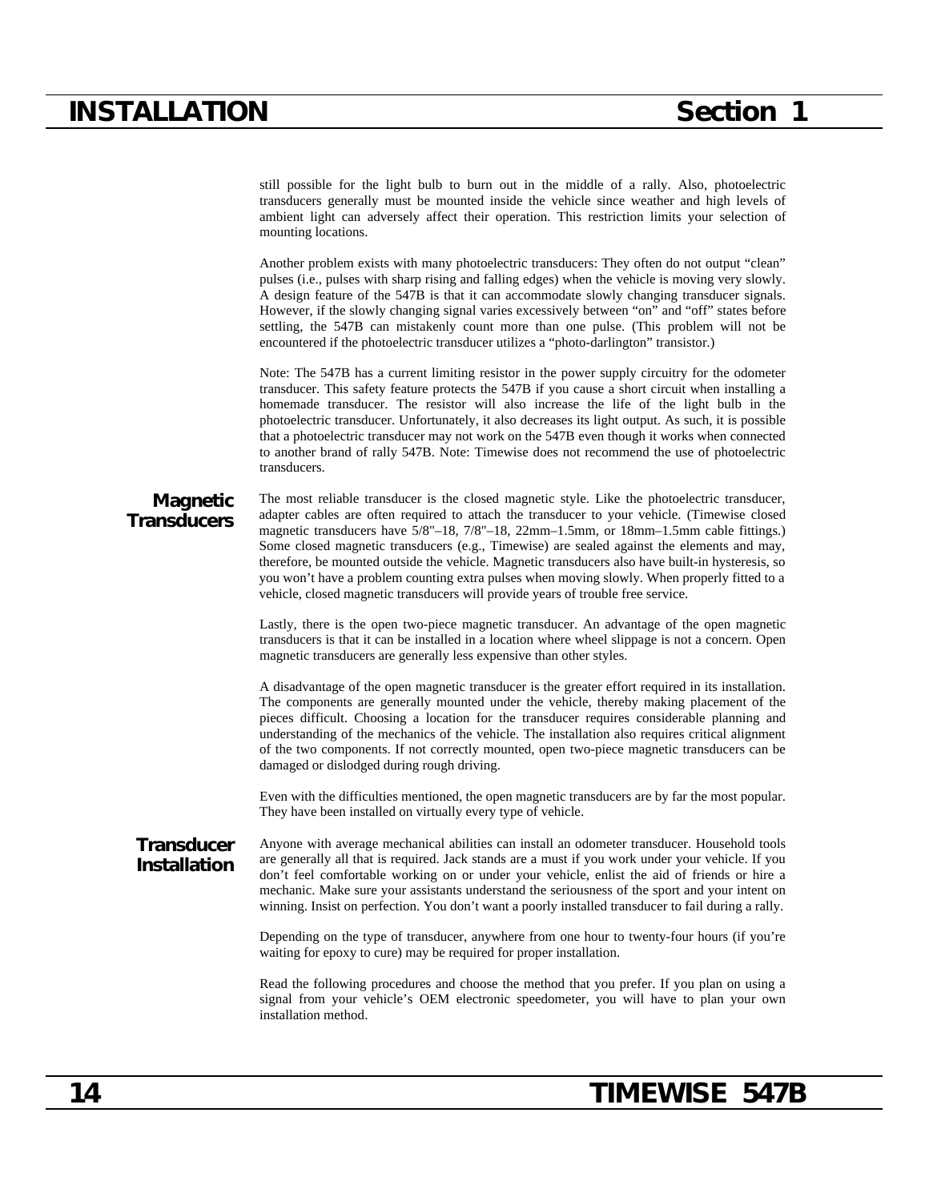still possible for the light bulb to burn out in the middle of a rally. Also, photoelectric transducers generally must be mounted inside the vehicle since weather and high levels of ambient light can adversely affect their operation. This restriction limits your selection of mounting locations.

Another problem exists with many photoelectric transducers: They often do not output “clean” pulses (i.e., pulses with sharp rising and falling edges) when the vehicle is moving very slowly. A design feature of the 547B is that it can accommodate slowly changing transducer signals. However, if the slowly changing signal varies excessively between “on” and “off” states before settling, the 547B can mistakenly count more than one pulse. (This problem will not be encountered if the photoelectric transducer utilizes a “photo-darlington” transistor.)

Note: The 547B has a current limiting resistor in the power supply circuitry for the odometer transducer. This safety feature protects the 547B if you cause a short circuit when installing a homemade transducer. The resistor will also increase the life of the light bulb in the photoelectric transducer. Unfortunately, it also decreases its light output. As such, it is possible that a photoelectric transducer may not work on the 547B even though it works when connected to another brand of rally 547B. Note: Timewise does not recommend the use of photoelectric transducers.

## Magnetic Transducers

The most reliable transducer is the closed magnetic style. Like the photoelectric transducer, adapter cables are often required to attach the transducer to your vehicle. (Timewise closed magnetic transducers have 5/8"–18, 7/8"–18, 22mm–1.5mm, or 18mm–1.5mm cable fittings.) Some closed magnetic transducers (e.g., Timewise) are sealed against the elements and may, therefore, be mounted outside the vehicle. Magnetic transducers also have built-in hysteresis, so you won’t have a problem counting extra pulses when moving slowly. When properly fitted to a vehicle, closed magnetic transducers will provide years of trouble free service.

Lastly, there is the open two-piece magnetic transducer. An advantage of the open magnetic transducers is that it can be installed in a location where wheel slippage is not a concern. Open magnetic transducers are generally less expensive than other styles.

A disadvantage of the open magnetic transducer is the greater effort required in its installation. The components are generally mounted under the vehicle, thereby making placement of the pieces difficult. Choosing a location for the transducer requires considerable planning and understanding of the mechanics of the vehicle. The installation also requires critical alignment of the two components. If not correctly mounted, open two-piece magnetic transducers can be damaged or dislodged during rough driving.

Even with the difficulties mentioned, the open magnetic transducers are by far the most popular. They have been installed on virtually every type of vehicle.

## Transducer Installation

Anyone with average mechanical abilities can install an odometer transducer. Household tools are generally all that is required. Jack stands are a must if you work under your vehicle. If you don’t feel comfortable working on or under your vehicle, enlist the aid of friends or hire a mechanic. Make sure your assistants understand the seriousness of the sport and your intent on winning. Insist on perfection. You don’t want a poorly installed transducer to fail during a rally.

Depending on the type of transducer, anywhere from one hour to twenty-four hours (if you’re waiting for epoxy to cure) may be required for proper installation.

Read the following procedures and choose the method that you prefer. If you plan on using a signal from your vehicle’s OEM electronic speedometer, you will have to plan your own installation method.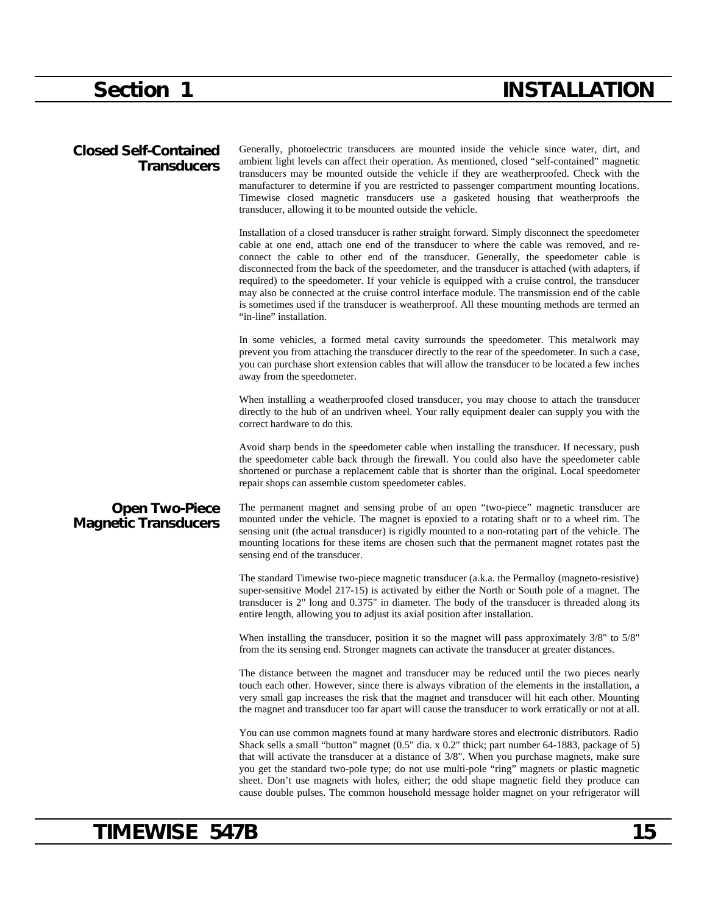## Closed Self-Contained Transducers

Generally, photoelectric transducers are mounted inside the vehicle since water, dirt, and ambient light levels can affect their operation. As mentioned, closed “self-contained” magnetic transducers may be mounted outside the vehicle if they are weatherproofed. Check with the manufacturer to determine if you are restricted to passenger compartment mounting locations. Timewise closed magnetic transducers use a gasketed housing that weatherproofs the transducer, allowing it to be mounted outside the vehicle.

Installation of a closed transducer is rather straight forward. Simply disconnect the speedometer cable at one end, attach one end of the transducer to where the cable was removed, and re-connect the cable to other end of the transducer. Generally, the speedometer cable is disconnected from the back of the speedometer, and the transducer is attached (with adapters, if required) to the speedometer. If your vehicle is equipped with a cruise control, the transducer may also be connected at the cruise control interface module. The transmission end of the cable is sometimes used if the transducer is weatherproof. All these mounting methods are termed an “in-line” installation.

In some vehicles, a formed metal cavity surrounds the speedometer. This metalwork may prevent you from attaching the transducer directly to the rear of the speedometer. In such a case, you can purchase short extension cables that will allow the transducer to be located a few inches away from the speedometer.

When installing a weatherproofed closed transducer, you may choose to attach the transducer directly to the hub of an undriven wheel. Your rally equipment dealer can supply you with the correct hardware to do this.

Avoid sharp bends in the speedometer cable when installing the transducer. If necessary, push the speedometer cable back through the firewall. You could also have the speedometer cable shortened or purchase a replacement cable that is shorter than the original. Local speedometer repair shops can assemble custom speedometer cables.

## Open Two-Piece Magnetic Transducers

The permanent magnet and sensing probe of an open “two-piece” magnetic transducer are mounted under the vehicle. The magnet is epoxied to a rotating shaft or to a wheel rim. The sensing unit (the actual transducer) is rigidly mounted to a non-rotating part of the vehicle. The mounting locations for these items are chosen such that the permanent magnet rotates past the sensing end of the transducer.

The standard Timewise two-piece magnetic transducer (a.k.a. the Permalloy (magneto-resistive) super-sensitive Model 217-15) is activated by either the North or South pole of a magnet. The transducer is 2" long and 0.375" in diameter. The body of the transducer is threaded along its entire length, allowing you to adjust its axial position after installation.

When installing the transducer, position it so the magnet will pass approximately 3/8" to 5/8" from the its sensing end. Stronger magnets can activate the transducer at greater distances.

The distance between the magnet and transducer may be reduced until the two pieces nearly touch each other. However, since there is always vibration of the elements in the installation, a very small gap increases the risk that the magnet and transducer will hit each other. Mounting the magnet and transducer too far apart will cause the transducer to work erratically or not at all.

You can use common magnets found at many hardware stores and electronic distributors. Radio Shack sells a small “button” magnet (0.5" dia. x 0.2" thick; part number 64-1883, package of 5) that will activate the transducer at a distance of 3/8". When you purchase magnets, make sure you get the standard two-pole type; do not use multi-pole “ring” magnets or plastic magnetic sheet. Don’t use magnets with holes, either; the odd shape magnetic field they produce can cause double pulses. The common household message holder magnet on your refrigerator will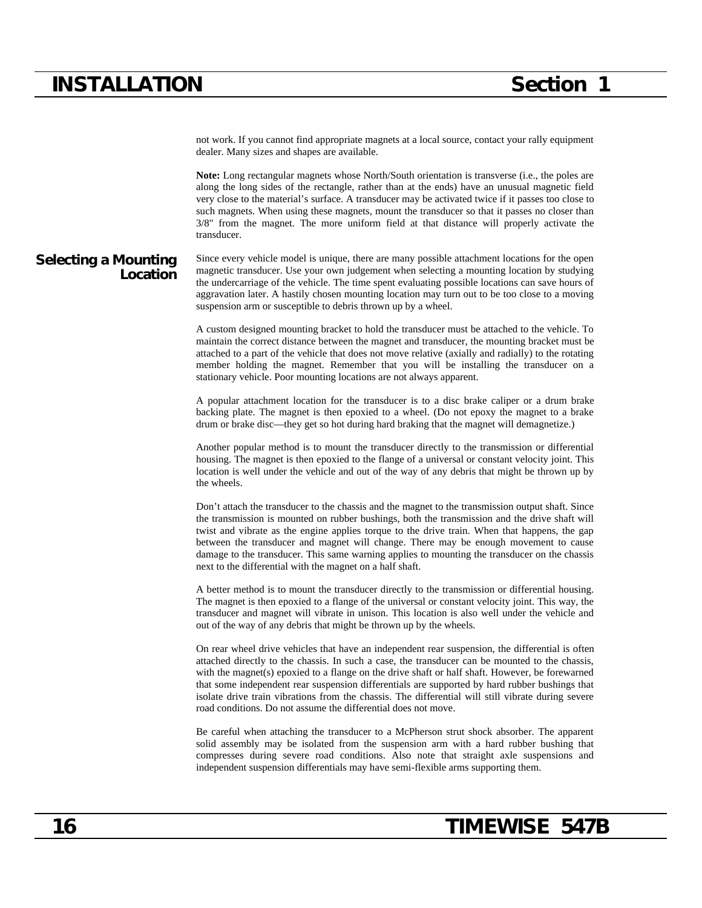not work. If you cannot find appropriate magnets at a local source, contact your rally equipment dealer. Many sizes and shapes are available.

**Note:** Long rectangular magnets whose North/South orientation is transverse (i.e., the poles are along the long sides of the rectangle, rather than at the ends) have an unusual magnetic field very close to the material's surface. A transducer may be activated twice if it passes too close to such magnets. When using these magnets, mount the transducer so that it passes no closer than 3/8" from the magnet. The more uniform field at that distance will properly activate the transducer.

## Selecting a Mounting Location

Since every vehicle model is unique, there are many possible attachment locations for the open magnetic transducer. Use your own judgement when selecting a mounting location by studying the undercarriage of the vehicle. The time spent evaluating possible locations can save hours of aggravation later. A hastily chosen mounting location may turn out to be too close to a moving suspension arm or susceptible to debris thrown up by a wheel.

A custom designed mounting bracket to hold the transducer must be attached to the vehicle. To maintain the correct distance between the magnet and transducer, the mounting bracket must be attached to a part of the vehicle that does not move relative (axially and radially) to the rotating member holding the magnet. Remember that you will be installing the transducer on a stationary vehicle. Poor mounting locations are not always apparent.

A popular attachment location for the transducer is to a disc brake caliper or a drum brake backing plate. The magnet is then epoxied to a wheel. (Do not epoxy the magnet to a brake drum or brake disc—they get so hot during hard braking that the magnet will demagnetize.)

Another popular method is to mount the transducer directly to the transmission or differential housing. The magnet is then epoxied to the flange of a universal or constant velocity joint. This location is well under the vehicle and out of the way of any debris that might be thrown up by the wheels.

Don't attach the transducer to the chassis and the magnet to the transmission output shaft. Since the transmission is mounted on rubber bushings, both the transmission and the drive shaft will twist and vibrate as the engine applies torque to the drive train. When that happens, the gap between the transducer and magnet will change. There may be enough movement to cause damage to the transducer. This same warning applies to mounting the transducer on the chassis next to the differential with the magnet on a half shaft.

A better method is to mount the transducer directly to the transmission or differential housing. The magnet is then epoxied to a flange of the universal or constant velocity joint. This way, the transducer and magnet will vibrate in unison. This location is also well under the vehicle and out of the way of any debris that might be thrown up by the wheels.

On rear wheel drive vehicles that have an independent rear suspension, the differential is often attached directly to the chassis. In such a case, the transducer can be mounted to the chassis, with the magnet(s) epoxied to a flange on the drive shaft or half shaft. However, be forewarned that some independent rear suspension differentials are supported by hard rubber bushings that isolate drive train vibrations from the chassis. The differential will still vibrate during severe road conditions. Do not assume the differential does not move.

Be careful when attaching the transducer to a McPherson strut shock absorber. The apparent solid assembly may be isolated from the suspension arm with a hard rubber bushing that compresses during severe road conditions. Also note that straight axle suspensions and independent suspension differentials may have semi-flexible arms supporting them.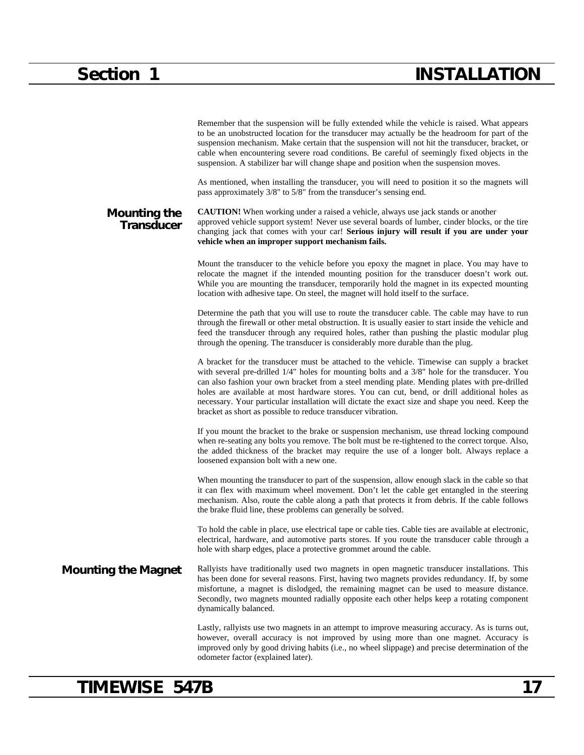Remember that the suspension will be fully extended while the vehicle is raised. What appears to be an unobstructed location for the transducer may actually be the headroom for part of the suspension mechanism. Make certain that the suspension will not hit the transducer, bracket, or cable when encountering severe road conditions. Be careful of seemingly fixed objects in the suspension. A stabilizer bar will change shape and position when the suspension moves.

As mentioned, when installing the transducer, you will need to position it so the magnets will pass approximately 3/8" to 5/8" from the transducer's sensing end.

## Mounting the Transducer

**CAUTION!** When working under a raised a vehicle, always use jack stands or another approved vehicle support system! Never use several boards of lumber, cinder blocks, or the tire changing jack that comes with your car! **Serious injury will result if you are under your vehicle when an improper support mechanism fails.**

Mount the transducer to the vehicle before you epoxy the magnet in place. You may have to relocate the magnet if the intended mounting position for the transducer doesn't work out. While you are mounting the transducer, temporarily hold the magnet in its expected mounting location with adhesive tape. On steel, the magnet will hold itself to the surface.

Determine the path that you will use to route the transducer cable. The cable may have to run through the firewall or other metal obstruction. It is usually easier to start inside the vehicle and feed the transducer through any required holes, rather than pushing the plastic modular plug through the opening. The transducer is considerably more durable than the plug.

A bracket for the transducer must be attached to the vehicle. Timewise can supply a bracket with several pre-drilled 1/4" holes for mounting bolts and a 3/8" hole for the transducer. You can also fashion your own bracket from a steel mending plate. Mending plates with pre-drilled holes are available at most hardware stores. You can cut, bend, or drill additional holes as necessary. Your particular installation will dictate the exact size and shape you need. Keep the bracket as short as possible to reduce transducer vibration.

If you mount the bracket to the brake or suspension mechanism, use thread locking compound when re-seating any bolts you remove. The bolt must be re-tightened to the correct torque. Also, the added thickness of the bracket may require the use of a longer bolt. Always replace a loosened expansion bolt with a new one.

When mounting the transducer to part of the suspension, allow enough slack in the cable so that it can flex with maximum wheel movement. Don't let the cable get entangled in the steering mechanism. Also, route the cable along a path that protects it from debris. If the cable follows the brake fluid line, these problems can generally be solved.

To hold the cable in place, use electrical tape or cable ties. Cable ties are available at electronic, electrical, hardware, and automotive parts stores. If you route the transducer cable through a hole with sharp edges, place a protective grommet around the cable.

## Mounting the Magnet

Rallyists have traditionally used two magnets in open magnetic transducer installations. This has been done for several reasons. First, having two magnets provides redundancy. If, by some misfortune, a magnet is dislodged, the remaining magnet can be used to measure distance. Secondly, two magnets mounted radially opposite each other helps keep a rotating component dynamically balanced.

Lastly, rallyists use two magnets in an attempt to improve measuring accuracy. As is turns out, however, overall accuracy is not improved by using more than one magnet. Accuracy is improved only by good driving habits (i.e., no wheel slippage) and precise determination of the odometer factor (explained later).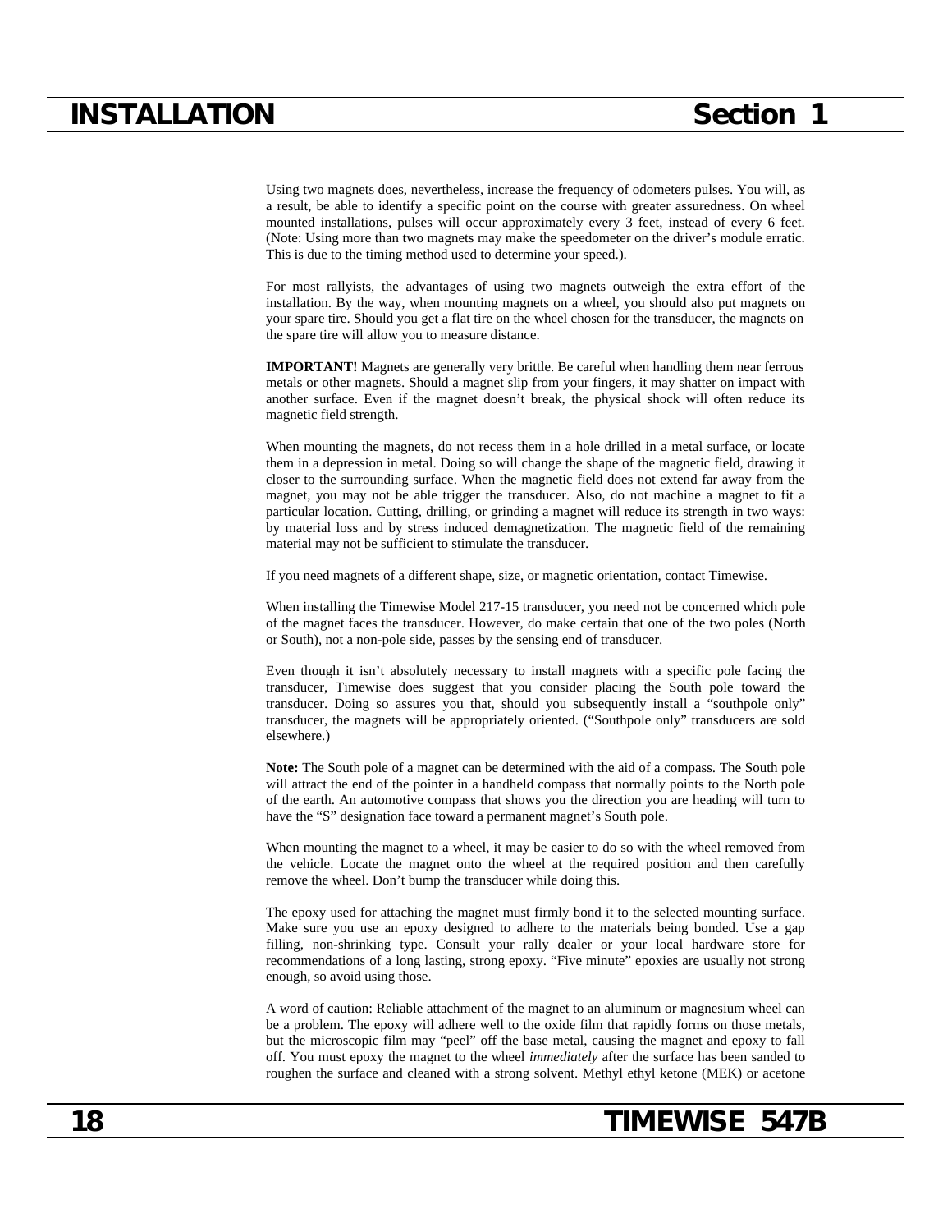Using two magnets does, nevertheless, increase the frequency of odometers pulses. You will, as a result, be able to identify a specific point on the course with greater assuredness. On wheel mounted installations, pulses will occur approximately every 3 feet, instead of every 6 feet. (Note: Using more than two magnets may make the speedometer on the driver's module erratic. This is due to the timing method used to determine your speed.).

For most rallyists, the advantages of using two magnets outweigh the extra effort of the installation. By the way, when mounting magnets on a wheel, you should also put magnets on your spare tire. Should you get a flat tire on the wheel chosen for the transducer, the magnets on the spare tire will allow you to measure distance.

**IMPORTANT!** Magnets are generally very brittle. Be careful when handling them near ferrous metals or other magnets. Should a magnet slip from your fingers, it may shatter on impact with another surface. Even if the magnet doesn't break, the physical shock will often reduce its magnetic field strength.

When mounting the magnets, do not recess them in a hole drilled in a metal surface, or locate them in a depression in metal. Doing so will change the shape of the magnetic field, drawing it closer to the surrounding surface. When the magnetic field does not extend far away from the magnet, you may not be able trigger the transducer. Also, do not machine a magnet to fit a particular location. Cutting, drilling, or grinding a magnet will reduce its strength in two ways: by material loss and by stress induced demagnetization. The magnetic field of the remaining material may not be sufficient to stimulate the transducer.

If you need magnets of a different shape, size, or magnetic orientation, contact Timewise.

When installing the Timewise Model 217-15 transducer, you need not be concerned which pole of the magnet faces the transducer. However, do make certain that one of the two poles (North or South), not a non-pole side, passes by the sensing end of transducer.

Even though it isn't absolutely necessary to install magnets with a specific pole facing the transducer, Timewise does suggest that you consider placing the South pole toward the transducer. Doing so assures you that, should you subsequently install a "southpole only" transducer, the magnets will be appropriately oriented. ("Southpole only" transducers are sold elsewhere.)

**Note:** The South pole of a magnet can be determined with the aid of a compass. The South pole will attract the end of the pointer in a handheld compass that normally points to the North pole of the earth. An automotive compass that shows you the direction you are heading will turn to have the "S" designation face toward a permanent magnet's South pole.

When mounting the magnet to a wheel, it may be easier to do so with the wheel removed from the vehicle. Locate the magnet onto the wheel at the required position and then carefully remove the wheel. Don't bump the transducer while doing this.

The epoxy used for attaching the magnet must firmly bond it to the selected mounting surface. Make sure you use an epoxy designed to adhere to the materials being bonded. Use a gap filling, non-shrinking type. Consult your rally dealer or your local hardware store for recommendations of a long lasting, strong epoxy. "Five minute" epoxies are usually not strong enough, so avoid using those.

A word of caution: Reliable attachment of the magnet to an aluminum or magnesium wheel can be a problem. The epoxy will adhere well to the oxide film that rapidly forms on those metals, but the microscopic film may "peel" off the base metal, causing the magnet and epoxy to fall off. You must epoxy the magnet to the wheel *immediately* after the surface has been sanded to roughen the surface and cleaned with a strong solvent. Methyl ethyl ketone (MEK) or acetone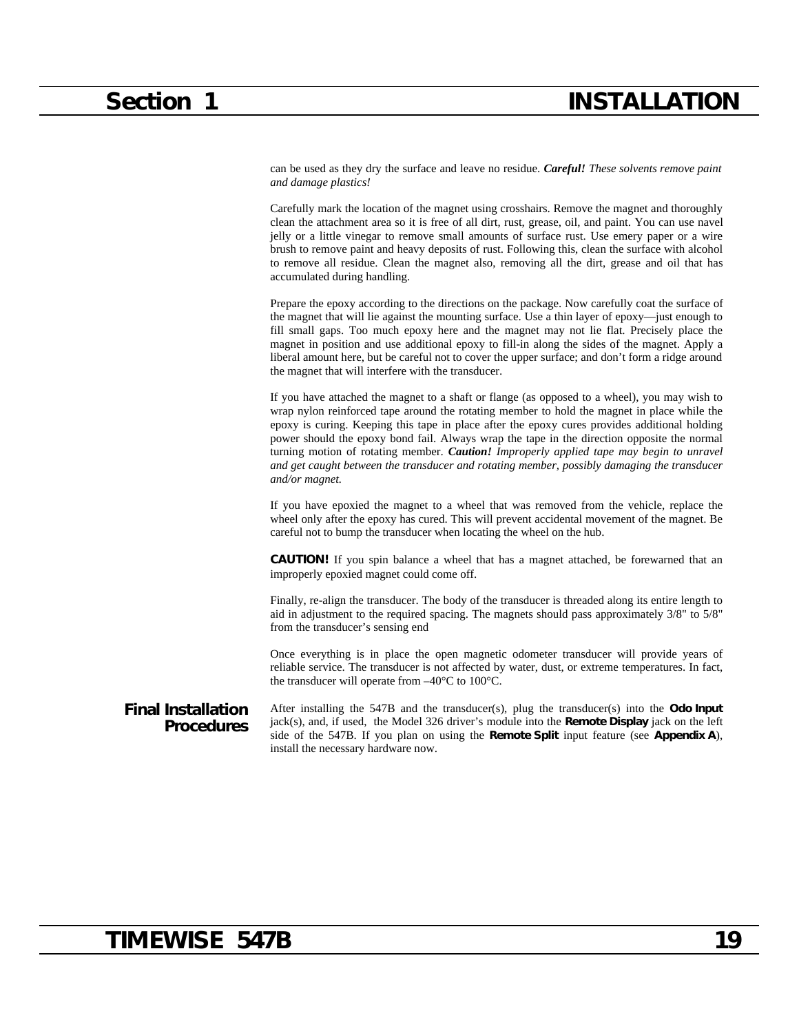can be used as they dry the surface and leave no residue. ***Careful!*** *These solvents remove paint and damage plastics!*

Carefully mark the location of the magnet using crosshairs. Remove the magnet and thoroughly clean the attachment area so it is free of all dirt, rust, grease, oil, and paint. You can use navel jelly or a little vinegar to remove small amounts of surface rust. Use emery paper or a wire brush to remove paint and heavy deposits of rust. Following this, clean the surface with alcohol to remove all residue. Clean the magnet also, removing all the dirt, grease and oil that has accumulated during handling.

Prepare the epoxy according to the directions on the package. Now carefully coat the surface of the magnet that will lie against the mounting surface. Use a thin layer of epoxy—just enough to fill small gaps. Too much epoxy here and the magnet may not lie flat. Precisely place the magnet in position and use additional epoxy to fill-in along the sides of the magnet. Apply a liberal amount here, but be careful not to cover the upper surface; and don't form a ridge around the magnet that will interfere with the transducer.

If you have attached the magnet to a shaft or flange (as opposed to a wheel), you may wish to wrap nylon reinforced tape around the rotating member to hold the magnet in place while the epoxy is curing. Keeping this tape in place after the epoxy cures provides additional holding power should the epoxy bond fail. Always wrap the tape in the direction opposite the normal turning motion of rotating member. ***Caution!*** *Improperly applied tape may begin to unravel and get caught between the transducer and rotating member, possibly damaging the transducer and/or magnet.*

If you have epoxied the magnet to a wheel that was removed from the vehicle, replace the wheel only after the epoxy has cured. This will prevent accidental movement of the magnet. Be careful not to bump the transducer when locating the wheel on the hub.

**CAUTION!** If you spin balance a wheel that has a magnet attached, be forewarned that an improperly epoxied magnet could come off.

Finally, re-align the transducer. The body of the transducer is threaded along its entire length to aid in adjustment to the required spacing. The magnets should pass approximately 3/8" to 5/8" from the transducer's sensing end

Once everything is in place the open magnetic odometer transducer will provide years of reliable service. The transducer is not affected by water, dust, or extreme temperatures. In fact, the transducer will operate from –40°C to 100°C.

## Final Installation Procedures

After installing the 547B and the transducer(s), plug the transducer(s) into the **Odo Input** jack(s), and, if used, the Model 326 driver's module into the **Remote Display** jack on the left side of the 547B. If you plan on using the **Remote Split** input feature (see **Appendix A**), install the necessary hardware now.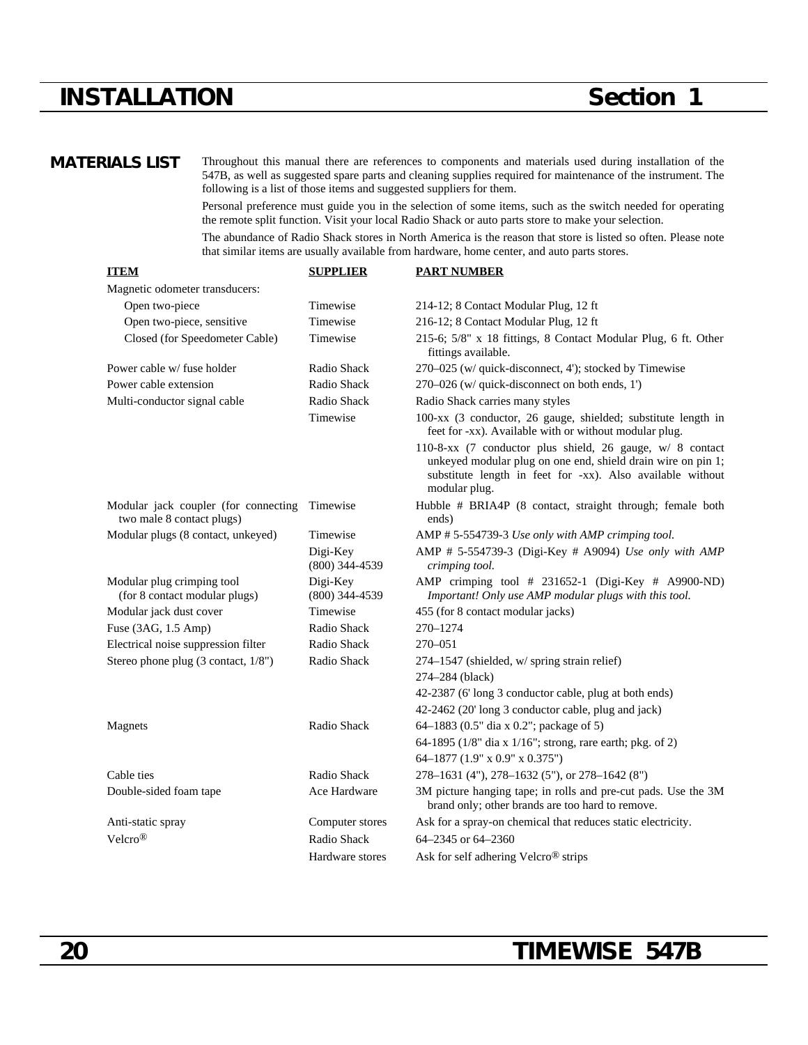## MATERIALS LIST

Throughout this manual there are references to components and materials used during installation of the 547B, as well as suggested spare parts and cleaning supplies required for maintenance of the instrument. The following is a list of those items and suggested suppliers for them.

Personal preference must guide you in the selection of some items, such as the switch needed for operating the remote split function. Visit your local Radio Shack or auto parts store to make your selection.

The abundance of Radio Shack stores in North America is the reason that store is listed so often. Please note that similar items are usually available from hardware, home center, and auto parts stores.

| ITEM | SUPPLIER | PART NUMBER |
|---|---|---|
| Magnetic odometer transducers: | | |
| Open two-piece | Timewise | 214-12; 8 Contact Modular Plug, 12 ft |
| Open two-piece, sensitive | Timewise | 216-12; 8 Contact Modular Plug, 12 ft |
| Closed (for Speedometer Cable) | Timewise | 215-6; 5/8" x 18 fittings, 8 Contact Modular Plug, 6 ft. Other fittings available. |
| Power cable w/ fuse holder | Radio Shack | 270–025 (w/ quick-disconnect, 4'); stocked by Timewise |
| Power cable extension | Radio Shack | 270–026 (w/ quick-disconnect on both ends, 1') |
| Multi-conductor signal cable | Radio Shack | Radio Shack carries many styles |
| | Timewise | 100-xx (3 conductor, 26 gauge, shielded; substitute length in feet for -xx). Available with or without modular plug. |
| | | 110-8-xx (7 conductor plus shield, 26 gauge, w/ 8 contact unkeyed modular plug on one end, shield drain wire on pin 1; substitute length in feet for -xx). Also available without modular plug. |
| Modular jack coupler (for connecting two male 8 contact plugs) | Timewise | Hubble # BRIA4P (8 contact, straight through; female both ends) |
| Modular plugs (8 contact, unkeyed) | Timewise | AMP # 5-554739-3 *Use only with AMP crimping tool.* |
| | Digi-Key (800) 344-4539 | AMP # 5-554739-3 (Digi-Key # A9094) *Use only with AMP crimping tool.* |
| Modular plug crimping tool (for 8 contact modular plugs) | Digi-Key (800) 344-4539 | AMP crimping tool # 231652-1 (Digi-Key # A9900-ND) *Important! Only use AMP modular plugs with this tool.* |
| Modular jack dust cover | Timewise | 455 (for 8 contact modular jacks) |
| Fuse (3AG, 1.5 Amp) | Radio Shack | 270–1274 |
| Electrical noise suppression filter | Radio Shack | 270–051 |
| Stereo phone plug (3 contact, 1/8") | Radio Shack | 274–1547 (shielded, w/ spring strain relief) |
| | | 274–284 (black) |
| | | 42-2387 (6' long 3 conductor cable, plug at both ends) |
| | | 42-2462 (20' long 3 conductor cable, plug and jack) |
| Magnets | Radio Shack | 64–1883 (0.5" dia x 0.2"; package of 5) |
| | | 64-1895 (1/8" dia x 1/16"; strong, rare earth; pkg. of 2) |
| | | 64–1877 (1.9" x 0.9" x 0.375") |
| Cable ties | Radio Shack | 278–1631 (4"), 278–1632 (5"), or 278–1642 (8") |
| Double-sided foam tape | Ace Hardware | 3M picture hanging tape; in rolls and pre-cut pads. Use the 3M brand only; other brands are too hard to remove. |
| Anti-static spray | Computer stores | Ask for a spray-on chemical that reduces static electricity. |
| Velcro® | Radio Shack | 64–2345 or 64–2360 |
| | Hardware stores | Ask for self adhering Velcro® strips |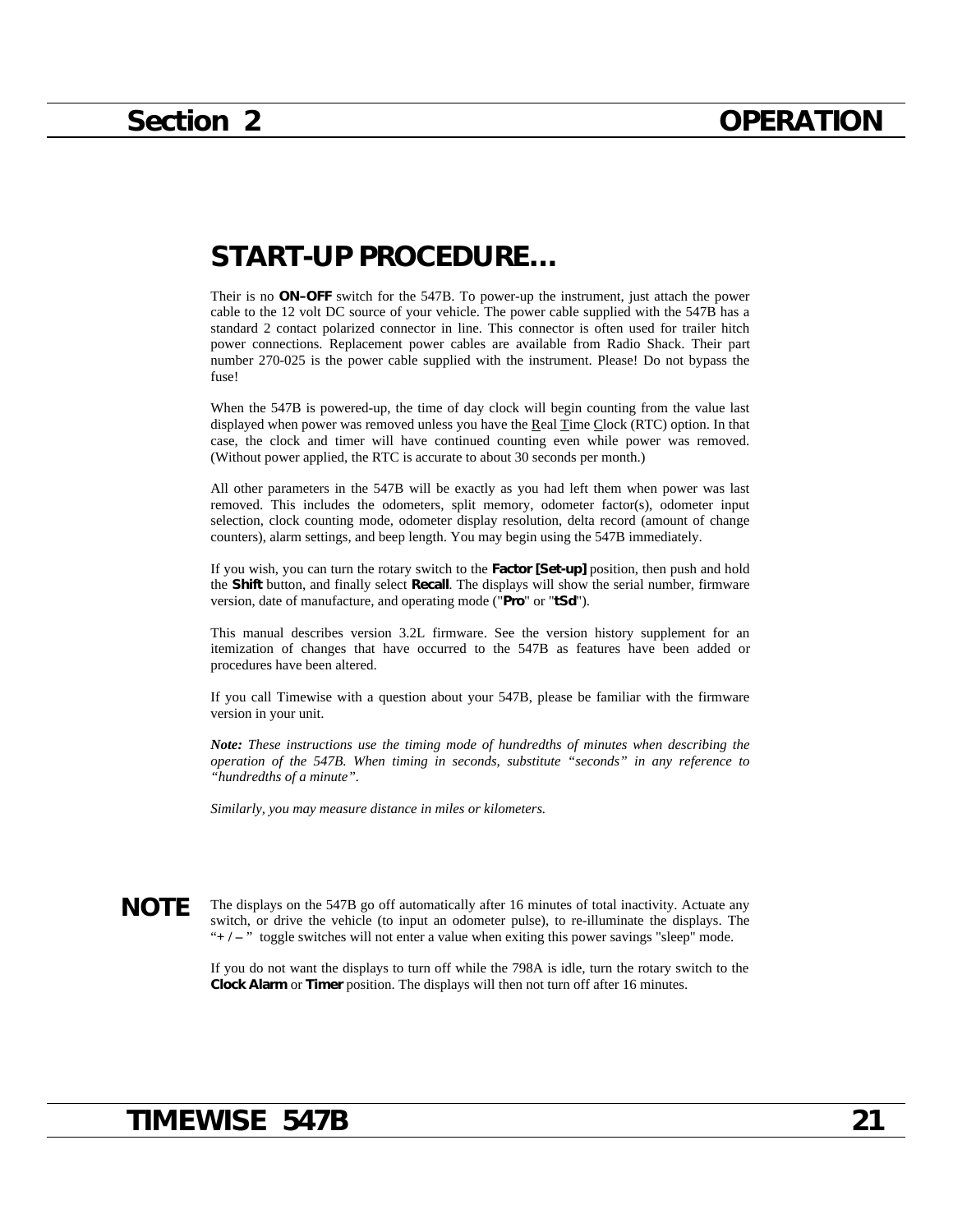# START-UP PROCEDURE…

Their is no **ON–OFF** switch for the 547B. To power-up the instrument, just attach the power cable to the 12 volt DC source of your vehicle. The power cable supplied with the 547B has a standard 2 contact polarized connector in line. This connector is often used for trailer hitch power connections. Replacement power cables are available from Radio Shack. Their part number 270-025 is the power cable supplied with the instrument. Please! Do not bypass the fuse!

When the 547B is powered-up, the time of day clock will begin counting from the value last displayed when power was removed unless you have the Real Time Clock (RTC) option. In that case, the clock and timer will have continued counting even while power was removed. (Without power applied, the RTC is accurate to about 30 seconds per month.)

All other parameters in the 547B will be exactly as you had left them when power was last removed. This includes the odometers, split memory, odometer factor(s), odometer input selection, clock counting mode, odometer display resolution, delta record (amount of change counters), alarm settings, and beep length. You may begin using the 547B immediately.

If you wish, you can turn the rotary switch to the **Factor [Set-up]** position, then push and hold the **Shift** button, and finally select **Recall**. The displays will show the serial number, firmware version, date of manufacture, and operating mode ("**Pro**" or "**tSd**").

This manual describes version 3.2L firmware. See the version history supplement for an itemization of changes that have occurred to the 547B as features have been added or procedures have been altered.

If you call Timewise with a question about your 547B, please be familiar with the firmware version in your unit.

***Note:*** *These instructions use the timing mode of hundredths of minutes when describing the operation of the 547B. When timing in seconds, substitute "seconds" in any reference to "hundredths of a minute".*

*Similarly, you may measure distance in miles or kilometers.*

**NOTE**

The displays on the 547B go off automatically after 16 minutes of total inactivity. Actuate any switch, or drive the vehicle (to input an odometer pulse), to re-illuminate the displays. The "**+ / –** " toggle switches will not enter a value when exiting this power savings "sleep" mode.

If you do not want the displays to turn off while the 798A is idle, turn the rotary switch to the **Clock Alarm** or **Timer** position. The displays will then not turn off after 16 minutes.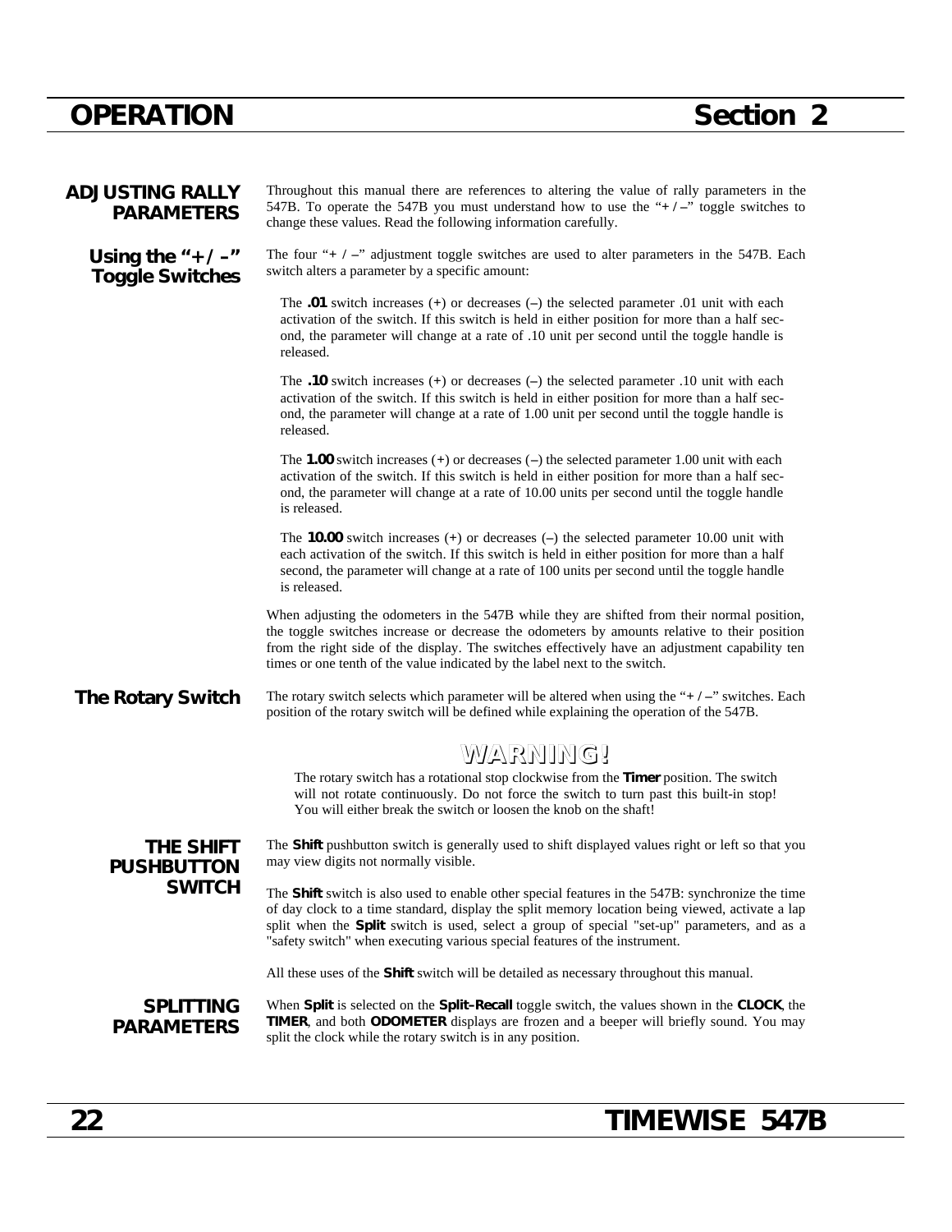## ADJUSTING RALLY PARAMETERS

Throughout this manual there are references to altering the value of rally parameters in the 547B. To operate the 547B you must understand how to use the "+ / –" toggle switches to change these values. Read the following information carefully.

### Using the "+ / –" Toggle Switches

The four "+ / –" adjustment toggle switches are used to alter parameters in the 547B. Each switch alters a parameter by a specific amount:

The **.01** switch increases (+) or decreases (–) the selected parameter .01 unit with each activation of the switch. If this switch is held in either position for more than a half second, the parameter will change at a rate of .10 unit per second until the toggle handle is released.

The **.10** switch increases (+) or decreases (–) the selected parameter .10 unit with each activation of the switch. If this switch is held in either position for more than a half second, the parameter will change at a rate of 1.00 unit per second until the toggle handle is released.

The **1.00** switch increases (+) or decreases (–) the selected parameter 1.00 unit with each activation of the switch. If this switch is held in either position for more than a half second, the parameter will change at a rate of 10.00 units per second until the toggle handle is released.

The **10.00** switch increases (+) or decreases (–) the selected parameter 10.00 unit with each activation of the switch. If this switch is held in either position for more than a half second, the parameter will change at a rate of 100 units per second until the toggle handle is released.

When adjusting the odometers in the 547B while they are shifted from their normal position, the toggle switches increase or decrease the odometers by amounts relative to their position from the right side of the display. The switches effectively have an adjustment capability ten times or one tenth of the value indicated by the label next to the switch.

### The Rotary Switch

The rotary switch selects which parameter will be altered when using the "+ / –" switches. Each position of the rotary switch will be defined while explaining the operation of the 547B.

**WARNING!**

The rotary switch has a rotational stop clockwise from the **Timer** position. The switch will not rotate continuously. Do not force the switch to turn past this built-in stop! You will either break the switch or loosen the knob on the shaft!

## THE SHIFT PUSHBUTTON SWITCH

The **Shift** pushbutton switch is generally used to shift displayed values right or left so that you may view digits not normally visible.

The **Shift** switch is also used to enable other special features in the 547B: synchronize the time of day clock to a time standard, display the split memory location being viewed, activate a lap split when the **Split** switch is used, select a group of special "set-up" parameters, and as a "safety switch" when executing various special features of the instrument.

All these uses of the **Shift** switch will be detailed as necessary throughout this manual.

## SPLITTING PARAMETERS

When **Split** is selected on the **Split–Recall** toggle switch, the values shown in the **CLOCK**, the **TIMER**, and both **ODOMETER** displays are frozen and a beeper will briefly sound. You may split the clock while the rotary switch is in any position.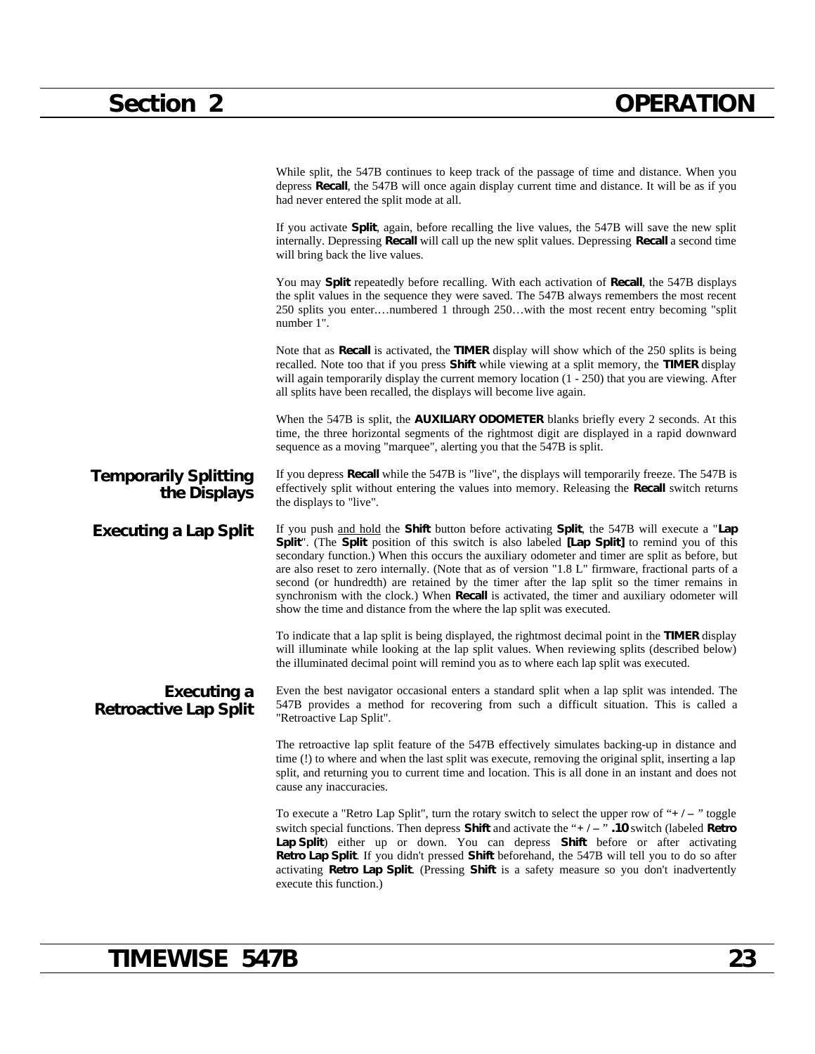While split, the 547B continues to keep track of the passage of time and distance. When you depress **Recall**, the 547B will once again display current time and distance. It will be as if you had never entered the split mode at all.

If you activate **Split**, again, before recalling the live values, the 547B will save the new split internally. Depressing **Recall** will call up the new split values. Depressing **Recall** a second time will bring back the live values.

You may **Split** repeatedly before recalling. With each activation of **Recall**, the 547B displays the split values in the sequence they were saved. The 547B always remembers the most recent 250 splits you enter.…numbered 1 through 250…with the most recent entry becoming "split number 1".

Note that as **Recall** is activated, the **TIMER** display will show which of the 250 splits is being recalled. Note too that if you press **Shift** while viewing at a split memory, the **TIMER** display will again temporarily display the current memory location (1 - 250) that you are viewing. After all splits have been recalled, the displays will become live again.

When the 547B is split, the **AUXILIARY ODOMETER** blanks briefly every 2 seconds. At this time, the three horizontal segments of the rightmost digit are displayed in a rapid downward sequence as a moving "marquee", alerting you that the 547B is split.

## Temporarily Splitting the Displays

If you depress **Recall** while the 547B is "live", the displays will temporarily freeze. The 547B is effectively split without entering the values into memory. Releasing the **Recall** switch returns the displays to "live".

## Executing a Lap Split

If you push and hold the **Shift** button before activating **Split**, the 547B will execute a "**Lap Split**". (The **Split** position of this switch is also labeled **[Lap Split]** to remind you of this secondary function.) When this occurs the auxiliary odometer and timer are split as before, but are also reset to zero internally. (Note that as of version "1.8 L" firmware, fractional parts of a second (or hundredth) are retained by the timer after the lap split so the timer remains in synchronism with the clock.) When **Recall** is activated, the timer and auxiliary odometer will show the time and distance from the where the lap split was executed.

To indicate that a lap split is being displayed, the rightmost decimal point in the **TIMER** display will illuminate while looking at the lap split values. When reviewing splits (described below) the illuminated decimal point will remind you as to where each lap split was executed.

## Executing a Retroactive Lap Split

Even the best navigator occasional enters a standard split when a lap split was intended. The 547B provides a method for recovering from such a difficult situation. This is called a "Retroactive Lap Split".

The retroactive lap split feature of the 547B effectively simulates backing-up in distance and time (!) to where and when the last split was execute, removing the original split, inserting a lap split, and returning you to current time and location. This is all done in an instant and does not cause any inaccuracies.

To execute a "Retro Lap Split", turn the rotary switch to select the upper row of "**+ / –** " toggle switch special functions. Then depress **Shift** and activate the "**+ / –** " **.10** switch (labeled **Retro Lap Split**) either up or down. You can depress **Shift** before or after activating **Retro Lap Split**. If you didn't pressed **Shift** beforehand, the 547B will tell you to do so after activating **Retro Lap Split**. (Pressing **Shift** is a safety measure so you don't inadvertently execute this function.)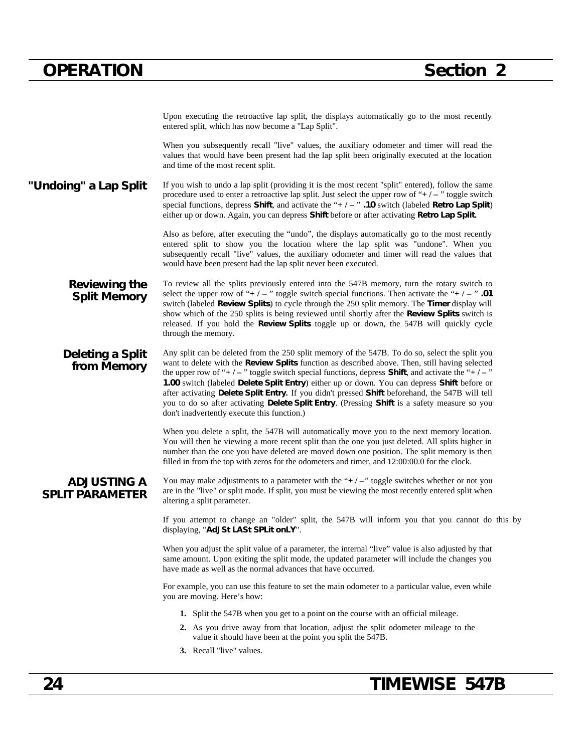Upon executing the retroactive lap split, the displays automatically go to the most recently entered split, which has now become a "Lap Split".

When you subsequently recall "live" values, the auxiliary odometer and timer will read the values that would have been present had the lap split been originally executed at the location and time of the most recent split.

### "Undoing" a Lap Split

If you wish to undo a lap split (providing it is the most recent "split" entered), follow the same procedure used to enter a retroactive lap split. Just select the upper row of "+ / – " toggle switch special functions, depress **Shift**, and activate the "+ / – " **.10** switch (labeled **Retro Lap Split**) either up or down. Again, you can depress **Shift** before or after activating **Retro Lap Split.**

Also as before, after executing the "undo", the displays automatically go to the most recently entered split to show you the location where the lap split was "undone". When you subsequently recall "live" values, the auxiliary odometer and timer will read the values that would have been present had the lap split never been executed.

### Reviewing the Split Memory

To review all the splits previously entered into the 547B memory, turn the rotary switch to select the upper row of "+ / – " toggle switch special functions. Then activate the "+ / – " **.01** switch (labeled **Review Splits**) to cycle through the 250 split memory. The **Timer** display will show which of the 250 splits is being reviewed until shortly after the **Review Splits** switch is released. If you hold the **Review Splits** toggle up or down, the 547B will quickly cycle through the memory.

### Deleting a Split from Memory

Any split can be deleted from the 250 split memory of the 547B. To do so, select the split you want to delete with the **Review Splits** function as described above. Then, still having selected the upper row of "+ / – " toggle switch special functions, depress **Shift**, and activate the "+ / – " **1.00** switch (labeled **Delete Split Entry**) either up or down. You can depress **Shift** before or after activating **Delete Split Entry.** If you didn't pressed **Shift** beforehand, the 547B will tell you to do so after activating **Delete Split Entry**. (Pressing **Shift** is a safety measure so you don't inadvertently execute this function.)

When you delete a split, the 547B will automatically move you to the next memory location. You will then be viewing a more recent split than the one you just deleted. All splits higher in number than the one you have deleted are moved down one position. The split memory is then filled in from the top with zeros for the odometers and timer, and 12:00:00.0 for the clock.

## ADJUSTING A SPLIT PARAMETER

You may make adjustments to a parameter with the "+ / –" toggle switches whether or not you are in the "live" or split mode. If split, you must be viewing the most recently entered split when altering a split parameter.

If you attempt to change an "older" split, the 547B will inform you that you cannot do this by displaying, "**AdJSt LASt SPLit onLY**".

When you adjust the split value of a parameter, the internal "live" value is also adjusted by that same amount. Upon exiting the split mode, the updated parameter will include the changes you have made as well as the normal advances that have occurred.

For example, you can use this feature to set the main odometer to a particular value, even while you are moving. Here's how:

1. Split the 547B when you get to a point on the course with an official mileage.
2. As you drive away from that location, adjust the split odometer mileage to the value it should have been at the point you split the 547B.
3. Recall "live" values.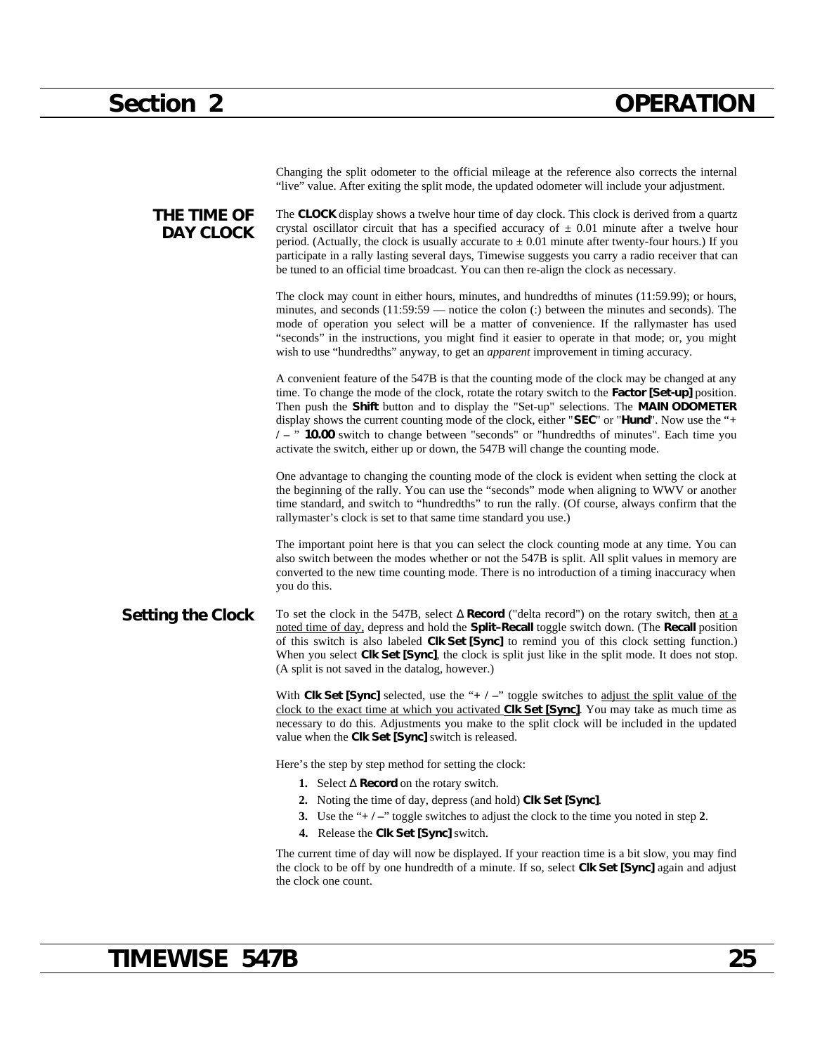Changing the split odometer to the official mileage at the reference also corrects the internal "live" value. After exiting the split mode, the updated odometer will include your adjustment.

## THE TIME OF DAY CLOCK

The **CLOCK** display shows a twelve hour time of day clock. This clock is derived from a quartz crystal oscillator circuit that has a specified accuracy of ± 0.01 minute after a twelve hour period. (Actually, the clock is usually accurate to ± 0.01 minute after twenty-four hours.) If you participate in a rally lasting several days, Timewise suggests you carry a radio receiver that can be tuned to an official time broadcast. You can then re-align the clock as necessary.

The clock may count in either hours, minutes, and hundredths of minutes (11:59.99); or hours, minutes, and seconds (11:59:59 — notice the colon (:) between the minutes and seconds). The mode of operation you select will be a matter of convenience. If the rallymaster has used "seconds" in the instructions, you might find it easier to operate in that mode; or, you might wish to use "hundredths" anyway, to get an *apparent* improvement in timing accuracy.

A convenient feature of the 547B is that the counting mode of the clock may be changed at any time. To change the mode of the clock, rotate the rotary switch to the **Factor [Set-up]** position. Then push the **Shift** button and to display the "Set-up" selections. The **MAIN ODOMETER** display shows the current counting mode of the clock, either "**SEC**" or "**Hund**". Now use the "**+ / –** " **10.00** switch to change between "seconds" or "hundredths of minutes". Each time you activate the switch, either up or down, the 547B will change the counting mode.

One advantage to changing the counting mode of the clock is evident when setting the clock at the beginning of the rally. You can use the "seconds" mode when aligning to WWV or another time standard, and switch to "hundredths" to run the rally. (Of course, always confirm that the rallymaster's clock is set to that same time standard you use.)

The important point here is that you can select the clock counting mode at any time. You can also switch between the modes whether or not the 547B is split. All split values in memory are converted to the new time counting mode. There is no introduction of a timing inaccuracy when you do this.

### Setting the Clock

To set the clock in the 547B, select **Δ Record** ("delta record") on the rotary switch, then at a noted time of day, depress and hold the **Split–Recall** toggle switch down. (The **Recall** position of this switch is also labeled **Clk Set [Sync]** to remind you of this clock setting function.) When you select **Clk Set [Sync]**, the clock is split just like in the split mode. It does not stop. (A split is not saved in the datalog, however.)

With **Clk Set [Sync]** selected, use the "**+ / –**" toggle switches to adjust the split value of the clock to the exact time at which you activated **Clk Set [Sync]**. You may take as much time as necessary to do this. Adjustments you make to the split clock will be included in the updated value when the **Clk Set [Sync]** switch is released.

Here's the step by step method for setting the clock:

1. Select **Δ Record** on the rotary switch.
2. Noting the time of day, depress (and hold) **Clk Set [Sync]**.
3. Use the "**+ / –**" toggle switches to adjust the clock to the time you noted in step **2**.
4. Release the **Clk Set [Sync]** switch.

The current time of day will now be displayed. If your reaction time is a bit slow, you may find the clock to be off by one hundredth of a minute. If so, select **Clk Set [Sync]** again and adjust the clock one count.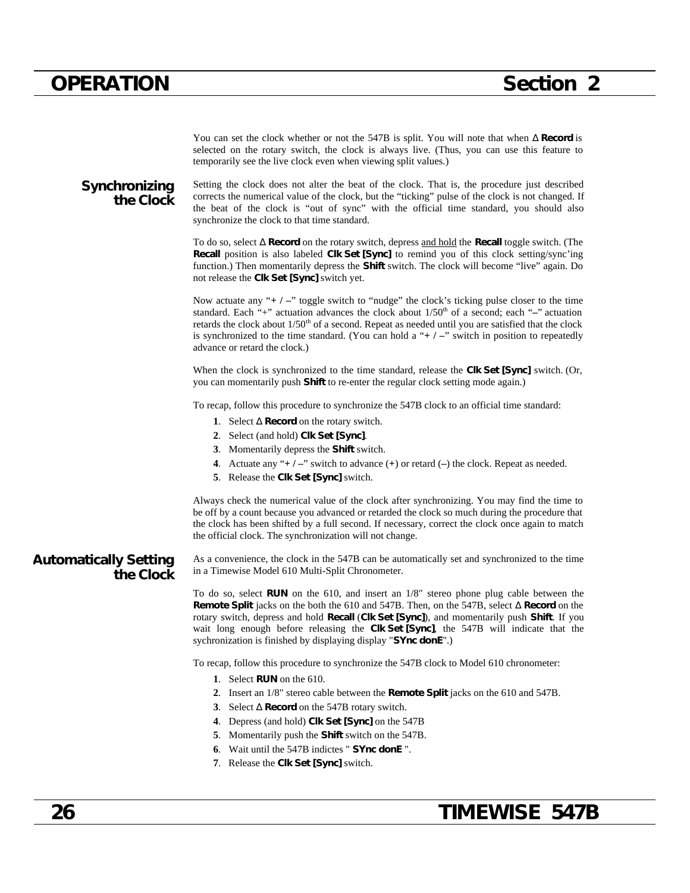You can set the clock whether or not the 547B is split. You will note that when Δ **Record** is selected on the rotary switch, the clock is always live. (Thus, you can use this feature to temporarily see the live clock even when viewing split values.)

## Synchronizing the Clock

Setting the clock does not alter the beat of the clock. That is, the procedure just described corrects the numerical value of the clock, but the "ticking" pulse of the clock is not changed. If the beat of the clock is "out of sync" with the official time standard, you should also synchronize the clock to that time standard.

To do so, select Δ **Record** on the rotary switch, depress and hold the **Recall** toggle switch. (The **Recall** position is also labeled **Clk Set [Sync]** to remind you of this clock setting/sync'ing function.) Then momentarily depress the **Shift** switch. The clock will become "live" again. Do not release the **Clk Set [Sync]** switch yet.

Now actuate any "**+ / –**" toggle switch to "nudge" the clock's ticking pulse closer to the time standard. Each "+" actuation advances the clock about 1/50th of a second; each "–" actuation retards the clock about 1/50th of a second. Repeat as needed until you are satisfied that the clock is synchronized to the time standard. (You can hold a "**+ / –**" switch in position to repeatedly advance or retard the clock.)

When the clock is synchronized to the time standard, release the **Clk Set [Sync]** switch. (Or, you can momentarily push **Shift** to re-enter the regular clock setting mode again.)

To recap, follow this procedure to synchronize the 547B clock to an official time standard:

1. Select Δ **Record** on the rotary switch.
2. Select (and hold) **Clk Set [Sync]**.
3. Momentarily depress the **Shift** switch.
4. Actuate any "**+ / –**" switch to advance (+) or retard (–) the clock. Repeat as needed.
5. Release the **Clk Set [Sync]** switch.

Always check the numerical value of the clock after synchronizing. You may find the time to be off by a count because you advanced or retarded the clock so much during the procedure that the clock has been shifted by a full second. If necessary, correct the clock once again to match the official clock. The synchronization will not change.

## Automatically Setting the Clock

As a convenience, the clock in the 547B can be automatically set and synchronized to the time in a Timewise Model 610 Multi-Split Chronometer.

To do so, select **RUN** on the 610, and insert an 1/8" stereo phone plug cable between the **Remote Split** jacks on the both the 610 and 547B. Then, on the 547B, select Δ **Record** on the rotary switch, depress and hold **Recall** (**Clk Set [Sync]**), and momentarily push **Shift**. If you wait long enough before releasing the **Clk Set [Sync]**, the 547B will indicate that the sychronization is finished by displaying display "**SYnc donE**".)

To recap, follow this procedure to synchronize the 547B clock to Model 610 chronometer:

1. Select **RUN** on the 610.
2. Insert an 1/8" stereo cable between the **Remote Split** jacks on the 610 and 547B.
3. Select Δ **Record** on the 547B rotary switch.
4. Depress (and hold) **Clk Set [Sync]** on the 547B
5. Momentarily push the **Shift** switch on the 547B.
6. Wait until the 547B indictes " **SYnc donE** ".
7. Release the **Clk Set [Sync]** switch.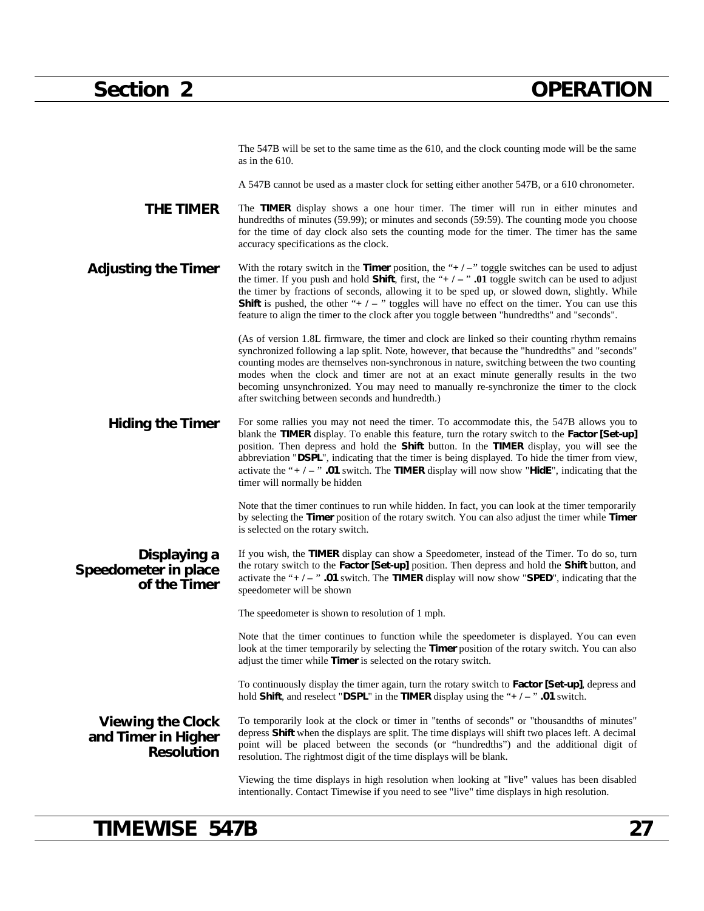The 547B will be set to the same time as the 610, and the clock counting mode will be the same as in the 610.

A 547B cannot be used as a master clock for setting either another 547B, or a 610 chronometer.

### THE TIMER

The **TIMER** display shows a one hour timer. The timer will run in either minutes and hundredths of minutes (59.99); or minutes and seconds (59:59). The counting mode you choose for the time of day clock also sets the counting mode for the timer. The timer has the same accuracy specifications as the clock.

### Adjusting the Timer

With the rotary switch in the **Timer** position, the "**+ / –**" toggle switches can be used to adjust the timer. If you push and hold **Shift**, first, the "**+ / –** " **.01** toggle switch can be used to adjust the timer by fractions of seconds, allowing it to be sped up, or slowed down, slightly. While **Shift** is pushed, the other "**+ / –** " toggles will have no effect on the timer. You can use this feature to align the timer to the clock after you toggle between "hundredths" and "seconds".

(As of version 1.8L firmware, the timer and clock are linked so their counting rhythm remains synchronized following a lap split. Note, however, that because the "hundredths" and "seconds" counting modes are themselves non-synchronous in nature, switching between the two counting modes when the clock and timer are not at an exact minute generally results in the two becoming unsynchronized. You may need to manually re-synchronize the timer to the clock after switching between seconds and hundredth.)

### Hiding the Timer

For some rallies you may not need the timer. To accommodate this, the 547B allows you to blank the **TIMER** display. To enable this feature, turn the rotary switch to the **Factor [Set-up]** position. Then depress and hold the **Shift** button. In the **TIMER** display, you will see the abbreviation "**DSPL**", indicating that the timer is being displayed. To hide the timer from view, activate the "**+ / –** " **.01** switch. The **TIMER** display will now show "**HidE**", indicating that the timer will normally be hidden

Note that the timer continues to run while hidden. In fact, you can look at the timer temporarily by selecting the **Timer** position of the rotary switch. You can also adjust the timer while **Timer** is selected on the rotary switch.

### Displaying a Speedometer in place of the Timer

If you wish, the **TIMER** display can show a Speedometer, instead of the Timer. To do so, turn the rotary switch to the **Factor [Set-up]** position. Then depress and hold the **Shift** button, and activate the "**+ / –** " **.01** switch. The **TIMER** display will now show "**SPED**", indicating that the speedometer will be shown

The speedometer is shown to resolution of 1 mph.

Note that the timer continues to function while the speedometer is displayed. You can even look at the timer temporarily by selecting the **Timer** position of the rotary switch. You can also adjust the timer while **Timer** is selected on the rotary switch.

To continuously display the timer again, turn the rotary switch to **Factor [Set-up]**, depress and hold **Shift**, and reselect "**DSPL**" in the **TIMER** display using the "**+ / –** " **.01** switch.

### Viewing the Clock and Timer in Higher Resolution

To temporarily look at the clock or timer in "tenths of seconds" or "thousandths of minutes" depress **Shift** when the displays are split. The time displays will shift two places left. A decimal point will be placed between the seconds (or "hundredths") and the additional digit of resolution. The rightmost digit of the time displays will be blank.

Viewing the time displays in high resolution when looking at "live" values has been disabled intentionally. Contact Timewise if you need to see "live" time displays in high resolution.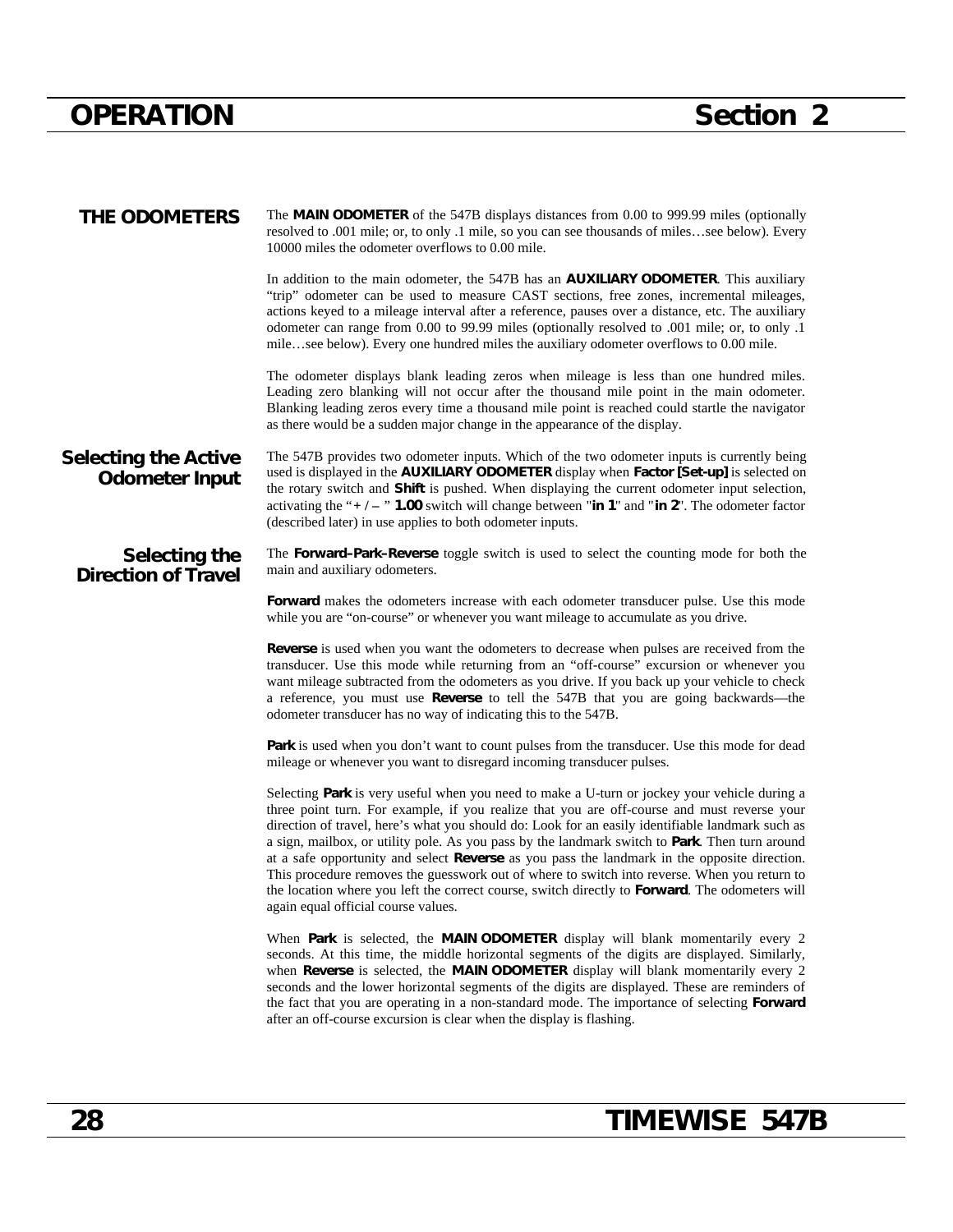## THE ODOMETERS

The **MAIN ODOMETER** of the 547B displays distances from 0.00 to 999.99 miles (optionally resolved to .001 mile; or, to only .1 mile, so you can see thousands of miles…see below). Every 10000 miles the odometer overflows to 0.00 mile.

In addition to the main odometer, the 547B has an **AUXILIARY ODOMETER**. This auxiliary "trip" odometer can be used to measure CAST sections, free zones, incremental mileages, actions keyed to a mileage interval after a reference, pauses over a distance, etc. The auxiliary odometer can range from 0.00 to 99.99 miles (optionally resolved to .001 mile; or, to only .1 mile…see below). Every one hundred miles the auxiliary odometer overflows to 0.00 mile.

The odometer displays blank leading zeros when mileage is less than one hundred miles. Leading zero blanking will not occur after the thousand mile point in the main odometer. Blanking leading zeros every time a thousand mile point is reached could startle the navigator as there would be a sudden major change in the appearance of the display.

### Selecting the Active Odometer Input

The 547B provides two odometer inputs. Which of the two odometer inputs is currently being used is displayed in the **AUXILIARY ODOMETER** display when **Factor [Set-up]** is selected on the rotary switch and **Shift** is pushed. When displaying the current odometer input selection, activating the "**+ / –** " **1.00** switch will change between "**in 1**" and "**in 2**". The odometer factor (described later) in use applies to both odometer inputs.

### Selecting the Direction of Travel

The **Forward–Park–Reverse** toggle switch is used to select the counting mode for both the main and auxiliary odometers.

**Forward** makes the odometers increase with each odometer transducer pulse. Use this mode while you are "on-course" or whenever you want mileage to accumulate as you drive.

**Reverse** is used when you want the odometers to decrease when pulses are received from the transducer. Use this mode while returning from an "off-course" excursion or whenever you want mileage subtracted from the odometers as you drive. If you back up your vehicle to check a reference, you must use **Reverse** to tell the 547B that you are going backwards—the odometer transducer has no way of indicating this to the 547B.

**Park** is used when you don't want to count pulses from the transducer. Use this mode for dead mileage or whenever you want to disregard incoming transducer pulses.

Selecting **Park** is very useful when you need to make a U-turn or jockey your vehicle during a three point turn. For example, if you realize that you are off-course and must reverse your direction of travel, here's what you should do: Look for an easily identifiable landmark such as a sign, mailbox, or utility pole. As you pass by the landmark switch to **Park**. Then turn around at a safe opportunity and select **Reverse** as you pass the landmark in the opposite direction. This procedure removes the guesswork out of where to switch into reverse. When you return to the location where you left the correct course, switch directly to **Forward**. The odometers will again equal official course values.

When **Park** is selected, the **MAIN ODOMETER** display will blank momentarily every 2 seconds. At this time, the middle horizontal segments of the digits are displayed. Similarly, when **Reverse** is selected, the **MAIN ODOMETER** display will blank momentarily every 2 seconds and the lower horizontal segments of the digits are displayed. These are reminders of the fact that you are operating in a non-standard mode. The importance of selecting **Forward** after an off-course excursion is clear when the display is flashing.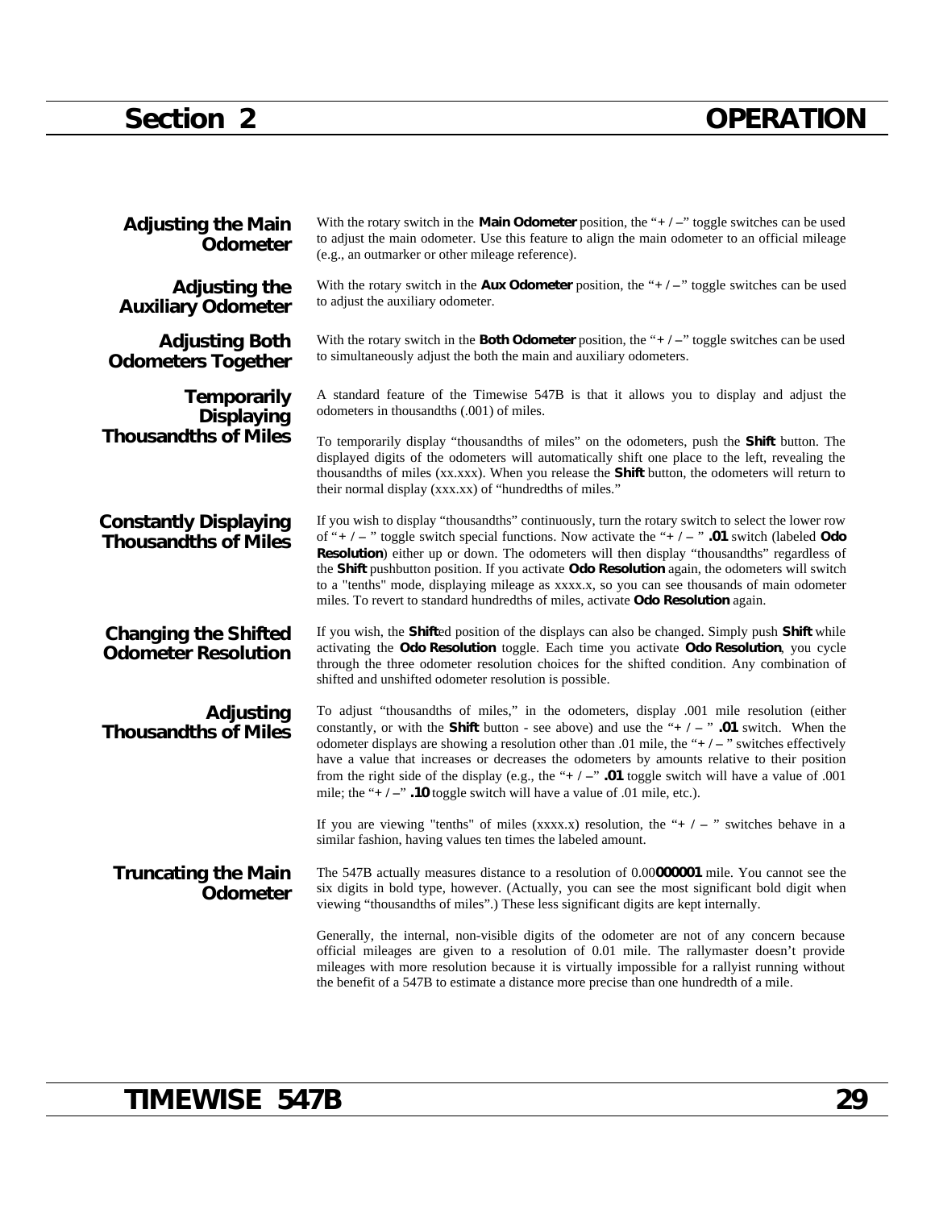### Adjusting the Main Odometer

With the rotary switch in the **Main Odometer** position, the "**+ / –**" toggle switches can be used to adjust the main odometer. Use this feature to align the main odometer to an official mileage (e.g., an outmarker or other mileage reference).

### Adjusting the Auxiliary Odometer

With the rotary switch in the **Aux Odometer** position, the "**+ / –**" toggle switches can be used to adjust the auxiliary odometer.

### Adjusting Both Odometers Together

With the rotary switch in the **Both Odometer** position, the "**+ / –**" toggle switches can be used to simultaneously adjust the both the main and auxiliary odometers.

### Temporarily Displaying Thousandths of Miles

A standard feature of the Timewise 547B is that it allows you to display and adjust the odometers in thousandths (.001) of miles.

To temporarily display "thousandths of miles" on the odometers, push the **Shift** button. The displayed digits of the odometers will automatically shift one place to the left, revealing the thousandths of miles (xx.xxx). When you release the **Shift** button, the odometers will return to their normal display (xxx.xx) of "hundredths of miles."

### Constantly Displaying Thousandths of Miles

If you wish to display "thousandths" continuously, turn the rotary switch to select the lower row of "**+ / –** " toggle switch special functions. Now activate the "**+ / –** " **.01** switch (labeled **Odo Resolution**) either up or down. The odometers will then display "thousandths" regardless of the **Shift** pushbutton position. If you activate **Odo Resolution** again, the odometers will switch to a "tenths" mode, displaying mileage as xxxx.x, so you can see thousands of main odometer miles. To revert to standard hundredths of miles, activate **Odo Resolution** again.

### Changing the Shifted Odometer Resolution

If you wish, the **Shift**ed position of the displays can also be changed. Simply push **Shift** while activating the **Odo Resolution** toggle. Each time you activate **Odo Resolution**, you cycle through the three odometer resolution choices for the shifted condition. Any combination of shifted and unshifted odometer resolution is possible.

### Adjusting Thousandths of Miles

To adjust "thousandths of miles," in the odometers, display .001 mile resolution (either constantly, or with the **Shift** button - see above) and use the "**+ / –** " **.01** switch. When the odometer displays are showing a resolution other than .01 mile, the "**+ / –** " switches effectively have a value that increases or decreases the odometers by amounts relative to their position from the right side of the display (e.g., the "**+ / –**" **.01** toggle switch will have a value of .001 mile; the "**+ / –**" **.10** toggle switch will have a value of .01 mile, etc.).

If you are viewing "tenths" of miles (xxxx.x) resolution, the "**+ / –** " switches behave in a similar fashion, having values ten times the labeled amount.

### Truncating the Main Odometer

The 547B actually measures distance to a resolution of 0.00**000001** mile. You cannot see the six digits in bold type, however. (Actually, you can see the most significant bold digit when viewing "thousandths of miles".) These less significant digits are kept internally.

Generally, the internal, non-visible digits of the odometer are not of any concern because official mileages are given to a resolution of 0.01 mile. The rallymaster doesn't provide mileages with more resolution because it is virtually impossible for a rallyist running without the benefit of a 547B to estimate a distance more precise than one hundredth of a mile.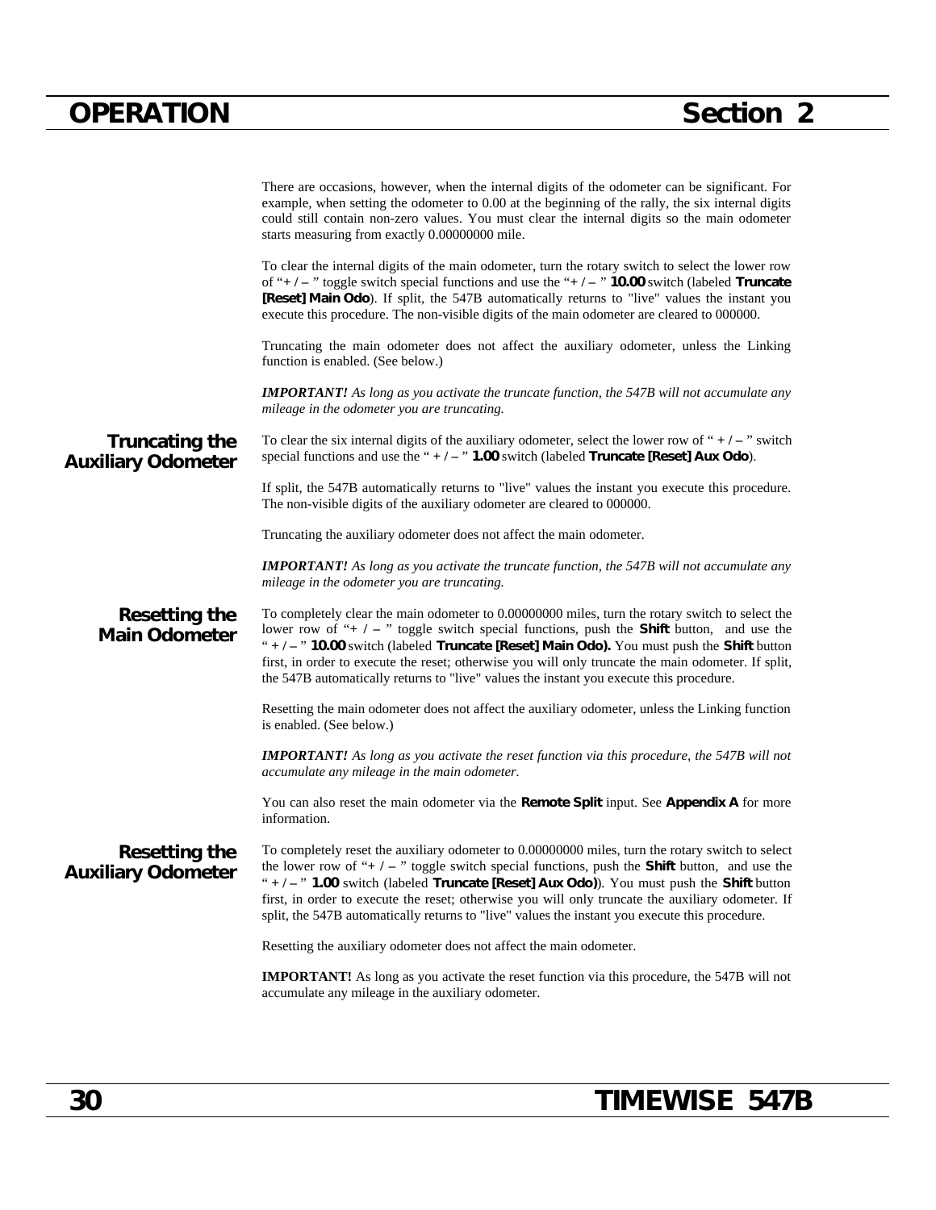There are occasions, however, when the internal digits of the odometer can be significant. For example, when setting the odometer to 0.00 at the beginning of the rally, the six internal digits could still contain non-zero values. You must clear the internal digits so the main odometer starts measuring from exactly 0.00000000 mile.

To clear the internal digits of the main odometer, turn the rotary switch to select the lower row of "**+ / –** " toggle switch special functions and use the "**+ / –** " **10.00** switch (labeled **Truncate [Reset] Main Odo**). If split, the 547B automatically returns to "live" values the instant you execute this procedure. The non-visible digits of the main odometer are cleared to 000000.

Truncating the main odometer does not affect the auxiliary odometer, unless the Linking function is enabled. (See below.)

***IMPORTANT!*** *As long as you activate the truncate function, the 547B will not accumulate any mileage in the odometer you are truncating.*

## Truncating the Auxiliary Odometer

To clear the six internal digits of the auxiliary odometer, select the lower row of " **+ / –** " switch special functions and use the " **+ / –** " **1.00** switch (labeled **Truncate [Reset] Aux Odo**).

If split, the 547B automatically returns to "live" values the instant you execute this procedure. The non-visible digits of the auxiliary odometer are cleared to 000000.

Truncating the auxiliary odometer does not affect the main odometer.

***IMPORTANT!*** *As long as you activate the truncate function, the 547B will not accumulate any mileage in the odometer you are truncating.*

## Resetting the Main Odometer

To completely clear the main odometer to 0.00000000 miles, turn the rotary switch to select the lower row of "**+ / –** " toggle switch special functions, push the **Shift** button, and use the " **+ / –** " **10.00** switch (labeled **Truncate [Reset] Main Odo).** You must push the **Shift** button first, in order to execute the reset; otherwise you will only truncate the main odometer. If split, the 547B automatically returns to "live" values the instant you execute this procedure.

Resetting the main odometer does not affect the auxiliary odometer, unless the Linking function is enabled. (See below.)

***IMPORTANT!*** *As long as you activate the reset function via this procedure, the 547B will not accumulate any mileage in the main odometer.*

You can also reset the main odometer via the **Remote Split** input. See **Appendix A** for more information.

## Resetting the Auxiliary Odometer

To completely reset the auxiliary odometer to 0.00000000 miles, turn the rotary switch to select the lower row of "**+ / –** " toggle switch special functions, push the **Shift** button, and use the " **+ / –** " **1.00** switch (labeled **Truncate [Reset] Aux Odo)**). You must push the **Shift** button first, in order to execute the reset; otherwise you will only truncate the auxiliary odometer. If split, the 547B automatically returns to "live" values the instant you execute this procedure.

Resetting the auxiliary odometer does not affect the main odometer.

**IMPORTANT!** As long as you activate the reset function via this procedure, the 547B will not accumulate any mileage in the auxiliary odometer.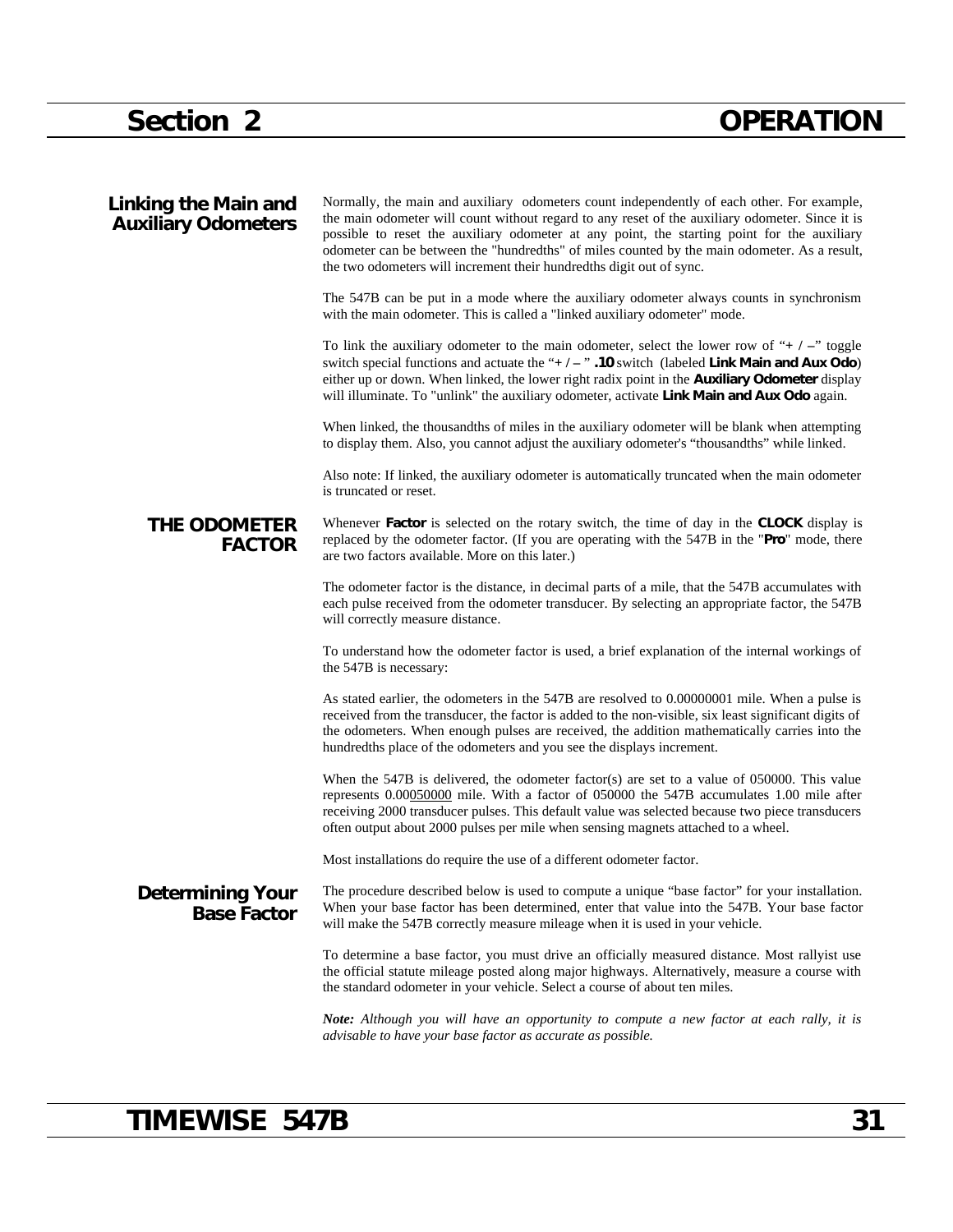## Linking the Main and Auxiliary Odometers

Normally, the main and auxiliary odometers count independently of each other. For example, the main odometer will count without regard to any reset of the auxiliary odometer. Since it is possible to reset the auxiliary odometer at any point, the starting point for the auxiliary odometer can be between the "hundredths" of miles counted by the main odometer. As a result, the two odometers will increment their hundredths digit out of sync.

The 547B can be put in a mode where the auxiliary odometer always counts in synchronism with the main odometer. This is called a "linked auxiliary odometer" mode.

To link the auxiliary odometer to the main odometer, select the lower row of "**+ / –**" toggle switch special functions and actuate the "**+ / –** " **.10** switch (labeled **Link Main and Aux Odo**) either up or down. When linked, the lower right radix point in the **Auxiliary Odometer** display will illuminate. To "unlink" the auxiliary odometer, activate **Link Main and Aux Odo** again.

When linked, the thousandths of miles in the auxiliary odometer will be blank when attempting to display them. Also, you cannot adjust the auxiliary odometer's "thousandths" while linked.

Also note: If linked, the auxiliary odometer is automatically truncated when the main odometer is truncated or reset.

## THE ODOMETER FACTOR

Whenever **Factor** is selected on the rotary switch, the time of day in the **CLOCK** display is replaced by the odometer factor. (If you are operating with the 547B in the "**Pro**" mode, there are two factors available. More on this later.)

The odometer factor is the distance, in decimal parts of a mile, that the 547B accumulates with each pulse received from the odometer transducer. By selecting an appropriate factor, the 547B will correctly measure distance.

To understand how the odometer factor is used, a brief explanation of the internal workings of the 547B is necessary:

As stated earlier, the odometers in the 547B are resolved to 0.00000001 mile. When a pulse is received from the transducer, the factor is added to the non-visible, six least significant digits of the odometers. When enough pulses are received, the addition mathematically carries into the hundredths place of the odometers and you see the displays increment.

When the 547B is delivered, the odometer factor(s) are set to a value of 050000. This value represents 0.00<u>050000</u> mile. With a factor of 050000 the 547B accumulates 1.00 mile after receiving 2000 transducer pulses. This default value was selected because two piece transducers often output about 2000 pulses per mile when sensing magnets attached to a wheel.

Most installations do require the use of a different odometer factor.

### Determining Your Base Factor

The procedure described below is used to compute a unique "base factor" for your installation. When your base factor has been determined, enter that value into the 547B. Your base factor will make the 547B correctly measure mileage when it is used in your vehicle.

To determine a base factor, you must drive an officially measured distance. Most rallyist use the official statute mileage posted along major highways. Alternatively, measure a course with the standard odometer in your vehicle. Select a course of about ten miles.

***Note:*** *Although you will have an opportunity to compute a new factor at each rally, it is advisable to have your base factor as accurate as possible.*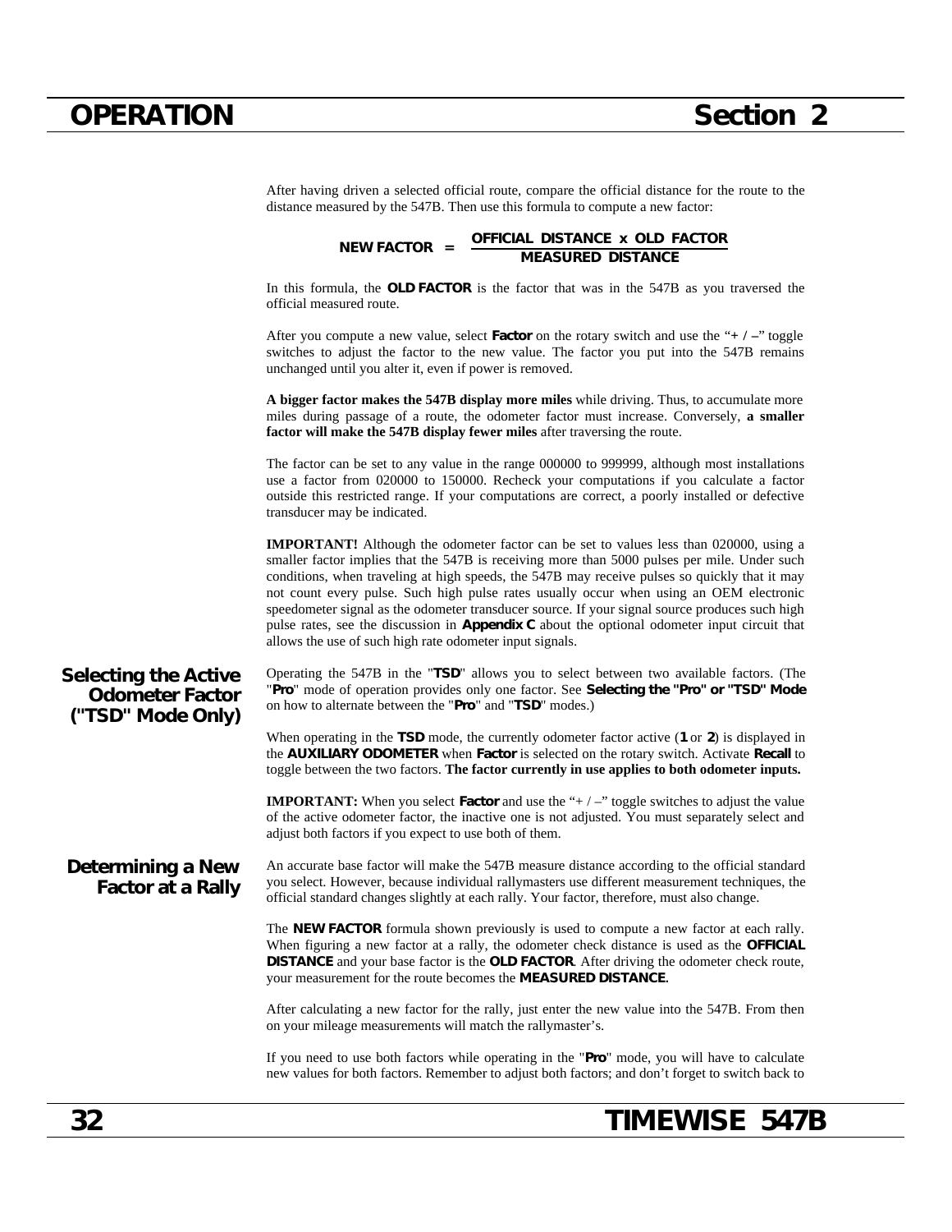After having driven a selected official route, compare the official distance for the route to the distance measured by the 547B. Then use this formula to compute a new factor:

$$\textbf{NEW FACTOR} = \frac{\textbf{OFFICIAL DISTANCE} \times \textbf{OLD FACTOR}}{\textbf{MEASURED DISTANCE}}$$

In this formula, the **OLD FACTOR** is the factor that was in the 547B as you traversed the official measured route.

After you compute a new value, select **Factor** on the rotary switch and use the "**+ / –**" toggle switches to adjust the factor to the new value. The factor you put into the 547B remains unchanged until you alter it, even if power is removed.

**A bigger factor makes the 547B display more miles** while driving. Thus, to accumulate more miles during passage of a route, the odometer factor must increase. Conversely, **a smaller factor will make the 547B display fewer miles** after traversing the route.

The factor can be set to any value in the range 000000 to 999999, although most installations use a factor from 020000 to 150000. Recheck your computations if you calculate a factor outside this restricted range. If your computations are correct, a poorly installed or defective transducer may be indicated.

**IMPORTANT!** Although the odometer factor can be set to values less than 020000, using a smaller factor implies that the 547B is receiving more than 5000 pulses per mile. Under such conditions, when traveling at high speeds, the 547B may receive pulses so quickly that it may not count every pulse. Such high pulse rates usually occur when using an OEM electronic speedometer signal as the odometer transducer source. If your signal source produces such high pulse rates, see the discussion in **Appendix C** about the optional odometer input circuit that allows the use of such high rate odometer input signals.

## Selecting the Active Odometer Factor ("TSD" Mode Only)

Operating the 547B in the "**TSD**" allows you to select between two available factors. (The "**Pro**" mode of operation provides only one factor. See **Selecting the "Pro" or "TSD" Mode** on how to alternate between the "**Pro**" and "**TSD**" modes.)

When operating in the **TSD** mode, the currently odometer factor active (**1** or **2**) is displayed in the **AUXILIARY ODOMETER** when **Factor** is selected on the rotary switch. Activate **Recall** to toggle between the two factors. **The factor currently in use applies to both odometer inputs.**

**IMPORTANT:** When you select **Factor** and use the "+ / –" toggle switches to adjust the value of the active odometer factor, the inactive one is not adjusted. You must separately select and adjust both factors if you expect to use both of them.

## Determining a New Factor at a Rally

An accurate base factor will make the 547B measure distance according to the official standard you select. However, because individual rallymasters use different measurement techniques, the official standard changes slightly at each rally. Your factor, therefore, must also change.

The **NEW FACTOR** formula shown previously is used to compute a new factor at each rally. When figuring a new factor at a rally, the odometer check distance is used as the **OFFICIAL DISTANCE** and your base factor is the **OLD FACTOR**. After driving the odometer check route, your measurement for the route becomes the **MEASURED DISTANCE**.

After calculating a new factor for the rally, just enter the new value into the 547B. From then on your mileage measurements will match the rallymaster's.

If you need to use both factors while operating in the "**Pro**" mode, you will have to calculate new values for both factors. Remember to adjust both factors; and don't forget to switch back to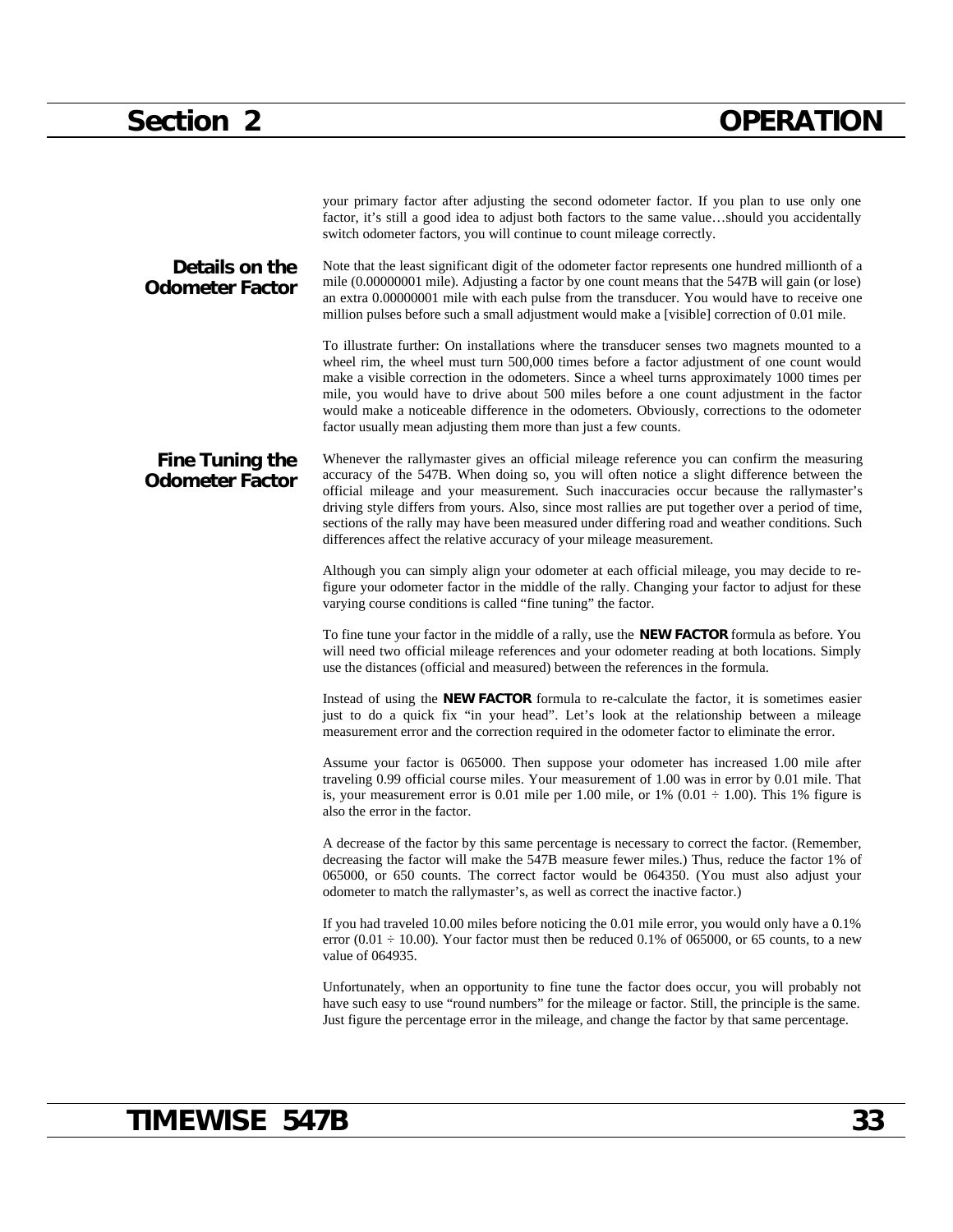your primary factor after adjusting the second odometer factor. If you plan to use only one factor, it's still a good idea to adjust both factors to the same value…should you accidentally switch odometer factors, you will continue to count mileage correctly.

### Details on the Odometer Factor

Note that the least significant digit of the odometer factor represents one hundred millionth of a mile (0.00000001 mile). Adjusting a factor by one count means that the 547B will gain (or lose) an extra 0.00000001 mile with each pulse from the transducer. You would have to receive one million pulses before such a small adjustment would make a [visible] correction of 0.01 mile.

To illustrate further: On installations where the transducer senses two magnets mounted to a wheel rim, the wheel must turn 500,000 times before a factor adjustment of one count would make a visible correction in the odometers. Since a wheel turns approximately 1000 times per mile, you would have to drive about 500 miles before a one count adjustment in the factor would make a noticeable difference in the odometers. Obviously, corrections to the odometer factor usually mean adjusting them more than just a few counts.

### Fine Tuning the Odometer Factor

Whenever the rallymaster gives an official mileage reference you can confirm the measuring accuracy of the 547B. When doing so, you will often notice a slight difference between the official mileage and your measurement. Such inaccuracies occur because the rallymaster's driving style differs from yours. Also, since most rallies are put together over a period of time, sections of the rally may have been measured under differing road and weather conditions. Such differences affect the relative accuracy of your mileage measurement.

Although you can simply align your odometer at each official mileage, you may decide to re-figure your odometer factor in the middle of the rally. Changing your factor to adjust for these varying course conditions is called "fine tuning" the factor.

To fine tune your factor in the middle of a rally, use the **NEW FACTOR** formula as before. You will need two official mileage references and your odometer reading at both locations. Simply use the distances (official and measured) between the references in the formula.

Instead of using the **NEW FACTOR** formula to re-calculate the factor, it is sometimes easier just to do a quick fix "in your head". Let's look at the relationship between a mileage measurement error and the correction required in the odometer factor to eliminate the error.

Assume your factor is 065000. Then suppose your odometer has increased 1.00 mile after traveling 0.99 official course miles. Your measurement of 1.00 was in error by 0.01 mile. That is, your measurement error is 0.01 mile per 1.00 mile, or 1% (0.01 ÷ 1.00). This 1% figure is also the error in the factor.

A decrease of the factor by this same percentage is necessary to correct the factor. (Remember, decreasing the factor will make the 547B measure fewer miles.) Thus, reduce the factor 1% of 065000, or 650 counts. The correct factor would be 064350. (You must also adjust your odometer to match the rallymaster's, as well as correct the inactive factor.)

If you had traveled 10.00 miles before noticing the 0.01 mile error, you would only have a 0.1% error (0.01 ÷ 10.00). Your factor must then be reduced 0.1% of 065000, or 65 counts, to a new value of 064935.

Unfortunately, when an opportunity to fine tune the factor does occur, you will probably not have such easy to use "round numbers" for the mileage or factor. Still, the principle is the same. Just figure the percentage error in the mileage, and change the factor by that same percentage.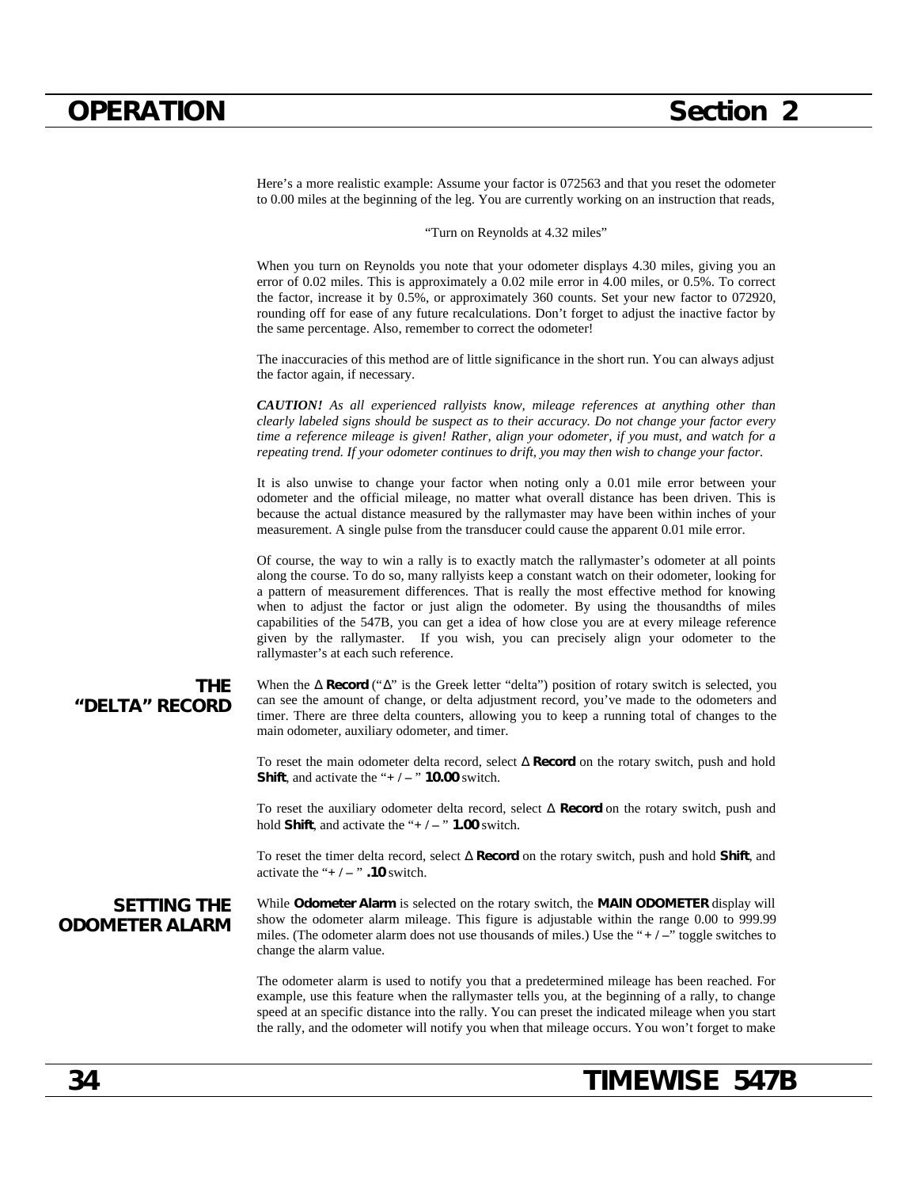Here's a more realistic example: Assume your factor is 072563 and that you reset the odometer to 0.00 miles at the beginning of the leg. You are currently working on an instruction that reads,

"Turn on Reynolds at 4.32 miles"

When you turn on Reynolds you note that your odometer displays 4.30 miles, giving you an error of 0.02 miles. This is approximately a 0.02 mile error in 4.00 miles, or 0.5%. To correct the factor, increase it by 0.5%, or approximately 360 counts. Set your new factor to 072920, rounding off for ease of any future recalculations. Don't forget to adjust the inactive factor by the same percentage. Also, remember to correct the odometer!

The inaccuracies of this method are of little significance in the short run. You can always adjust the factor again, if necessary.

***CAUTION!*** *As all experienced rallyists know, mileage references at anything other than clearly labeled signs should be suspect as to their accuracy. Do not change your factor every time a reference mileage is given! Rather, align your odometer, if you must, and watch for a repeating trend. If your odometer continues to drift, you may then wish to change your factor.*

It is also unwise to change your factor when noting only a 0.01 mile error between your odometer and the official mileage, no matter what overall distance has been driven. This is because the actual distance measured by the rallymaster may have been within inches of your measurement. A single pulse from the transducer could cause the apparent 0.01 mile error.

Of course, the way to win a rally is to exactly match the rallymaster's odometer at all points along the course. To do so, many rallyists keep a constant watch on their odometer, looking for a pattern of measurement differences. That is really the most effective method for knowing when to adjust the factor or just align the odometer. By using the thousandths of miles capabilities of the 547B, you can get a idea of how close you are at every mileage reference given by the rallymaster. If you wish, you can precisely align your odometer to the rallymaster's at each such reference.

## THE "DELTA" RECORD

When the **Δ Record** ("Δ" is the Greek letter "delta") position of rotary switch is selected, you can see the amount of change, or delta adjustment record, you've made to the odometers and timer. There are three delta counters, allowing you to keep a running total of changes to the main odometer, auxiliary odometer, and timer.

To reset the main odometer delta record, select **Δ Record** on the rotary switch, push and hold **Shift**, and activate the "**+ / –** " **10.00** switch.

To reset the auxiliary odometer delta record, select **Δ Record** on the rotary switch, push and hold **Shift**, and activate the "**+ / –** " **1.00** switch.

To reset the timer delta record, select **Δ Record** on the rotary switch, push and hold **Shift**, and activate the "**+ / –** " **.10** switch.

## SETTING THE ODOMETER ALARM

While **Odometer Alarm** is selected on the rotary switch, the **MAIN ODOMETER** display will show the odometer alarm mileage. This figure is adjustable within the range 0.00 to 999.99 miles. (The odometer alarm does not use thousands of miles.) Use the "**+ / –**" toggle switches to change the alarm value.

The odometer alarm is used to notify you that a predetermined mileage has been reached. For example, use this feature when the rallymaster tells you, at the beginning of a rally, to change speed at an specific distance into the rally. You can preset the indicated mileage when you start the rally, and the odometer will notify you when that mileage occurs. You won't forget to make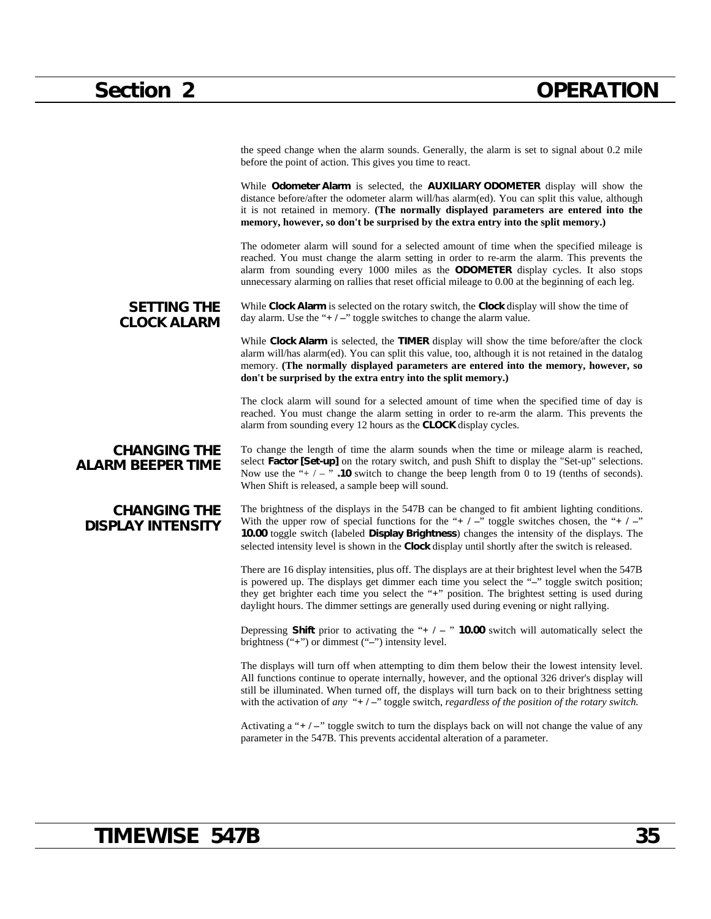the speed change when the alarm sounds. Generally, the alarm is set to signal about 0.2 mile before the point of action. This gives you time to react.

While **Odometer Alarm** is selected, the **AUXILIARY ODOMETER** display will show the distance before/after the odometer alarm will/has alarm(ed). You can split this value, although it is not retained in memory. **(The normally displayed parameters are entered into the memory, however, so don't be surprised by the extra entry into the split memory.)**

The odometer alarm will sound for a selected amount of time when the specified mileage is reached. You must change the alarm setting in order to re-arm the alarm. This prevents the alarm from sounding every 1000 miles as the **ODOMETER** display cycles. It also stops unnecessary alarming on rallies that reset official mileage to 0.00 at the beginning of each leg.

## SETTING THE CLOCK ALARM

While **Clock Alarm** is selected on the rotary switch, the **Clock** display will show the time of day alarm. Use the "**+ / –**" toggle switches to change the alarm value.

While **Clock Alarm** is selected, the **TIMER** display will show the time before/after the clock alarm will/has alarm(ed). You can split this value, too, although it is not retained in the datalog memory. **(The normally displayed parameters are entered into the memory, however, so don't be surprised by the extra entry into the split memory.)**

The clock alarm will sound for a selected amount of time when the specified time of day is reached. You must change the alarm setting in order to re-arm the alarm. This prevents the alarm from sounding every 12 hours as the **CLOCK** display cycles.

## CHANGING THE ALARM BEEPER TIME

To change the length of time the alarm sounds when the time or mileage alarm is reached, select **Factor [Set-up]** on the rotary switch, and push Shift to display the "Set-up" selections. Now use the "+ / – " **.10** switch to change the beep length from 0 to 19 (tenths of seconds). When Shift is released, a sample beep will sound.

## CHANGING THE DISPLAY INTENSITY

The brightness of the displays in the 547B can be changed to fit ambient lighting conditions. With the upper row of special functions for the "**+ / –**" toggle switches chosen, the "**+ / –**" **10.00** toggle switch (labeled **Display Brightness**) changes the intensity of the displays. The selected intensity level is shown in the **Clock** display until shortly after the switch is released.

There are 16 display intensities, plus off. The displays are at their brightest level when the 547B is powered up. The displays get dimmer each time you select the "**–**" toggle switch position; they get brighter each time you select the "**+**" position. The brightest setting is used during daylight hours. The dimmer settings are generally used during evening or night rallying.

Depressing **Shift** prior to activating the "**+ / –** " **10.00** switch will automatically select the brightness ("**+**") or dimmest ("**–**") intensity level.

The displays will turn off when attempting to dim them below their the lowest intensity level. All functions continue to operate internally, however, and the optional 326 driver's display will still be illuminated. When turned off, the displays will turn back on to their brightness setting with the activation of *any* "**+ / –**" toggle switch, *regardless of the position of the rotary switch.*

Activating a "**+ / –**" toggle switch to turn the displays back on will not change the value of any parameter in the 547B. This prevents accidental alteration of a parameter.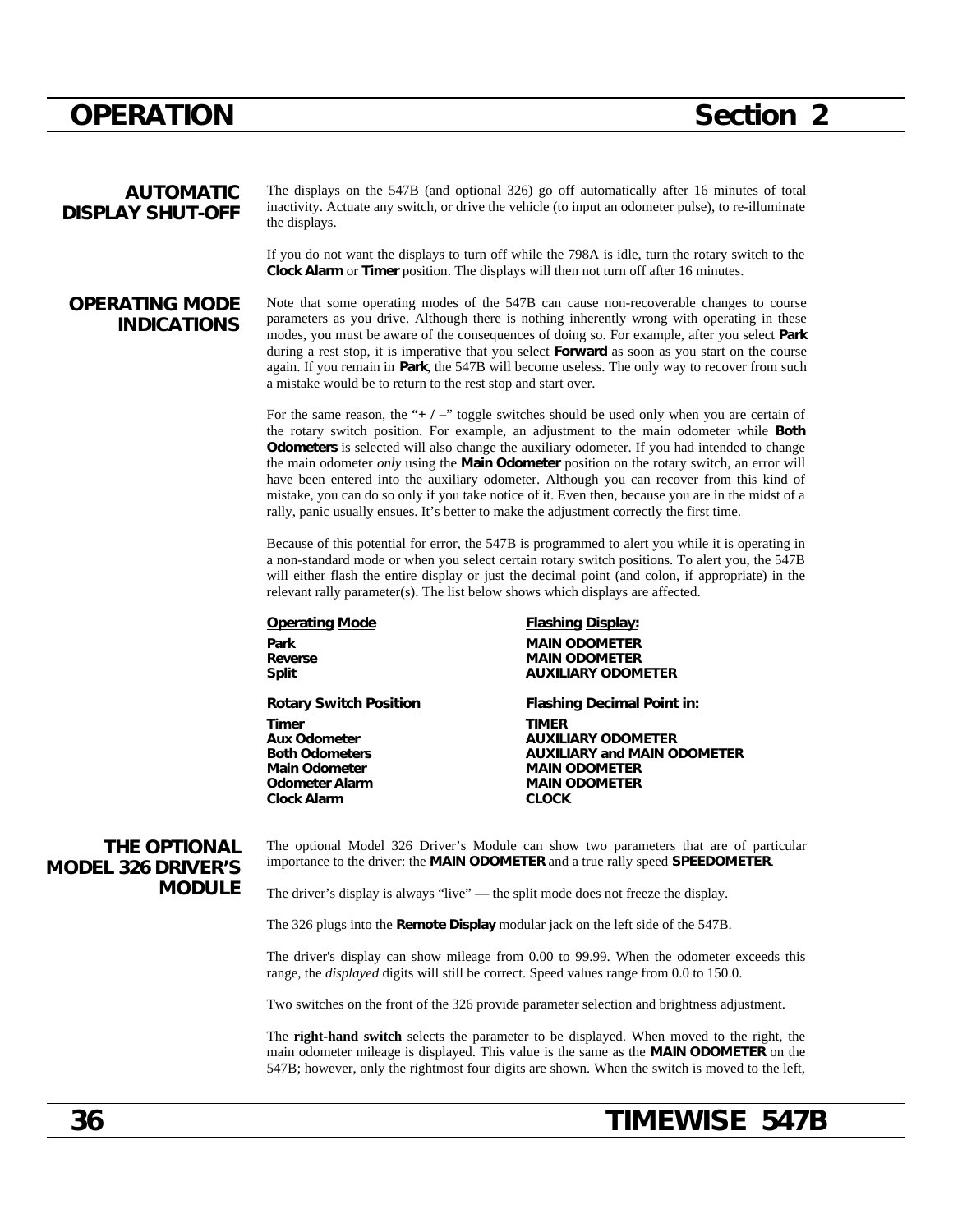## AUTOMATIC DISPLAY SHUT-OFF

The displays on the 547B (and optional 326) go off automatically after 16 minutes of total inactivity. Actuate any switch, or drive the vehicle (to input an odometer pulse), to re-illuminate the displays.

If you do not want the displays to turn off while the 798A is idle, turn the rotary switch to the **Clock Alarm** or **Timer** position. The displays will then not turn off after 16 minutes.

## OPERATING MODE INDICATIONS

Note that some operating modes of the 547B can cause non-recoverable changes to course parameters as you drive. Although there is nothing inherently wrong with operating in these modes, you must be aware of the consequences of doing so. For example, after you select **Park** during a rest stop, it is imperative that you select **Forward** as soon as you start on the course again. If you remain in **Park**, the 547B will become useless. The only way to recover from such a mistake would be to return to the rest stop and start over.

For the same reason, the "**+ / –**" toggle switches should be used only when you are certain of the rotary switch position. For example, an adjustment to the main odometer while **Both Odometers** is selected will also change the auxiliary odometer. If you had intended to change the main odometer *only* using the **Main Odometer** position on the rotary switch, an error will have been entered into the auxiliary odometer. Although you can recover from this kind of mistake, you can do so only if you take notice of it. Even then, because you are in the midst of a rally, panic usually ensues. It's better to make the adjustment correctly the first time.

Because of this potential for error, the 547B is programmed to alert you while it is operating in a non-standard mode or when you select certain rotary switch positions. To alert you, the 547B will either flash the entire display or just the decimal point (and colon, if appropriate) in the relevant rally parameter(s). The list below shows which displays are affected.

| Operating Mode | Flashing Display: |
|---|---|
| **Park** | **MAIN ODOMETER** |
| **Reverse** | **MAIN ODOMETER** |
| **Split** | **AUXILIARY ODOMETER** |

| Rotary Switch Position | Flashing Decimal Point in: |
|---|---|
| **Timer** | **TIMER** |
| **Aux Odometer** | **AUXILIARY ODOMETER** |
| **Both Odometers** | **AUXILIARY and MAIN ODOMETER** |
| **Main Odometer** | **MAIN ODOMETER** |
| **Odometer Alarm** | **MAIN ODOMETER** |
| **Clock Alarm** | **CLOCK** |

## THE OPTIONAL MODEL 326 DRIVER'S MODULE

The optional Model 326 Driver's Module can show two parameters that are of particular importance to the driver: the **MAIN ODOMETER** and a true rally speed **SPEEDOMETER**.

The driver's display is always "live" — the split mode does not freeze the display.

The 326 plugs into the **Remote Display** modular jack on the left side of the 547B.

The driver's display can show mileage from 0.00 to 99.99. When the odometer exceeds this range, the *displayed* digits will still be correct. Speed values range from 0.0 to 150.0.

Two switches on the front of the 326 provide parameter selection and brightness adjustment.

The **right-hand switch** selects the parameter to be displayed. When moved to the right, the main odometer mileage is displayed. This value is the same as the **MAIN ODOMETER** on the 547B; however, only the rightmost four digits are shown. When the switch is moved to the left,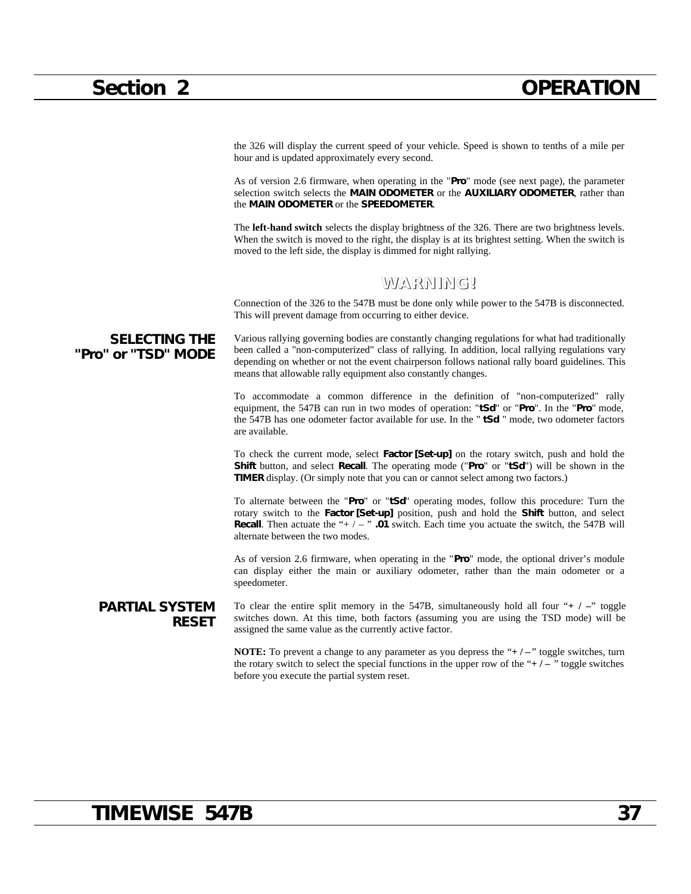the 326 will display the current speed of your vehicle. Speed is shown to tenths of a mile per hour and is updated approximately every second.

As of version 2.6 firmware, when operating in the "**Pro**" mode (see next page), the parameter selection switch selects the **MAIN ODOMETER** or the **AUXILIARY ODOMETER**, rather than the **MAIN ODOMETER** or the **SPEEDOMETER**.

The **left-hand switch** selects the display brightness of the 326. There are two brightness levels. When the switch is moved to the right, the display is at its brightest setting. When the switch is moved to the left side, the display is dimmed for night rallying.

**WARNING!**

Connection of the 326 to the 547B must be done only while power to the 547B is disconnected. This will prevent damage from occurring to either device.

## SELECTING THE "Pro" or "TSD" MODE

Various rallying governing bodies are constantly changing regulations for what had traditionally been called a "non-computerized" class of rallying. In addition, local rallying regulations vary depending on whether or not the event chairperson follows national rally board guidelines. This means that allowable rally equipment also constantly changes.

To accommodate a common difference in the definition of "non-computerized" rally equipment, the 547B can run in two modes of operation: "**tSd**" or "**Pro**". In the "**Pro**" mode, the 547B has one odometer factor available for use. In the " **tSd** " mode, two odometer factors are available.

To check the current mode, select **Factor [Set-up]** on the rotary switch, push and hold the **Shift** button, and select **Recall**. The operating mode ("**Pro**" or "**tSd**") will be shown in the **TIMER** display. (Or simply note that you can or cannot select among two factors.)

To alternate between the "**Pro**" or "**tSd**" operating modes, follow this procedure: Turn the rotary switch to the **Factor [Set-up]** position, push and hold the **Shift** button, and select **Recall**. Then actuate the "+ / – " **.01** switch. Each time you actuate the switch, the 547B will alternate between the two modes.

As of version 2.6 firmware, when operating in the "**Pro**" mode, the optional driver's module can display either the main or auxiliary odometer, rather than the main odometer or a speedometer.

## PARTIAL SYSTEM RESET

To clear the entire split memory in the 547B, simultaneously hold all four "**+ / –**" toggle switches down. At this time, both factors (assuming you are using the TSD mode) will be assigned the same value as the currently active factor.

**NOTE:** To prevent a change to any parameter as you depress the "**+ / –**" toggle switches, turn the rotary switch to select the special functions in the upper row of the "**+ / –** " toggle switches before you execute the partial system reset.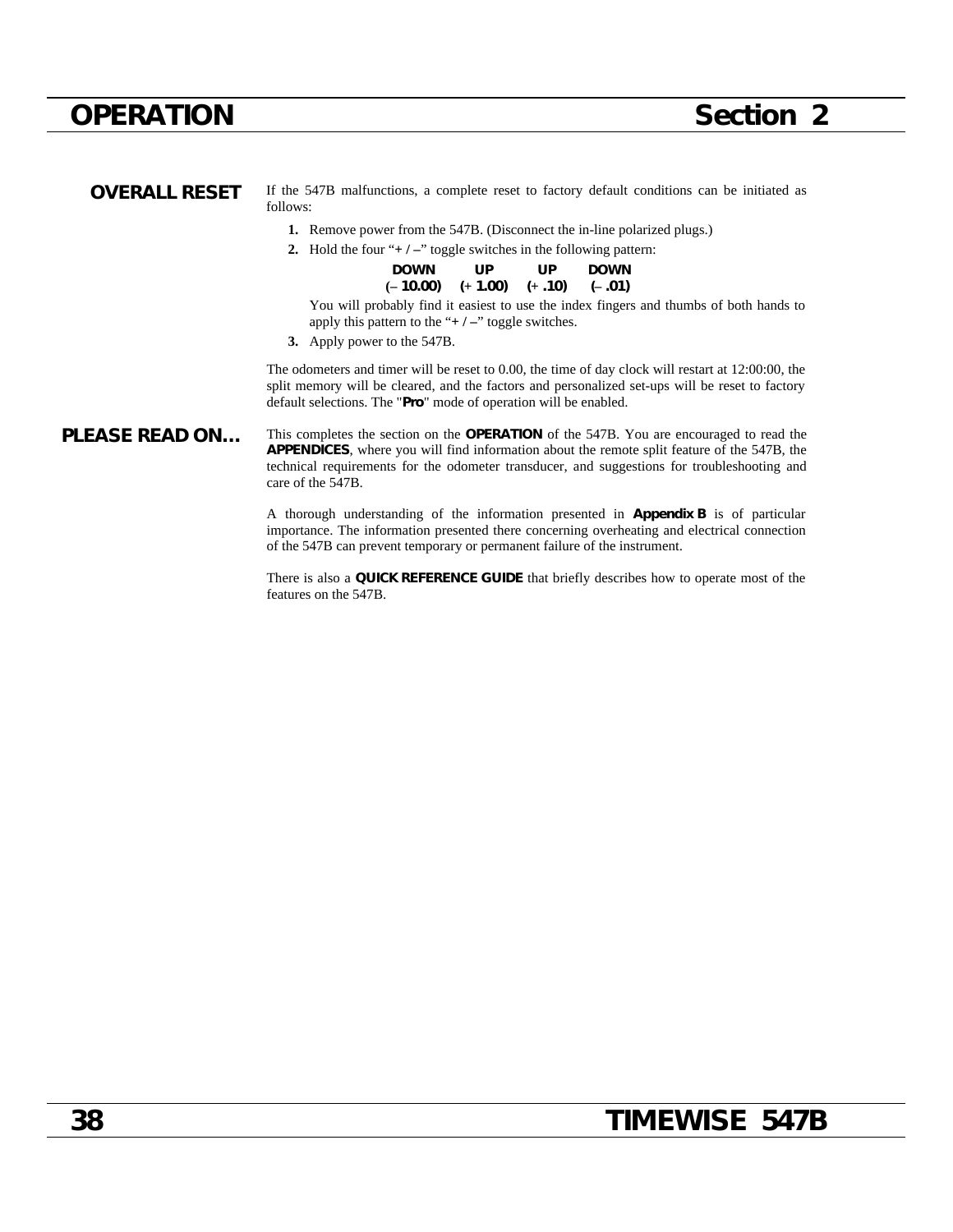## OVERALL RESET

If the 547B malfunctions, a complete reset to factory default conditions can be initiated as follows:

1. Remove power from the 547B. (Disconnect the in-line polarized plugs.)
2. Hold the four "**+ / –**" toggle switches in the following pattern:

   | DOWN | UP | UP | DOWN |
   |---|---|---|---|
   | (– **10.00**) | (+ **1.00**) | (+ **.10**) | (– **.01**) |

   You will probably find it easiest to use the index fingers and thumbs of both hands to apply this pattern to the "**+ / –**" toggle switches.
3. Apply power to the 547B.

The odometers and timer will be reset to 0.00, the time of day clock will restart at 12:00:00, the split memory will be cleared, and the factors and personalized set-ups will be reset to factory default selections. The "***Pro***" mode of operation will be enabled.

## PLEASE READ ON…

This completes the section on the **OPERATION** of the 547B. You are encouraged to read the **APPENDICES**, where you will find information about the remote split feature of the 547B, the technical requirements for the odometer transducer, and suggestions for troubleshooting and care of the 547B.

A thorough understanding of the information presented in **Appendix B** is of particular importance. The information presented there concerning overheating and electrical connection of the 547B can prevent temporary or permanent failure of the instrument.

There is also a **QUICK REFERENCE GUIDE** that briefly describes how to operate most of the features on the 547B.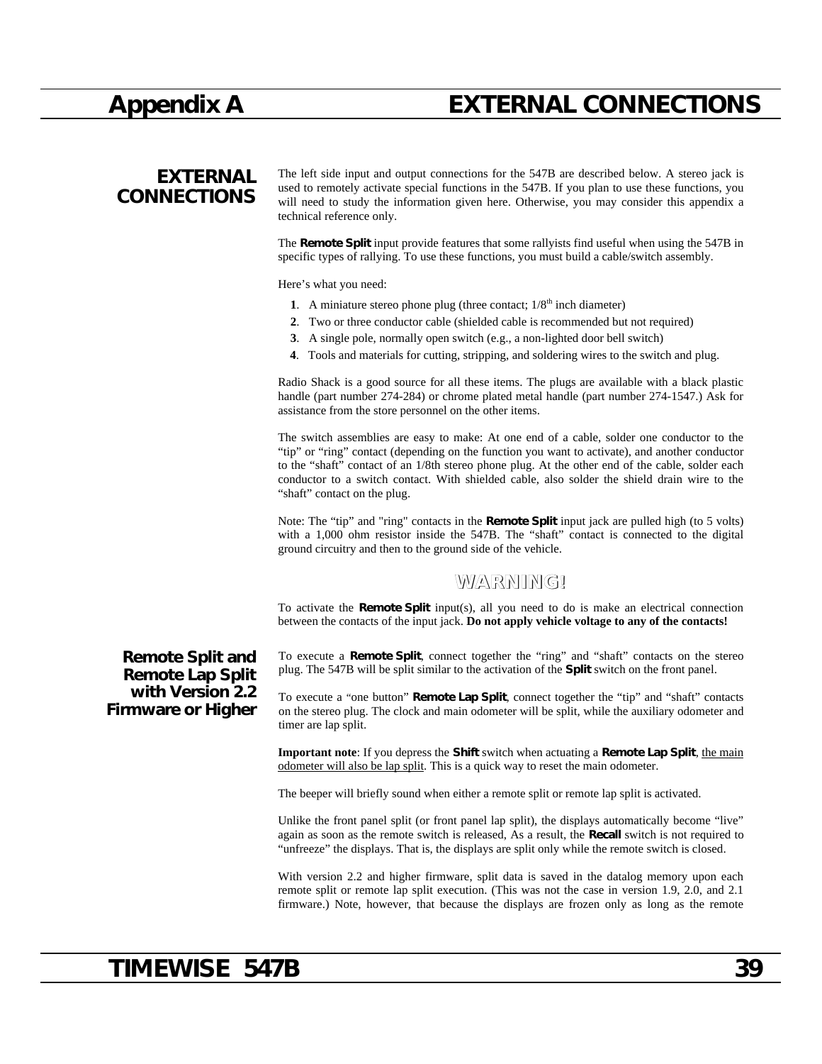# Appendix A EXTERNAL CONNECTIONS

## EXTERNAL CONNECTIONS

The left side input and output connections for the 547B are described below. A stereo jack is used to remotely activate special functions in the 547B. If you plan to use these functions, you will need to study the information given here. Otherwise, you may consider this appendix a technical reference only.

The **Remote Split** input provide features that some rallyists find useful when using the 547B in specific types of rallying. To use these functions, you must build a cable/switch assembly.

Here's what you need:

**1**. A miniature stereo phone plug (three contact; 1/8th inch diameter)

**2**. Two or three conductor cable (shielded cable is recommended but not required)

**3**. A single pole, normally open switch (e.g., a non-lighted door bell switch)

**4**. Tools and materials for cutting, stripping, and soldering wires to the switch and plug.

Radio Shack is a good source for all these items. The plugs are available with a black plastic handle (part number 274-284) or chrome plated metal handle (part number 274-1547.) Ask for assistance from the store personnel on the other items.

The switch assemblies are easy to make: At one end of a cable, solder one conductor to the "tip" or "ring" contact (depending on the function you want to activate), and another conductor to the "shaft" contact of an 1/8th stereo phone plug. At the other end of the cable, solder each conductor to a switch contact. With shielded cable, also solder the shield drain wire to the "shaft" contact on the plug.

Note: The "tip" and "ring" contacts in the **Remote Split** input jack are pulled high (to 5 volts) with a 1,000 ohm resistor inside the 547B. The "shaft" contact is connected to the digital ground circuitry and then to the ground side of the vehicle.

**WARNING!**

To activate the **Remote Split** input(s), all you need to do is make an electrical connection between the contacts of the input jack. **Do not apply vehicle voltage to any of the contacts!**

## Remote Split and Remote Lap Split with Version 2.2 Firmware or Higher

To execute a **Remote Split**, connect together the "ring" and "shaft" contacts on the stereo plug. The 547B will be split similar to the activation of the **Split** switch on the front panel.

To execute a "one button" **Remote Lap Split**, connect together the "tip" and "shaft" contacts on the stereo plug. The clock and main odometer will be split, while the auxiliary odometer and timer are lap split.

**Important note**: If you depress the **Shift** switch when actuating a **Remote Lap Split**, <u>the main odometer will also be lap split</u>. This is a quick way to reset the main odometer.

The beeper will briefly sound when either a remote split or remote lap split is activated.

Unlike the front panel split (or front panel lap split), the displays automatically become "live" again as soon as the remote switch is released, As a result, the **Recall** switch is not required to "unfreeze" the displays. That is, the displays are split only while the remote switch is closed.

With version 2.2 and higher firmware, split data is saved in the datalog memory upon each remote split or remote lap split execution. (This was not the case in version 1.9, 2.0, and 2.1 firmware.) Note, however, that because the displays are frozen only as long as the remote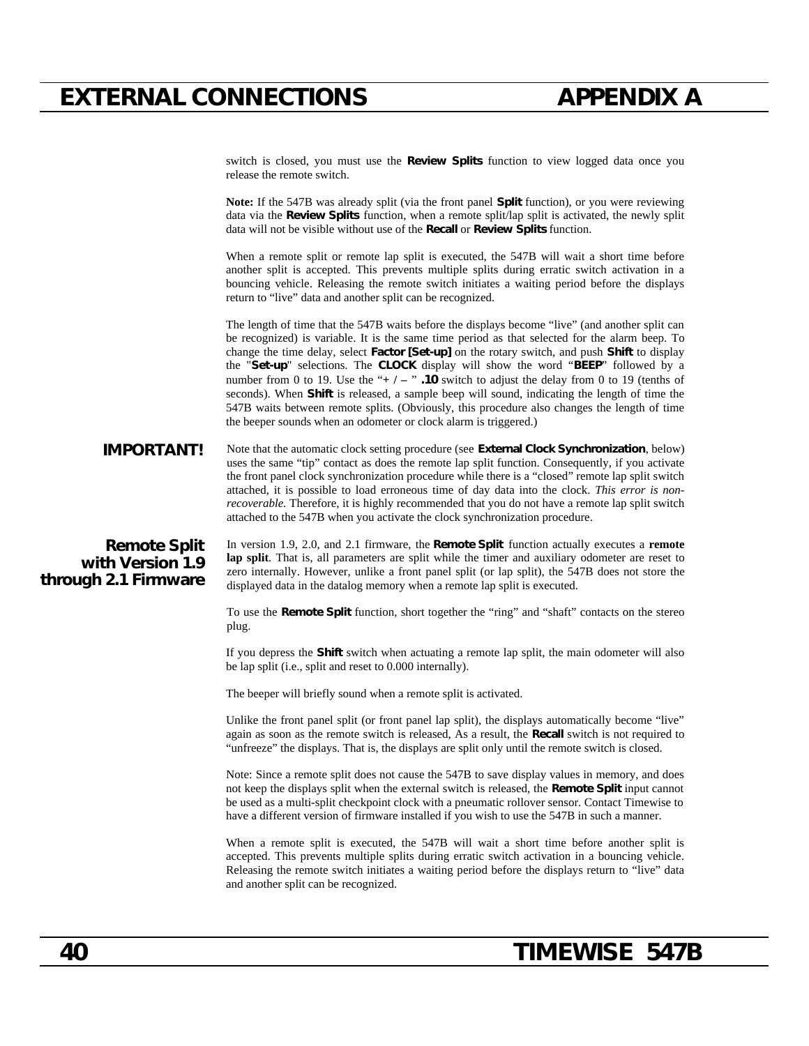switch is closed, you must use the **Review Splits** function to view logged data once you release the remote switch.

**Note:** If the 547B was already split (via the front panel **Split** function), or you were reviewing data via the **Review Splits** function, when a remote split/lap split is activated, the newly split data will not be visible without use of the **Recall** or **Review Splits** function.

When a remote split or remote lap split is executed, the 547B will wait a short time before another split is accepted. This prevents multiple splits during erratic switch activation in a bouncing vehicle. Releasing the remote switch initiates a waiting period before the displays return to "live" data and another split can be recognized.

The length of time that the 547B waits before the displays become "live" (and another split can be recognized) is variable. It is the same time period as that selected for the alarm beep. To change the time delay, select **Factor [Set-up]** on the rotary switch, and push **Shift** to display the "**Set-up**" selections. The **CLOCK** display will show the word "**BEEP**" followed by a number from 0 to 19. Use the "**+ / –** " **.10** switch to adjust the delay from 0 to 19 (tenths of seconds). When **Shift** is released, a sample beep will sound, indicating the length of time the 547B waits between remote splits. (Obviously, this procedure also changes the length of time the beeper sounds when an odometer or clock alarm is triggered.)

**IMPORTANT!**

Note that the automatic clock setting procedure (see **External Clock Synchronization**, below) uses the same "tip" contact as does the remote lap split function. Consequently, if you activate the front panel clock synchronization procedure while there is a "closed" remote lap split switch attached, it is possible to load erroneous time of day data into the clock. *This error is non-recoverable.* Therefore, it is highly recommended that you do not have a remote lap split switch attached to the 547B when you activate the clock synchronization procedure.

### Remote Split with Version 1.9 through 2.1 Firmware

In version 1.9, 2.0, and 2.1 firmware, the **Remote Split** function actually executes a **remote lap split**. That is, all parameters are split while the timer and auxiliary odometer are reset to zero internally. However, unlike a front panel split (or lap split), the 547B does not store the displayed data in the datalog memory when a remote lap split is executed.

To use the **Remote Split** function, short together the "ring" and "shaft" contacts on the stereo plug.

If you depress the **Shift** switch when actuating a remote lap split, the main odometer will also be lap split (i.e., split and reset to 0.000 internally).

The beeper will briefly sound when a remote split is activated.

Unlike the front panel split (or front panel lap split), the displays automatically become "live" again as soon as the remote switch is released, As a result, the **Recall** switch is not required to "unfreeze" the displays. That is, the displays are split only until the remote switch is closed.

Note: Since a remote split does not cause the 547B to save display values in memory, and does not keep the displays split when the external switch is released, the **Remote Split** input cannot be used as a multi-split checkpoint clock with a pneumatic rollover sensor. Contact Timewise to have a different version of firmware installed if you wish to use the 547B in such a manner.

When a remote split is executed, the 547B will wait a short time before another split is accepted. This prevents multiple splits during erratic switch activation in a bouncing vehicle. Releasing the remote switch initiates a waiting period before the displays return to "live" data and another split can be recognized.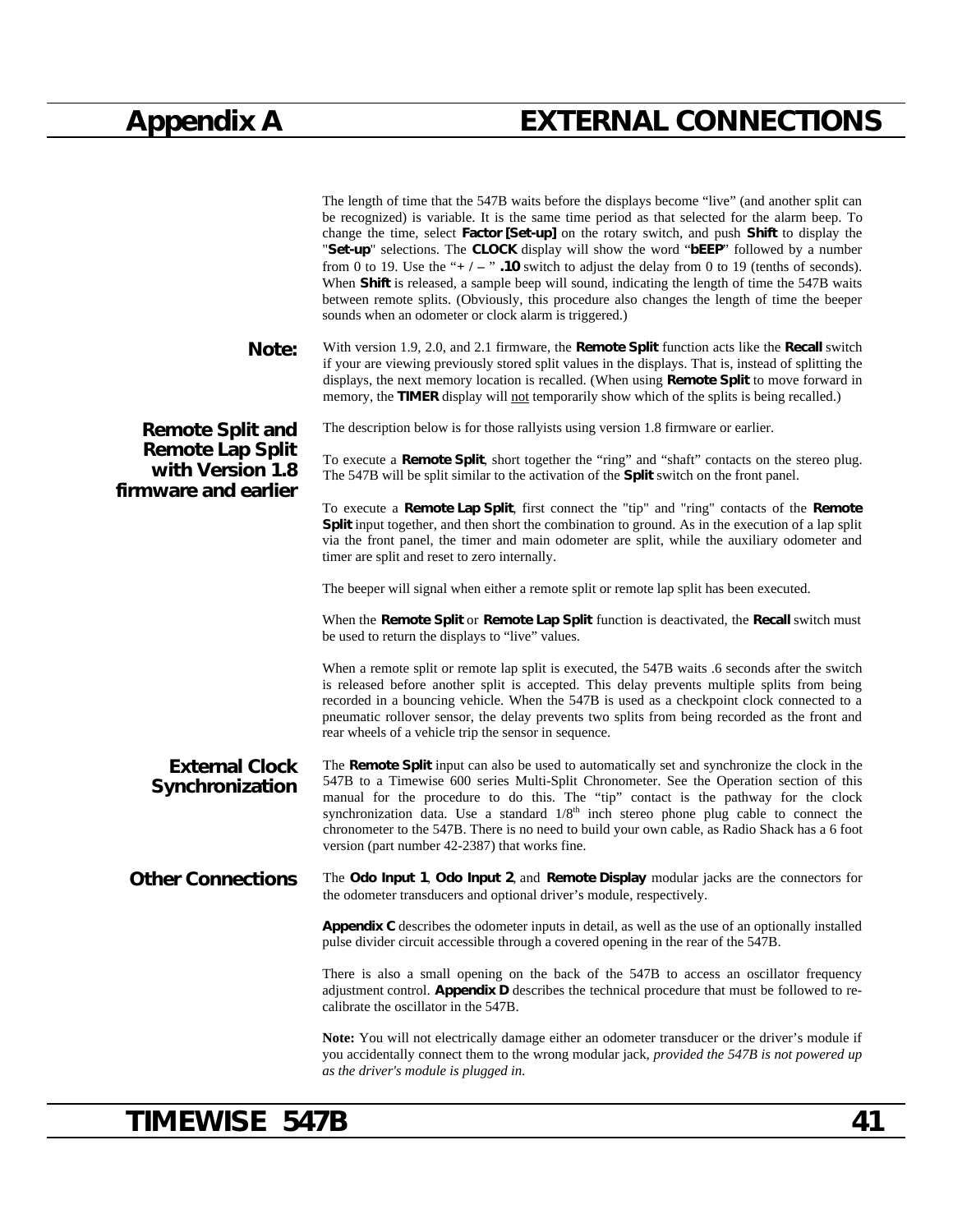# Appendix A EXTERNAL CONNECTIONS

The length of time that the 547B waits before the displays become "live" (and another split can be recognized) is variable. It is the same time period as that selected for the alarm beep. To change the time, select **Factor [Set-up]** on the rotary switch, and push **Shift** to display the "**Set-up**" selections. The **CLOCK** display will show the word "**bEEP**" followed by a number from 0 to 19. Use the "**+ / –** " **.10** switch to adjust the delay from 0 to 19 (tenths of seconds). When **Shift** is released, a sample beep will sound, indicating the length of time the 547B waits between remote splits. (Obviously, this procedure also changes the length of time the beeper sounds when an odometer or clock alarm is triggered.)

**Note:** With version 1.9, 2.0, and 2.1 firmware, the **Remote Split** function acts like the **Recall** switch if your are viewing previously stored split values in the displays. That is, instead of splitting the displays, the next memory location is recalled. (When using **Remote Split** to move forward in memory, the **TIMER** display will not temporarily show which of the splits is being recalled.)

## Remote Split and Remote Lap Split with Version 1.8 firmware and earlier

The description below is for those rallyists using version 1.8 firmware or earlier.

To execute a **Remote Split**, short together the "ring" and "shaft" contacts on the stereo plug. The 547B will be split similar to the activation of the **Split** switch on the front panel.

To execute a **Remote Lap Split**, first connect the "tip" and "ring" contacts of the **Remote Split** input together, and then short the combination to ground. As in the execution of a lap split via the front panel, the timer and main odometer are split, while the auxiliary odometer and timer are split and reset to zero internally.

The beeper will signal when either a remote split or remote lap split has been executed.

When the **Remote Split** or **Remote Lap Split** function is deactivated, the **Recall** switch must be used to return the displays to "live" values.

When a remote split or remote lap split is executed, the 547B waits .6 seconds after the switch is released before another split is accepted. This delay prevents multiple splits from being recorded in a bouncing vehicle. When the 547B is used as a checkpoint clock connected to a pneumatic rollover sensor, the delay prevents two splits from being recorded as the front and rear wheels of a vehicle trip the sensor in sequence.

## External Clock Synchronization

The **Remote Split** input can also be used to automatically set and synchronize the clock in the 547B to a Timewise 600 series Multi-Split Chronometer. See the Operation section of this manual for the procedure to do this. The "tip" contact is the pathway for the clock synchronization data. Use a standard 1/8th inch stereo phone plug cable to connect the chronometer to the 547B. There is no need to build your own cable, as Radio Shack has a 6 foot version (part number 42-2387) that works fine.

## Other Connections

The **Odo Input 1**, **Odo Input 2**, and **Remote Display** modular jacks are the connectors for the odometer transducers and optional driver's module, respectively.

**Appendix C** describes the odometer inputs in detail, as well as the use of an optionally installed pulse divider circuit accessible through a covered opening in the rear of the 547B.

There is also a small opening on the back of the 547B to access an oscillator frequency adjustment control. **Appendix D** describes the technical procedure that must be followed to re-calibrate the oscillator in the 547B.

**Note:** You will not electrically damage either an odometer transducer or the driver's module if you accidentally connect them to the wrong modular jack, *provided the 547B is not powered up as the driver's module is plugged in.*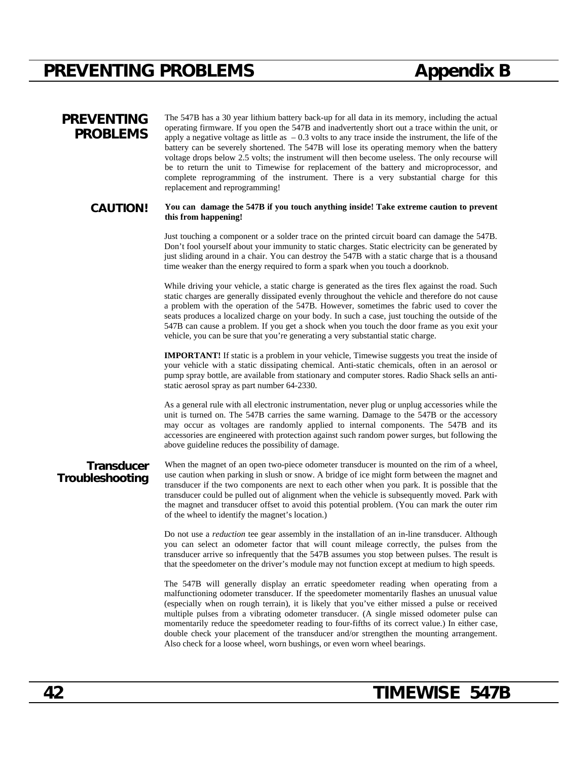# PREVENTING PROBLEMS — Appendix B

## PREVENTING PROBLEMS

The 547B has a 30 year lithium battery back-up for all data in its memory, including the actual operating firmware. If you open the 547B and inadvertently short out a trace within the unit, or apply a negative voltage as little as – 0.3 volts to any trace inside the instrument, the life of the battery can be severely shortened. The 547B will lose its operating memory when the battery voltage drops below 2.5 volts; the instrument will then become useless. The only recourse will be to return the unit to Timewise for replacement of the battery and microprocessor, and complete reprogramming of the instrument. There is a very substantial charge for this replacement and reprogramming!

### CAUTION!

**You can damage the 547B if you touch anything inside! Take extreme caution to prevent this from happening!**

Just touching a component or a solder trace on the printed circuit board can damage the 547B. Don't fool yourself about your immunity to static charges. Static electricity can be generated by just sliding around in a chair. You can destroy the 547B with a static charge that is a thousand time weaker than the energy required to form a spark when you touch a doorknob.

While driving your vehicle, a static charge is generated as the tires flex against the road. Such static charges are generally dissipated evenly throughout the vehicle and therefore do not cause a problem with the operation of the 547B. However, sometimes the fabric used to cover the seats produces a localized charge on your body. In such a case, just touching the outside of the 547B can cause a problem. If you get a shock when you touch the door frame as you exit your vehicle, you can be sure that you're generating a very substantial static charge.

**IMPORTANT!** If static is a problem in your vehicle, Timewise suggests you treat the inside of your vehicle with a static dissipating chemical. Anti-static chemicals, often in an aerosol or pump spray bottle, are available from stationary and computer stores. Radio Shack sells an anti-static aerosol spray as part number 64-2330.

As a general rule with all electronic instrumentation, never plug or unplug accessories while the unit is turned on. The 547B carries the same warning. Damage to the 547B or the accessory may occur as voltages are randomly applied to internal components. The 547B and its accessories are engineered with protection against such random power surges, but following the above guideline reduces the possibility of damage.

## Transducer Troubleshooting

When the magnet of an open two-piece odometer transducer is mounted on the rim of a wheel, use caution when parking in slush or snow. A bridge of ice might form between the magnet and transducer if the two components are next to each other when you park. It is possible that the transducer could be pulled out of alignment when the vehicle is subsequently moved. Park with the magnet and transducer offset to avoid this potential problem. (You can mark the outer rim of the wheel to identify the magnet's location.)

Do not use a *reduction* tee gear assembly in the installation of an in-line transducer. Although you can select an odometer factor that will count mileage correctly, the pulses from the transducer arrive so infrequently that the 547B assumes you stop between pulses. The result is that the speedometer on the driver's module may not function except at medium to high speeds.

The 547B will generally display an erratic speedometer reading when operating from a malfunctioning odometer transducer. If the speedometer momentarily flashes an unusual value (especially when on rough terrain), it is likely that you've either missed a pulse or received multiple pulses from a vibrating odometer transducer. (A single missed odometer pulse can momentarily reduce the speedometer reading to four-fifths of its correct value.) In either case, double check your placement of the transducer and/or strengthen the mounting arrangement. Also check for a loose wheel, worn bushings, or even worn wheel bearings.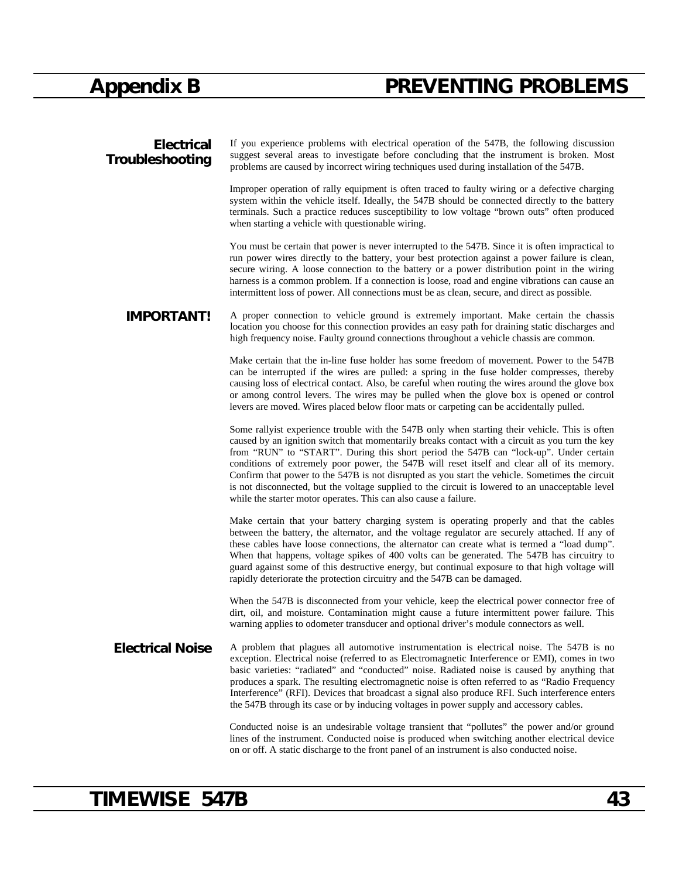# Appendix B PREVENTING PROBLEMS

## Electrical Troubleshooting

If you experience problems with electrical operation of the 547B, the following discussion suggest several areas to investigate before concluding that the instrument is broken. Most problems are caused by incorrect wiring techniques used during installation of the 547B.

Improper operation of rally equipment is often traced to faulty wiring or a defective charging system within the vehicle itself. Ideally, the 547B should be connected directly to the battery terminals. Such a practice reduces susceptibility to low voltage "brown outs" often produced when starting a vehicle with questionable wiring.

You must be certain that power is never interrupted to the 547B. Since it is often impractical to run power wires directly to the battery, your best protection against a power failure is clean, secure wiring. A loose connection to the battery or a power distribution point in the wiring harness is a common problem. If a connection is loose, road and engine vibrations can cause an intermittent loss of power. All connections must be as clean, secure, and direct as possible.

**IMPORTANT!** A proper connection to vehicle ground is extremely important. Make certain the chassis location you choose for this connection provides an easy path for draining static discharges and high frequency noise. Faulty ground connections throughout a vehicle chassis are common.

Make certain that the in-line fuse holder has some freedom of movement. Power to the 547B can be interrupted if the wires are pulled: a spring in the fuse holder compresses, thereby causing loss of electrical contact. Also, be careful when routing the wires around the glove box or among control levers. The wires may be pulled when the glove box is opened or control levers are moved. Wires placed below floor mats or carpeting can be accidentally pulled.

Some rallyist experience trouble with the 547B only when starting their vehicle. This is often caused by an ignition switch that momentarily breaks contact with a circuit as you turn the key from "RUN" to "START". During this short period the 547B can "lock-up". Under certain conditions of extremely poor power, the 547B will reset itself and clear all of its memory. Confirm that power to the 547B is not disrupted as you start the vehicle. Sometimes the circuit is not disconnected, but the voltage supplied to the circuit is lowered to an unacceptable level while the starter motor operates. This can also cause a failure.

Make certain that your battery charging system is operating properly and that the cables between the battery, the alternator, and the voltage regulator are securely attached. If any of these cables have loose connections, the alternator can create what is termed a "load dump". When that happens, voltage spikes of 400 volts can be generated. The 547B has circuitry to guard against some of this destructive energy, but continual exposure to that high voltage will rapidly deteriorate the protection circuitry and the 547B can be damaged.

When the 547B is disconnected from your vehicle, keep the electrical power connector free of dirt, oil, and moisture. Contamination might cause a future intermittent power failure. This warning applies to odometer transducer and optional driver's module connectors as well.

## Electrical Noise

A problem that plagues all automotive instrumentation is electrical noise. The 547B is no exception. Electrical noise (referred to as Electromagnetic Interference or EMI), comes in two basic varieties: "radiated" and "conducted" noise. Radiated noise is caused by anything that produces a spark. The resulting electromagnetic noise is often referred to as "Radio Frequency Interference" (RFI). Devices that broadcast a signal also produce RFI. Such interference enters the 547B through its case or by inducing voltages in power supply and accessory cables.

Conducted noise is an undesirable voltage transient that "pollutes" the power and/or ground lines of the instrument. Conducted noise is produced when switching another electrical device on or off. A static discharge to the front panel of an instrument is also conducted noise.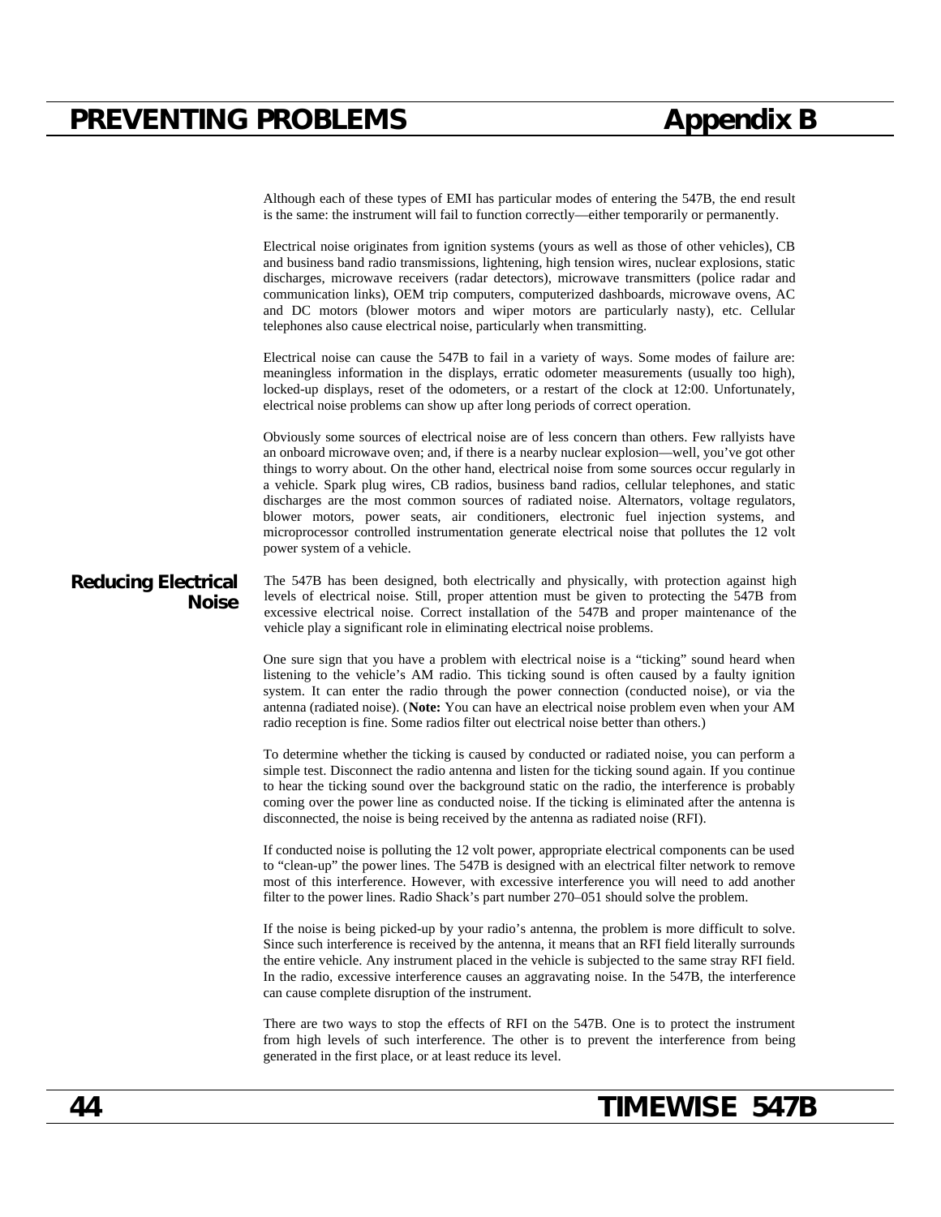Although each of these types of EMI has particular modes of entering the 547B, the end result is the same: the instrument will fail to function correctly—either temporarily or permanently.

Electrical noise originates from ignition systems (yours as well as those of other vehicles), CB and business band radio transmissions, lightening, high tension wires, nuclear explosions, static discharges, microwave receivers (radar detectors), microwave transmitters (police radar and communication links), OEM trip computers, computerized dashboards, microwave ovens, AC and DC motors (blower motors and wiper motors are particularly nasty), etc. Cellular telephones also cause electrical noise, particularly when transmitting.

Electrical noise can cause the 547B to fail in a variety of ways. Some modes of failure are: meaningless information in the displays, erratic odometer measurements (usually too high), locked-up displays, reset of the odometers, or a restart of the clock at 12:00. Unfortunately, electrical noise problems can show up after long periods of correct operation.

Obviously some sources of electrical noise are of less concern than others. Few rallyists have an onboard microwave oven; and, if there is a nearby nuclear explosion—well, you've got other things to worry about. On the other hand, electrical noise from some sources occur regularly in a vehicle. Spark plug wires, CB radios, business band radios, cellular telephones, and static discharges are the most common sources of radiated noise. Alternators, voltage regulators, blower motors, power seats, air conditioners, electronic fuel injection systems, and microprocessor controlled instrumentation generate electrical noise that pollutes the 12 volt power system of a vehicle.

## Reducing Electrical Noise

The 547B has been designed, both electrically and physically, with protection against high levels of electrical noise. Still, proper attention must be given to protecting the 547B from excessive electrical noise. Correct installation of the 547B and proper maintenance of the vehicle play a significant role in eliminating electrical noise problems.

One sure sign that you have a problem with electrical noise is a "ticking" sound heard when listening to the vehicle's AM radio. This ticking sound is often caused by a faulty ignition system. It can enter the radio through the power connection (conducted noise), or via the antenna (radiated noise). (**Note:** You can have an electrical noise problem even when your AM radio reception is fine. Some radios filter out electrical noise better than others.)

To determine whether the ticking is caused by conducted or radiated noise, you can perform a simple test. Disconnect the radio antenna and listen for the ticking sound again. If you continue to hear the ticking sound over the background static on the radio, the interference is probably coming over the power line as conducted noise. If the ticking is eliminated after the antenna is disconnected, the noise is being received by the antenna as radiated noise (RFI).

If conducted noise is polluting the 12 volt power, appropriate electrical components can be used to "clean-up" the power lines. The 547B is designed with an electrical filter network to remove most of this interference. However, with excessive interference you will need to add another filter to the power lines. Radio Shack's part number 270–051 should solve the problem.

If the noise is being picked-up by your radio's antenna, the problem is more difficult to solve. Since such interference is received by the antenna, it means that an RFI field literally surrounds the entire vehicle. Any instrument placed in the vehicle is subjected to the same stray RFI field. In the radio, excessive interference causes an aggravating noise. In the 547B, the interference can cause complete disruption of the instrument.

There are two ways to stop the effects of RFI on the 547B. One is to protect the instrument from high levels of such interference. The other is to prevent the interference from being generated in the first place, or at least reduce its level.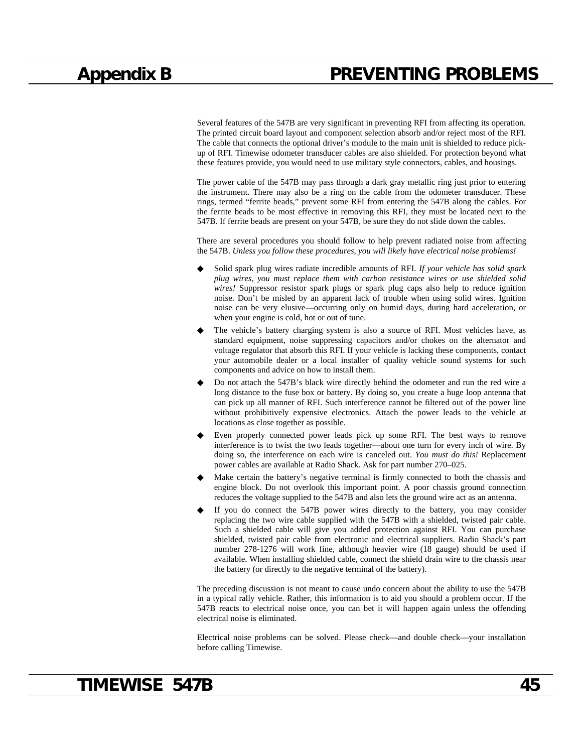# Appendix B PREVENTING PROBLEMS

Several features of the 547B are very significant in preventing RFI from affecting its operation. The printed circuit board layout and component selection absorb and/or reject most of the RFI. The cable that connects the optional driver's module to the main unit is shielded to reduce pick-up of RFI. Timewise odometer transducer cables are also shielded. For protection beyond what these features provide, you would need to use military style connectors, cables, and housings.

The power cable of the 547B may pass through a dark gray metallic ring just prior to entering the instrument. There may also be a ring on the cable from the odometer transducer. These rings, termed "ferrite beads," prevent some RFI from entering the 547B along the cables. For the ferrite beads to be most effective in removing this RFI, they must be located next to the 547B. If ferrite beads are present on your 547B, be sure they do not slide down the cables.

There are several procedures you should follow to help prevent radiated noise from affecting the 547B. *Unless you follow these procedures, you will likely have electrical noise problems!*

- Solid spark plug wires radiate incredible amounts of RFI. *If your vehicle has solid spark plug wires, you must replace them with carbon resistance wires or use shielded solid wires!* Suppressor resistor spark plugs or spark plug caps also help to reduce ignition noise. Don't be misled by an apparent lack of trouble when using solid wires. Ignition noise can be very elusive—occurring only on humid days, during hard acceleration, or when your engine is cold, hot or out of tune.
- The vehicle's battery charging system is also a source of RFI. Most vehicles have, as standard equipment, noise suppressing capacitors and/or chokes on the alternator and voltage regulator that absorb this RFI. If your vehicle is lacking these components, contact your automobile dealer or a local installer of quality vehicle sound systems for such components and advice on how to install them.
- Do not attach the 547B's black wire directly behind the odometer and run the red wire a long distance to the fuse box or battery. By doing so, you create a huge loop antenna that can pick up all manner of RFI. Such interference cannot be filtered out of the power line without prohibitively expensive electronics. Attach the power leads to the vehicle at locations as close together as possible.
- Even properly connected power leads pick up some RFI. The best ways to remove interference is to twist the two leads together—about one turn for every inch of wire. By doing so, the interference on each wire is canceled out. *You must do this!* Replacement power cables are available at Radio Shack. Ask for part number 270–025.
- Make certain the battery's negative terminal is firmly connected to both the chassis and engine block. Do not overlook this important point. A poor chassis ground connection reduces the voltage supplied to the 547B and also lets the ground wire act as an antenna.
- If you do connect the 547B power wires directly to the battery, you may consider replacing the two wire cable supplied with the 547B with a shielded, twisted pair cable. Such a shielded cable will give you added protection against RFI. You can purchase shielded, twisted pair cable from electronic and electrical suppliers. Radio Shack's part number 278-1276 will work fine, although heavier wire (18 gauge) should be used if available. When installing shielded cable, connect the shield drain wire to the chassis near the battery (or directly to the negative terminal of the battery).

The preceding discussion is not meant to cause undo concern about the ability to use the 547B in a typical rally vehicle. Rather, this information is to aid you should a problem occur. If the 547B reacts to electrical noise once, you can bet it will happen again unless the offending electrical noise is eliminated.

Electrical noise problems can be solved. Please check—and double check—your installation before calling Timewise.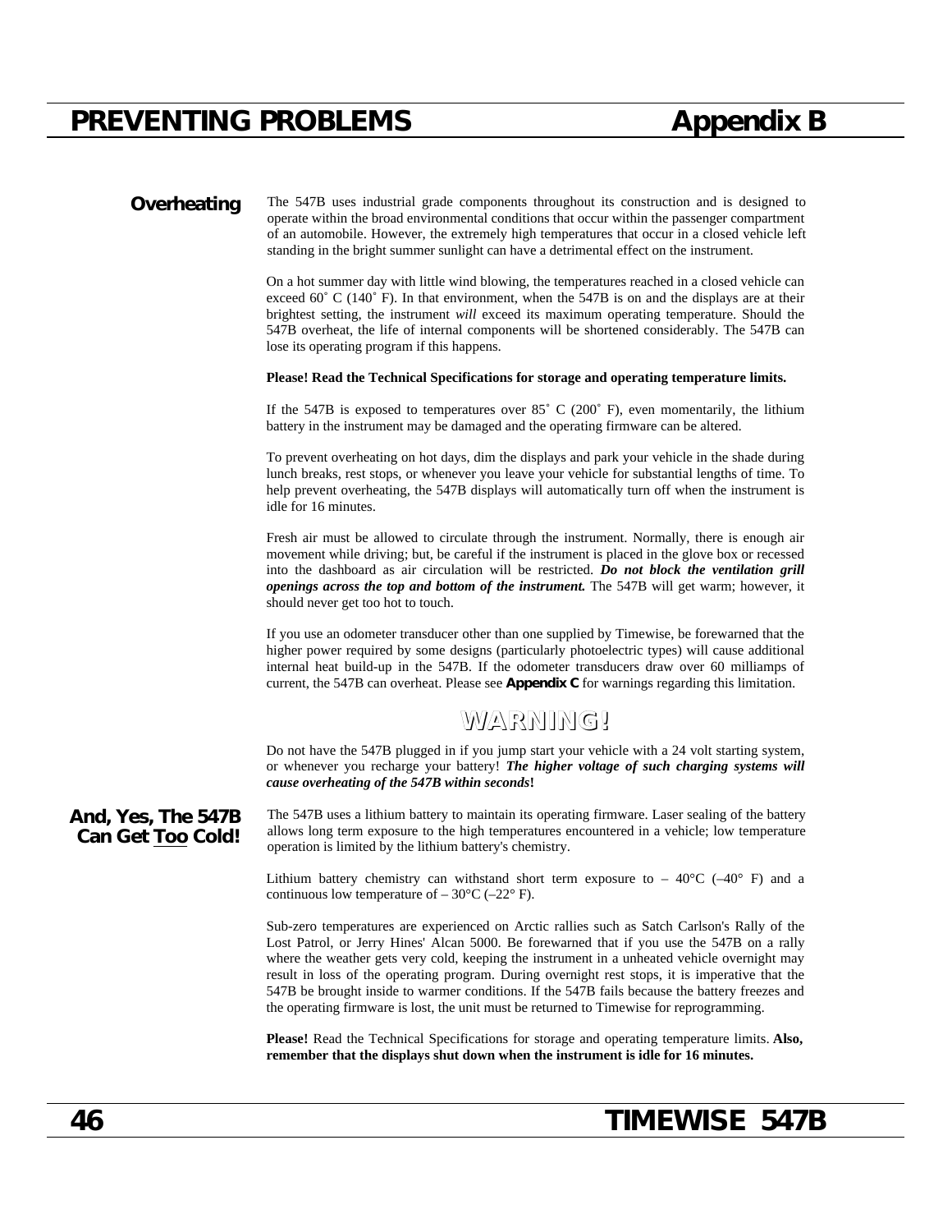# PREVENTING PROBLEMS Appendix B

## Overheating

The 547B uses industrial grade components throughout its construction and is designed to operate within the broad environmental conditions that occur within the passenger compartment of an automobile. However, the extremely high temperatures that occur in a closed vehicle left standing in the bright summer sunlight can have a detrimental effect on the instrument.

On a hot summer day with little wind blowing, the temperatures reached in a closed vehicle can exceed 60˚ C (140˚ F). In that environment, when the 547B is on and the displays are at their brightest setting, the instrument *will* exceed its maximum operating temperature. Should the 547B overheat, the life of internal components will be shortened considerably. The 547B can lose its operating program if this happens.

**Please! Read the Technical Specifications for storage and operating temperature limits.**

If the 547B is exposed to temperatures over 85˚ C (200˚ F), even momentarily, the lithium battery in the instrument may be damaged and the operating firmware can be altered.

To prevent overheating on hot days, dim the displays and park your vehicle in the shade during lunch breaks, rest stops, or whenever you leave your vehicle for substantial lengths of time. To help prevent overheating, the 547B displays will automatically turn off when the instrument is idle for 16 minutes.

Fresh air must be allowed to circulate through the instrument. Normally, there is enough air movement while driving; but, be careful if the instrument is placed in the glove box or recessed into the dashboard as air circulation will be restricted. ***Do not block the ventilation grill openings across the top and bottom of the instrument.*** The 547B will get warm; however, it should never get too hot to touch.

If you use an odometer transducer other than one supplied by Timewise, be forewarned that the higher power required by some designs (particularly photoelectric types) will cause additional internal heat build-up in the 547B. If the odometer transducers draw over 60 milliamps of current, the 547B can overheat. Please see **Appendix C** for warnings regarding this limitation.

### WARNING!

Do not have the 547B plugged in if you jump start your vehicle with a 24 volt starting system, or whenever you recharge your battery! ***The higher voltage of such charging systems will cause overheating of the 547B within seconds*!**

## And, Yes, The 547B Can Get Too Cold!

The 547B uses a lithium battery to maintain its operating firmware. Laser sealing of the battery allows long term exposure to the high temperatures encountered in a vehicle; low temperature operation is limited by the lithium battery's chemistry.

Lithium battery chemistry can withstand short term exposure to – 40°C (–40° F) and a continuous low temperature of – 30°C (–22° F).

Sub-zero temperatures are experienced on Arctic rallies such as Satch Carlson's Rally of the Lost Patrol, or Jerry Hines' Alcan 5000. Be forewarned that if you use the 547B on a rally where the weather gets very cold, keeping the instrument in a unheated vehicle overnight may result in loss of the operating program. During overnight rest stops, it is imperative that the 547B be brought inside to warmer conditions. If the 547B fails because the battery freezes and the operating firmware is lost, the unit must be returned to Timewise for reprogramming.

**Please!** Read the Technical Specifications for storage and operating temperature limits. **Also, remember that the displays shut down when the instrument is idle for 16 minutes.**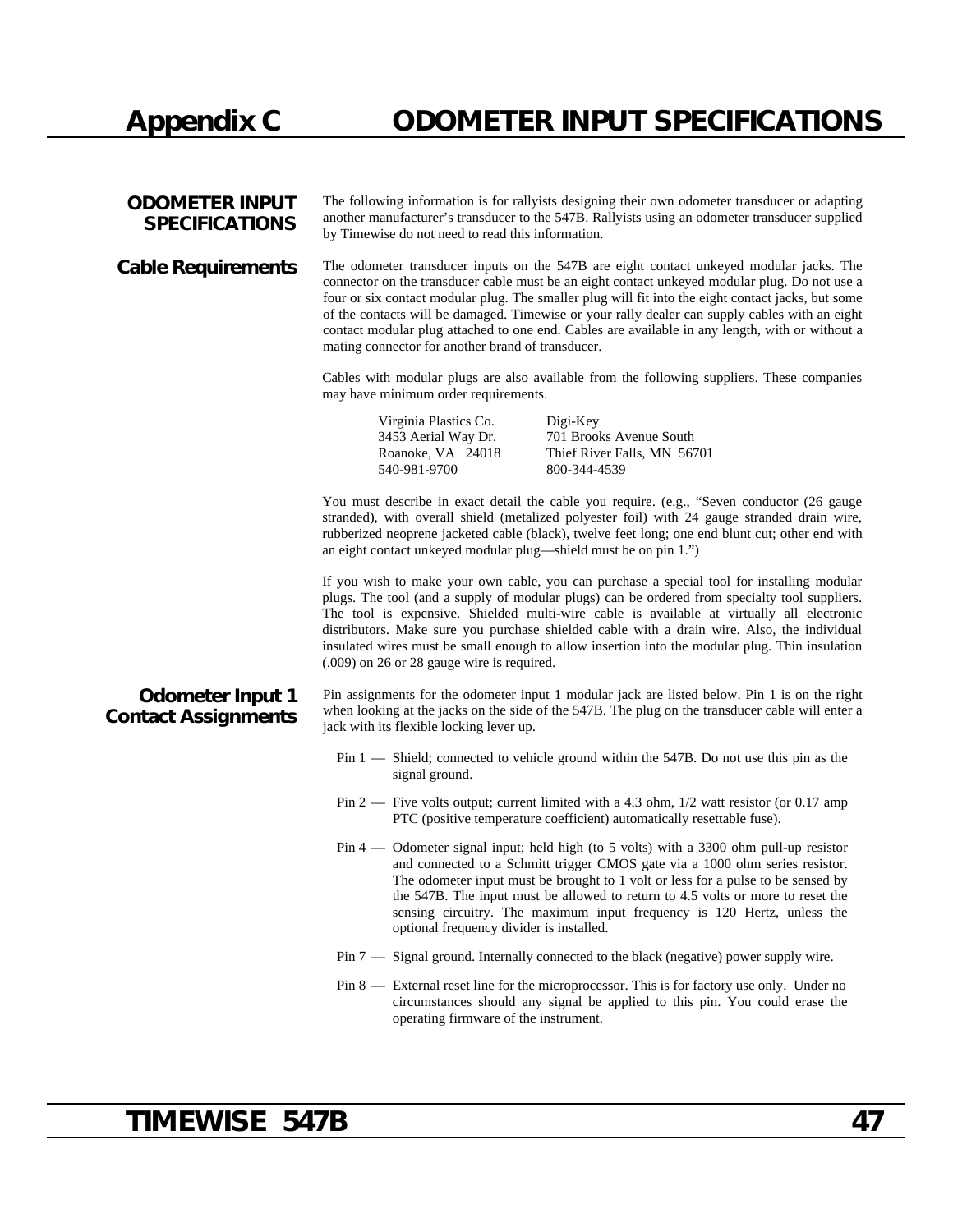# Appendix C ODOMETER INPUT SPECIFICATIONS

## ODOMETER INPUT SPECIFICATIONS

The following information is for rallyists designing their own odometer transducer or adapting another manufacturer's transducer to the 547B. Rallyists using an odometer transducer supplied by Timewise do not need to read this information.

### Cable Requirements

The odometer transducer inputs on the 547B are eight contact unkeyed modular jacks. The connector on the transducer cable must be an eight contact unkeyed modular plug. Do not use a four or six contact modular plug. The smaller plug will fit into the eight contact jacks, but some of the contacts will be damaged. Timewise or your rally dealer can supply cables with an eight contact modular plug attached to one end. Cables are available in any length, with or without a mating connector for another brand of transducer.

Cables with modular plugs are also available from the following suppliers. These companies may have minimum order requirements.

| Virginia Plastics Co. | Digi-Key |
|---|---|
| 3453 Aerial Way Dr. | 701 Brooks Avenue South |
| Roanoke, VA 24018 | Thief River Falls, MN 56701 |
| 540-981-9700 | 800-344-4539 |

You must describe in exact detail the cable you require. (e.g., "Seven conductor (26 gauge stranded), with overall shield (metalized polyester foil) with 24 gauge stranded drain wire, rubberized neoprene jacketed cable (black), twelve feet long; one end blunt cut; other end with an eight contact unkeyed modular plug—shield must be on pin 1.")

If you wish to make your own cable, you can purchase a special tool for installing modular plugs. The tool (and a supply of modular plugs) can be ordered from specialty tool suppliers. The tool is expensive. Shielded multi-wire cable is available at virtually all electronic distributors. Make sure you purchase shielded cable with a drain wire. Also, the individual insulated wires must be small enough to allow insertion into the modular plug. Thin insulation (.009) on 26 or 28 gauge wire is required.

### Odometer Input 1 Contact Assignments

Pin assignments for the odometer input 1 modular jack are listed below. Pin 1 is on the right when looking at the jacks on the side of the 547B. The plug on the transducer cable will enter a jack with its flexible locking lever up.

- Pin 1 — Shield; connected to vehicle ground within the 547B. Do not use this pin as the signal ground.
- Pin 2 — Five volts output; current limited with a 4.3 ohm, 1/2 watt resistor (or 0.17 amp PTC (positive temperature coefficient) automatically resettable fuse).
- Pin 4 — Odometer signal input; held high (to 5 volts) with a 3300 ohm pull-up resistor and connected to a Schmitt trigger CMOS gate via a 1000 ohm series resistor. The odometer input must be brought to 1 volt or less for a pulse to be sensed by the 547B. The input must be allowed to return to 4.5 volts or more to reset the sensing circuitry. The maximum input frequency is 120 Hertz, unless the optional frequency divider is installed.
- Pin 7 — Signal ground. Internally connected to the black (negative) power supply wire.
- Pin 8 — External reset line for the microprocessor. This is for factory use only. Under no circumstances should any signal be applied to this pin. You could erase the operating firmware of the instrument.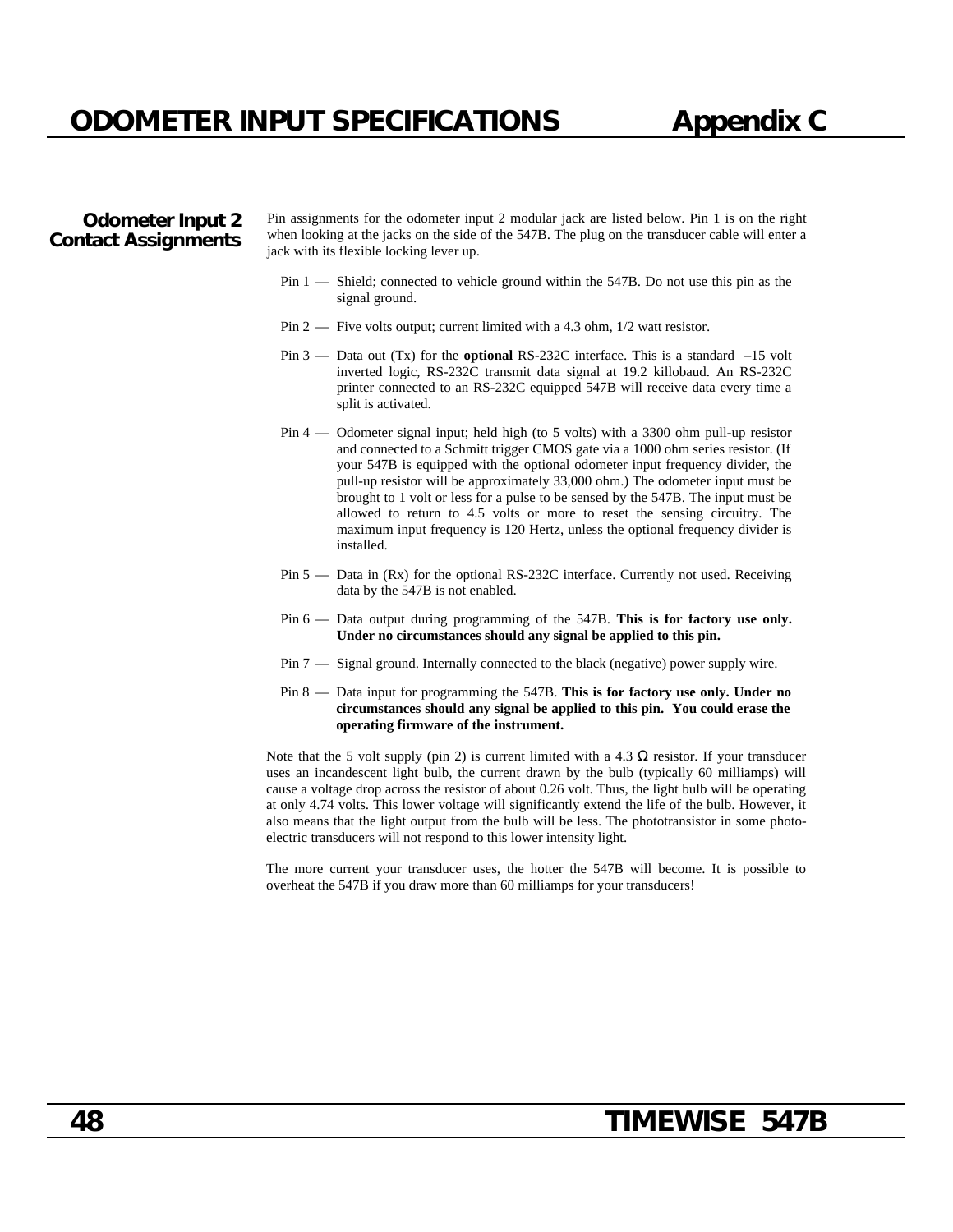# ODOMETER INPUT SPECIFICATIONS — Appendix C

## Odometer Input 2 Contact Assignments

Pin assignments for the odometer input 2 modular jack are listed below. Pin 1 is on the right when looking at the jacks on the side of the 547B. The plug on the transducer cable will enter a jack with its flexible locking lever up.

- Pin 1 — Shield; connected to vehicle ground within the 547B. Do not use this pin as the signal ground.
- Pin 2 — Five volts output; current limited with a 4.3 ohm, 1/2 watt resistor.
- Pin 3 — Data out (Tx) for the **optional** RS-232C interface. This is a standard –15 volt inverted logic, RS-232C transmit data signal at 19.2 killobaud. An RS-232C printer connected to an RS-232C equipped 547B will receive data every time a split is activated.
- Pin 4 — Odometer signal input; held high (to 5 volts) with a 3300 ohm pull-up resistor and connected to a Schmitt trigger CMOS gate via a 1000 ohm series resistor. (If your 547B is equipped with the optional odometer input frequency divider, the pull-up resistor will be approximately 33,000 ohm.) The odometer input must be brought to 1 volt or less for a pulse to be sensed by the 547B. The input must be allowed to return to 4.5 volts or more to reset the sensing circuitry. The maximum input frequency is 120 Hertz, unless the optional frequency divider is installed.
- Pin 5 — Data in (Rx) for the optional RS-232C interface. Currently not used. Receiving data by the 547B is not enabled.
- Pin 6 — Data output during programming of the 547B. **This is for factory use only. Under no circumstances should any signal be applied to this pin.**
- Pin 7 — Signal ground. Internally connected to the black (negative) power supply wire.
- Pin 8 — Data input for programming the 547B. **This is for factory use only. Under no circumstances should any signal be applied to this pin. You could erase the operating firmware of the instrument.**

Note that the 5 volt supply (pin 2) is current limited with a 4.3 Ω resistor. If your transducer uses an incandescent light bulb, the current drawn by the bulb (typically 60 milliamps) will cause a voltage drop across the resistor of about 0.26 volt. Thus, the light bulb will be operating at only 4.74 volts. This lower voltage will significantly extend the life of the bulb. However, it also means that the light output from the bulb will be less. The phototransistor in some photo-electric transducers will not respond to this lower intensity light.

The more current your transducer uses, the hotter the 547B will become. It is possible to overheat the 547B if you draw more than 60 milliamps for your transducers!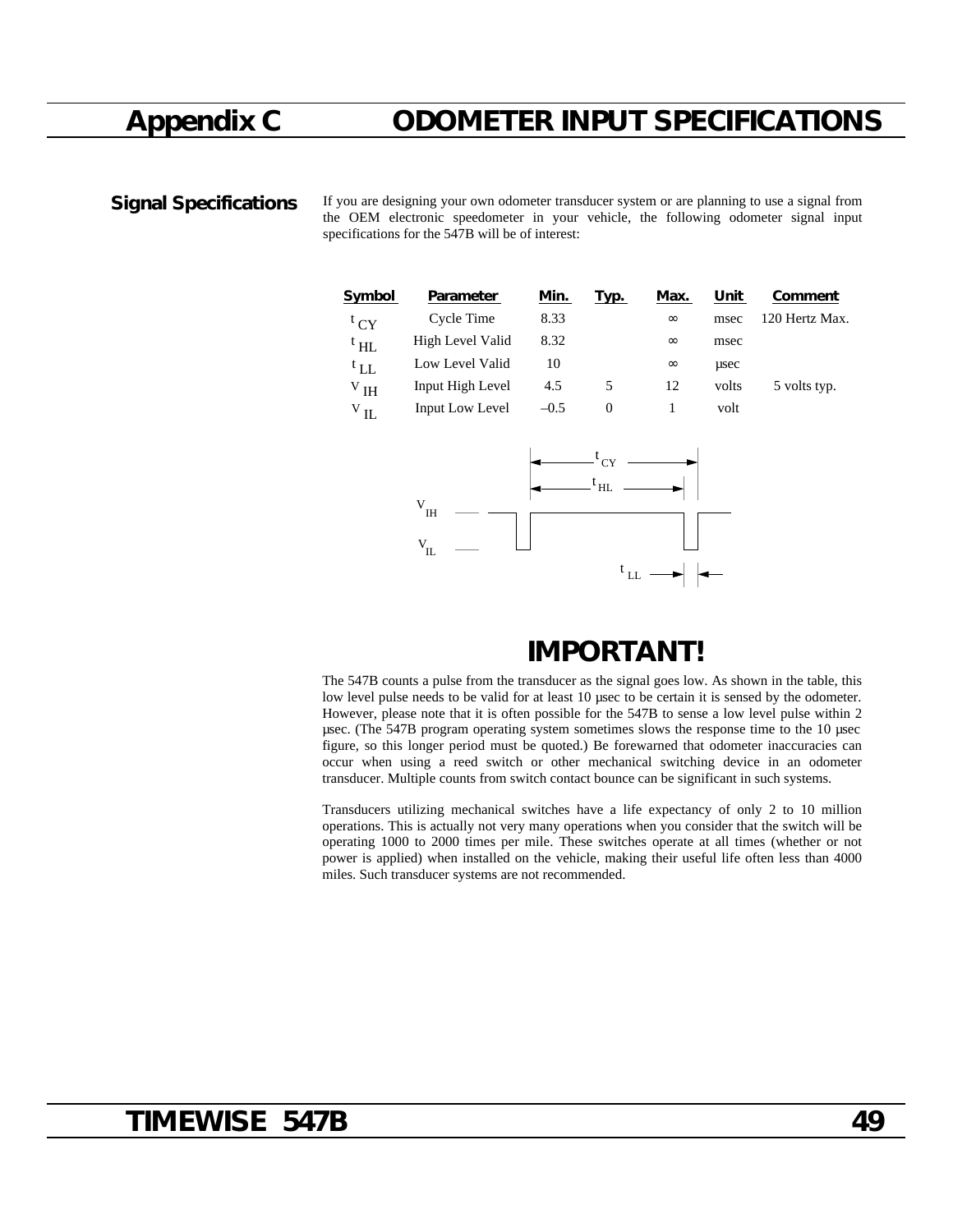# Appendix C ODOMETER INPUT SPECIFICATIONS

## Signal Specifications

If you are designing your own odometer transducer system or are planning to use a signal from the OEM electronic speedometer in your vehicle, the following odometer signal input specifications for the 547B will be of interest:

| Symbol | Parameter | Min. | Typ. | Max. | Unit | Comment |
|---|---|---|---|---|---|---|
| $t_{CY}$ | Cycle Time | 8.33 | | ∞ | msec | 120 Hertz Max. |
| $t_{HL}$ | High Level Valid | 8.32 | | ∞ | msec | |
| $t_{LL}$ | Low Level Valid | 10 | | ∞ | µsec | |
| $V_{IH}$ | Input High Level | 4.5 | 5 | 12 | volts | 5 volts typ. |
| $V_{IL}$ | Input Low Level | –0.5 | 0 | 1 | volt | |

## IMPORTANT!

The 547B counts a pulse from the transducer as the signal goes low. As shown in the table, this low level pulse needs to be valid for at least 10 µsec to be certain it is sensed by the odometer. However, please note that it is often possible for the 547B to sense a low level pulse within 2 µsec. (The 547B program operating system sometimes slows the response time to the 10 µsec figure, so this longer period must be quoted.) Be forewarned that odometer inaccuracies can occur when using a reed switch or other mechanical switching device in an odometer transducer. Multiple counts from switch contact bounce can be significant in such systems.

Transducers utilizing mechanical switches have a life expectancy of only 2 to 10 million operations. This is actually not very many operations when you consider that the switch will be operating 1000 to 2000 times per mile. These switches operate at all times (whether or not power is applied) when installed on the vehicle, making their useful life often less than 4000 miles. Such transducer systems are not recommended.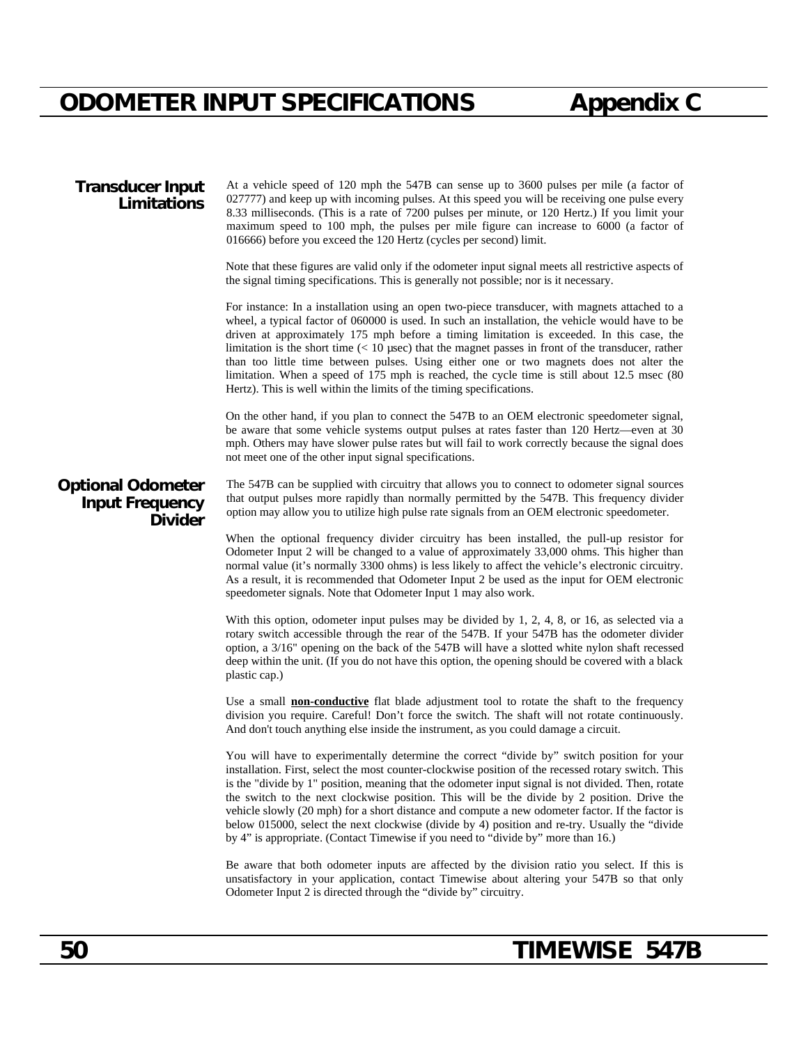# ODOMETER INPUT SPECIFICATIONS — Appendix C

## Transducer Input Limitations

At a vehicle speed of 120 mph the 547B can sense up to 3600 pulses per mile (a factor of 027777) and keep up with incoming pulses. At this speed you will be receiving one pulse every 8.33 milliseconds. (This is a rate of 7200 pulses per minute, or 120 Hertz.) If you limit your maximum speed to 100 mph, the pulses per mile figure can increase to 6000 (a factor of 016666) before you exceed the 120 Hertz (cycles per second) limit.

Note that these figures are valid only if the odometer input signal meets all restrictive aspects of the signal timing specifications. This is generally not possible; nor is it necessary.

For instance: In a installation using an open two-piece transducer, with magnets attached to a wheel, a typical factor of 060000 is used. In such an installation, the vehicle would have to be driven at approximately 175 mph before a timing limitation is exceeded. In this case, the limitation is the short time (< 10 µsec) that the magnet passes in front of the transducer, rather than too little time between pulses. Using either one or two magnets does not alter the limitation. When a speed of 175 mph is reached, the cycle time is still about 12.5 msec (80 Hertz). This is well within the limits of the timing specifications.

On the other hand, if you plan to connect the 547B to an OEM electronic speedometer signal, be aware that some vehicle systems output pulses at rates faster than 120 Hertz—even at 30 mph. Others may have slower pulse rates but will fail to work correctly because the signal does not meet one of the other input signal specifications.

## Optional Odometer Input Frequency Divider

The 547B can be supplied with circuitry that allows you to connect to odometer signal sources that output pulses more rapidly than normally permitted by the 547B. This frequency divider option may allow you to utilize high pulse rate signals from an OEM electronic speedometer.

When the optional frequency divider circuitry has been installed, the pull-up resistor for Odometer Input 2 will be changed to a value of approximately 33,000 ohms. This higher than normal value (it's normally 3300 ohms) is less likely to affect the vehicle's electronic circuitry. As a result, it is recommended that Odometer Input 2 be used as the input for OEM electronic speedometer signals. Note that Odometer Input 1 may also work.

With this option, odometer input pulses may be divided by 1, 2, 4, 8, or 16, as selected via a rotary switch accessible through the rear of the 547B. If your 547B has the odometer divider option, a 3/16" opening on the back of the 547B will have a slotted white nylon shaft recessed deep within the unit. (If you do not have this option, the opening should be covered with a black plastic cap.)

Use a small <u>**non-conductive**</u> flat blade adjustment tool to rotate the shaft to the frequency division you require. Careful! Don't force the switch. The shaft will not rotate continuously. And don't touch anything else inside the instrument, as you could damage a circuit.

You will have to experimentally determine the correct "divide by" switch position for your installation. First, select the most counter-clockwise position of the recessed rotary switch. This is the "divide by 1" position, meaning that the odometer input signal is not divided. Then, rotate the switch to the next clockwise position. This will be the divide by 2 position. Drive the vehicle slowly (20 mph) for a short distance and compute a new odometer factor. If the factor is below 015000, select the next clockwise (divide by 4) position and re-try. Usually the "divide by 4" is appropriate. (Contact Timewise if you need to "divide by" more than 16.)

Be aware that both odometer inputs are affected by the division ratio you select. If this is unsatisfactory in your application, contact Timewise about altering your 547B so that only Odometer Input 2 is directed through the "divide by" circuitry.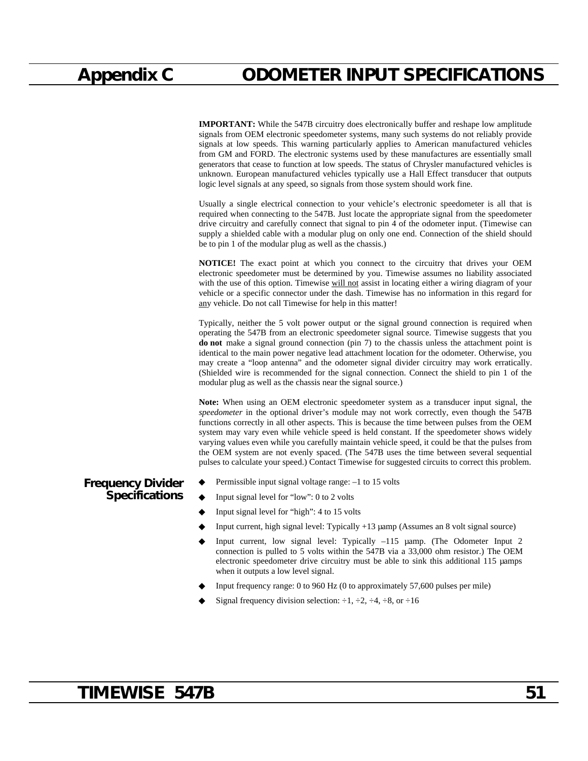# Appendix C ODOMETER INPUT SPECIFICATIONS

**IMPORTANT:** While the 547B circuitry does electronically buffer and reshape low amplitude signals from OEM electronic speedometer systems, many such systems do not reliably provide signals at low speeds. This warning particularly applies to American manufactured vehicles from GM and FORD. The electronic systems used by these manufactures are essentially small generators that cease to function at low speeds. The status of Chrysler manufactured vehicles is unknown. European manufactured vehicles typically use a Hall Effect transducer that outputs logic level signals at any speed, so signals from those system should work fine.

Usually a single electrical connection to your vehicle's electronic speedometer is all that is required when connecting to the 547B. Just locate the appropriate signal from the speedometer drive circuitry and carefully connect that signal to pin 4 of the odometer input. (Timewise can supply a shielded cable with a modular plug on only one end. Connection of the shield should be to pin 1 of the modular plug as well as the chassis.)

**NOTICE!** The exact point at which you connect to the circuitry that drives your OEM electronic speedometer must be determined by you. Timewise assumes no liability associated with the use of this option. Timewise will not assist in locating either a wiring diagram of your vehicle or a specific connector under the dash. Timewise has no information in this regard for any vehicle. Do not call Timewise for help in this matter!

Typically, neither the 5 volt power output or the signal ground connection is required when operating the 547B from an electronic speedometer signal source. Timewise suggests that you **do not** make a signal ground connection (pin 7) to the chassis unless the attachment point is identical to the main power negative lead attachment location for the odometer. Otherwise, you may create a "loop antenna" and the odometer signal divider circuitry may work erratically. (Shielded wire is recommended for the signal connection. Connect the shield to pin 1 of the modular plug as well as the chassis near the signal source.)

**Note:** When using an OEM electronic speedometer system as a transducer input signal, the *speedometer* in the optional driver's module may not work correctly, even though the 547B functions correctly in all other aspects. This is because the time between pulses from the OEM system may vary even while vehicle speed is held constant. If the speedometer shows widely varying values even while you carefully maintain vehicle speed, it could be that the pulses from the OEM system are not evenly spaced. (The 547B uses the time between several sequential pulses to calculate your speed.) Contact Timewise for suggested circuits to correct this problem.

## Frequency Divider Specifications

- Permissible input signal voltage range: –1 to 15 volts
- Input signal level for "low": 0 to 2 volts
- Input signal level for "high": 4 to 15 volts
- Input current, high signal level: Typically +13 µamp (Assumes an 8 volt signal source)
- Input current, low signal level: Typically –115 µamp. (The Odometer Input 2 connection is pulled to 5 volts within the 547B via a 33,000 ohm resistor.) The OEM electronic speedometer drive circuitry must be able to sink this additional 115 µamps when it outputs a low level signal.
- Input frequency range: 0 to 960 Hz (0 to approximately 57,600 pulses per mile)
- Signal frequency division selection: ÷1, ÷2, ÷4, ÷8, or ÷16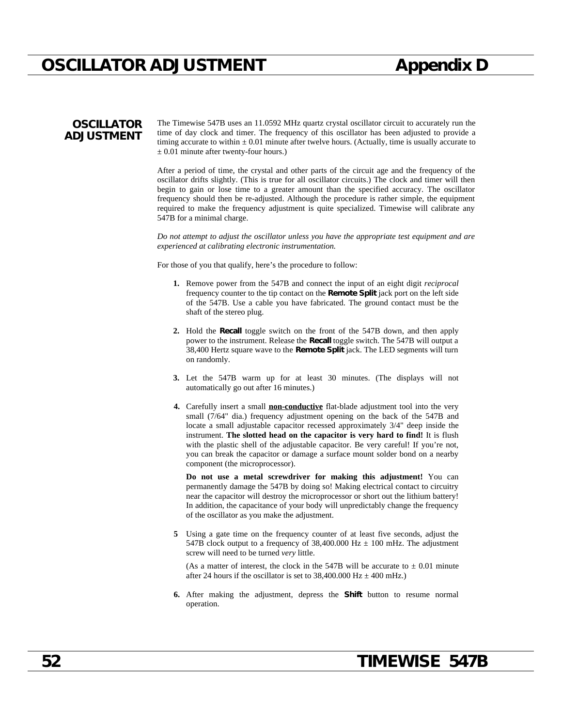# OSCILLATOR ADJUSTMENT — Appendix D

## OSCILLATOR ADJUSTMENT

The Timewise 547B uses an 11.0592 MHz quartz crystal oscillator circuit to accurately run the time of day clock and timer. The frequency of this oscillator has been adjusted to provide a timing accurate to within ± 0.01 minute after twelve hours. (Actually, time is usually accurate to ± 0.01 minute after twenty-four hours.)

After a period of time, the crystal and other parts of the circuit age and the frequency of the oscillator drifts slightly. (This is true for all oscillator circuits.) The clock and timer will then begin to gain or lose time to a greater amount than the specified accuracy. The oscillator frequency should then be re-adjusted. Although the procedure is rather simple, the equipment required to make the frequency adjustment is quite specialized. Timewise will calibrate any 547B for a minimal charge.

*Do not attempt to adjust the oscillator unless you have the appropriate test equipment and are experienced at calibrating electronic instrumentation.*

For those of you that qualify, here's the procedure to follow:

1. Remove power from the 547B and connect the input of an eight digit *reciprocal* frequency counter to the tip contact on the **Remote Split** jack port on the left side of the 547B. Use a cable you have fabricated. The ground contact must be the shaft of the stereo plug.

2. Hold the **Recall** toggle switch on the front of the 547B down, and then apply power to the instrument. Release the **Recall** toggle switch. The 547B will output a 38,400 Hertz square wave to the **Remote Split** jack. The LED segments will turn on randomly.

3. Let the 547B warm up for at least 30 minutes. (The displays will not automatically go out after 16 minutes.)

4. Carefully insert a small **non-conductive** flat-blade adjustment tool into the very small (7/64" dia.) frequency adjustment opening on the back of the 547B and locate a small adjustable capacitor recessed approximately 3/4" deep inside the instrument. **The slotted head on the capacitor is very hard to find!** It is flush with the plastic shell of the adjustable capacitor. Be very careful! If you're not, you can break the capacitor or damage a surface mount solder bond on a nearby component (the microprocessor).

   **Do not use a metal screwdriver for making this adjustment!** You can permanently damage the 547B by doing so! Making electrical contact to circuitry near the capacitor will destroy the microprocessor or short out the lithium battery! In addition, the capacitance of your body will unpredictably change the frequency of the oscillator as you make the adjustment.

5. Using a gate time on the frequency counter of at least five seconds, adjust the 547B clock output to a frequency of 38,400.000 Hz ± 100 mHz. The adjustment screw will need to be turned *very* little.

   (As a matter of interest, the clock in the 547B will be accurate to ± 0.01 minute after 24 hours if the oscillator is set to 38,400.000 Hz ± 400 mHz.)

6. After making the adjustment, depress the **Shift** button to resume normal operation.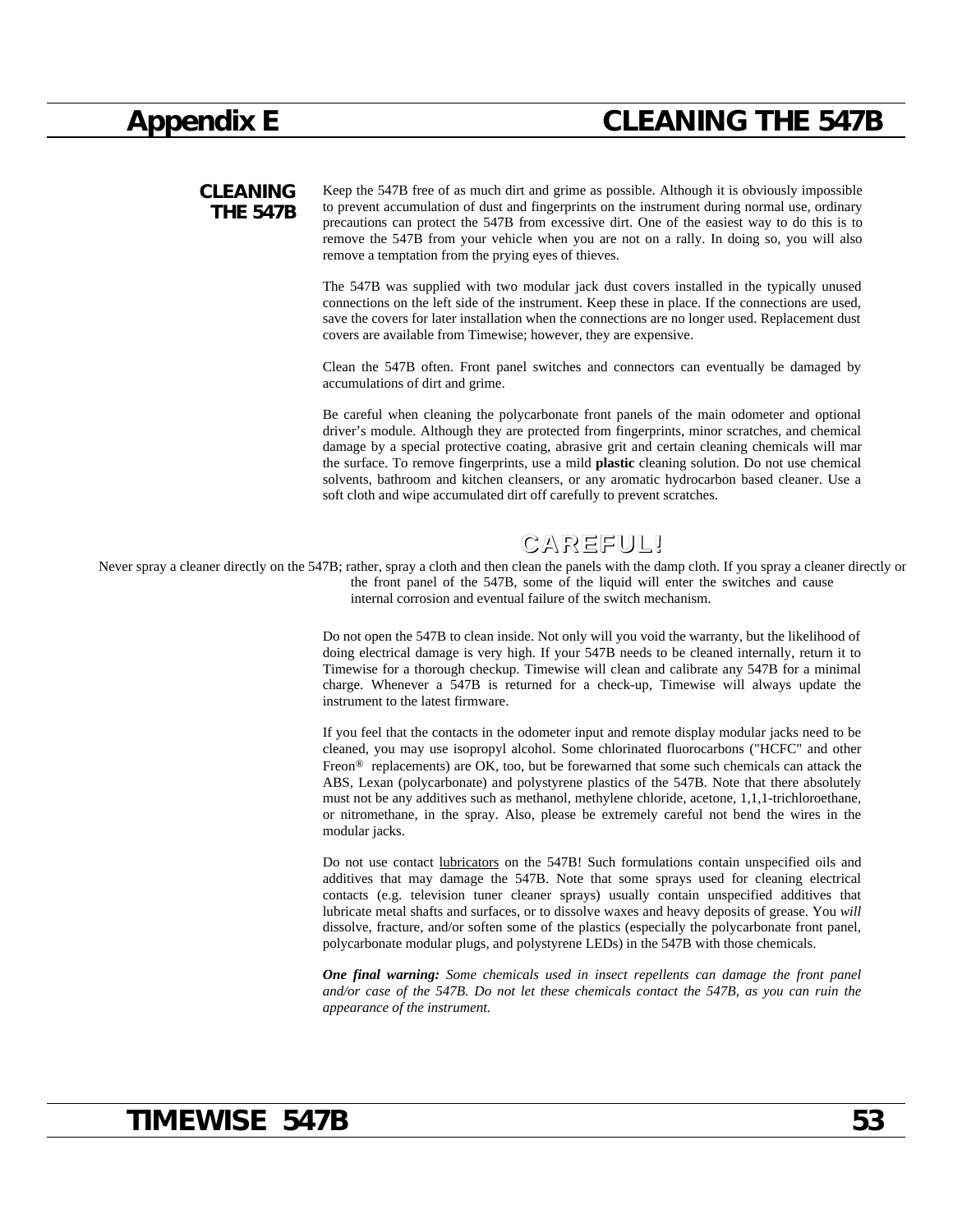# Appendix E CLEANING THE 547B

## CLEANING THE 547B

Keep the 547B free of as much dirt and grime as possible. Although it is obviously impossible to prevent accumulation of dust and fingerprints on the instrument during normal use, ordinary precautions can protect the 547B from excessive dirt. One of the easiest way to do this is to remove the 547B from your vehicle when you are not on a rally. In doing so, you will also remove a temptation from the prying eyes of thieves.

The 547B was supplied with two modular jack dust covers installed in the typically unused connections on the left side of the instrument. Keep these in place. If the connections are used, save the covers for later installation when the connections are no longer used. Replacement dust covers are available from Timewise; however, they are expensive.

Clean the 547B often. Front panel switches and connectors can eventually be damaged by accumulations of dirt and grime.

Be careful when cleaning the polycarbonate front panels of the main odometer and optional driver's module. Although they are protected from fingerprints, minor scratches, and chemical damage by a special protective coating, abrasive grit and certain cleaning chemicals will mar the surface. To remove fingerprints, use a mild **plastic** cleaning solution. Do not use chemical solvents, bathroom and kitchen cleansers, or any aromatic hydrocarbon based cleaner. Use a soft cloth and wipe accumulated dirt off carefully to prevent scratches.

**CAREFUL!**

Never spray a cleaner directly on the 547B; rather, spray a cloth and then clean the panels with the damp cloth. If you spray a cleaner directly on the front panel of the 547B, some of the liquid will enter the switches and cause internal corrosion and eventual failure of the switch mechanism.

Do not open the 547B to clean inside. Not only will you void the warranty, but the likelihood of doing electrical damage is very high. If your 547B needs to be cleaned internally, return it to Timewise for a thorough checkup. Timewise will clean and calibrate any 547B for a minimal charge. Whenever a 547B is returned for a check-up, Timewise will always update the instrument to the latest firmware.

If you feel that the contacts in the odometer input and remote display modular jacks need to be cleaned, you may use isopropyl alcohol. Some chlorinated fluorocarbons ("HCFC" and other Freon® replacements) are OK, too, but be forewarned that some such chemicals can attack the ABS, Lexan (polycarbonate) and polystyrene plastics of the 547B. Note that there absolutely must not be any additives such as methanol, methylene chloride, acetone, 1,1,1-trichloroethane, or nitromethane, in the spray. Also, please be extremely careful not bend the wires in the modular jacks.

Do not use contact lubricators on the 547B! Such formulations contain unspecified oils and additives that may damage the 547B. Note that some sprays used for cleaning electrical contacts (e.g. television tuner cleaner sprays) usually contain unspecified additives that lubricate metal shafts and surfaces, or to dissolve waxes and heavy deposits of grease. You *will* dissolve, fracture, and/or soften some of the plastics (especially the polycarbonate front panel, polycarbonate modular plugs, and polystyrene LEDs) in the 547B with those chemicals.

***One final warning:*** *Some chemicals used in insect repellents can damage the front panel and/or case of the 547B. Do not let these chemicals contact the 547B, as you can ruin the appearance of the instrument.*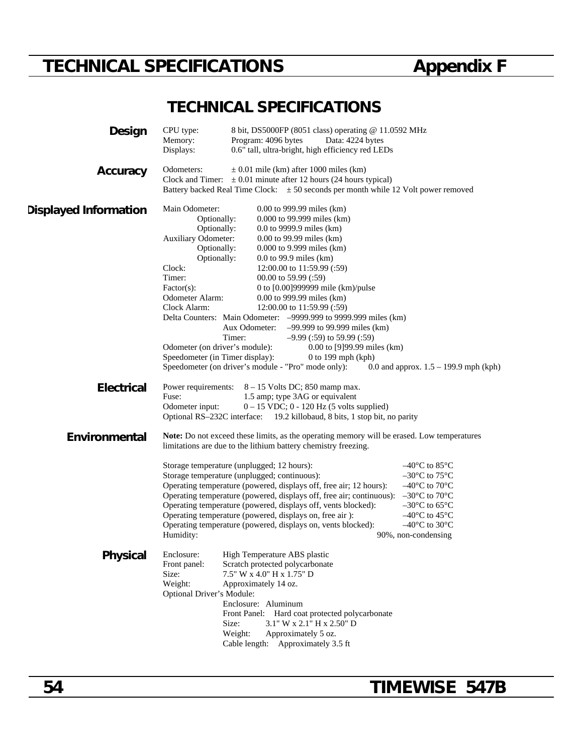# TECHNICAL SPECIFICATIONS — Appendix F

## TECHNICAL SPECIFICATIONS

### Design

CPU type: 8 bit, DS5000FP (8051 class) operating @ 11.0592 MHz
Memory: Program: 4096 bytes Data: 4224 bytes
Displays: 0.6" tall, ultra-bright, high efficiency red LEDs

### Accuracy

Odometers: ± 0.01 mile (km) after 1000 miles (km)
Clock and Timer: ± 0.01 minute after 12 hours (24 hours typical)
Battery backed Real Time Clock: ± 50 seconds per month while 12 Volt power removed

### Displayed Information

Main Odometer: 0.00 to 999.99 miles (km)
Optionally: 0.000 to 99.999 miles (km)
Optionally: 0.0 to 9999.9 miles (km)
Auxiliary Odometer: 0.00 to 99.99 miles (km)
Optionally: 0.000 to 9.999 miles (km)
Optionally: 0.0 to 99.9 miles (km)
Clock: 12:00.00 to 11:59.99 (:59)
Timer: 00.00 to 59.99 (:59)
Factor(s): 0 to [0.00]999999 mile (km)/pulse
Odometer Alarm: 0.00 to 999.99 miles (km)
Clock Alarm: 12:00.00 to 11:59.99 (:59)
Delta Counters: Main Odometer: –9999.999 to 9999.999 miles (km)
Aux Odometer: –99.999 to 99.999 miles (km)
Timer: –9.99 (:59) to 59.99 (:59)
Odometer (on driver's module): 0.00 to [9]99.99 miles (km)
Speedometer (in Timer display): 0 to 199 mph (kph)
Speedometer (on driver's module - "Pro" mode only): 0.0 and approx. 1.5 – 199.9 mph (kph)

### Electrical

Power requirements: 8 – 15 Volts DC; 850 mamp max.
Fuse: 1.5 amp; type 3AG or equivalent
Odometer input: 0 – 15 VDC; 0 - 120 Hz (5 volts supplied)
Optional RS–232C interface: 19.2 killobaud, 8 bits, 1 stop bit, no parity

### Environmental

**Note:** Do not exceed these limits, as the operating memory will be erased. Low temperatures limitations are due to the lithium battery chemistry freezing.

| Condition | Range |
|---|---|
| Storage temperature (unplugged; 12 hours): | –40°C to 85°C |
| Storage temperature (unplugged; continuous): | –30°C to 75°C |
| Operating temperature (powered, displays off, free air; 12 hours): | –40°C to 70°C |
| Operating temperature (powered, displays off, free air; continuous): | –30°C to 70°C |
| Operating temperature (powered, displays off, vents blocked): | –30°C to 65°C |
| Operating temperature (powered, displays on, free air ): | –40°C to 45°C |
| Operating temperature (powered, displays on, vents blocked): | –40°C to 30°C |
| Humidity: | 90%, non-condensing |

### Physical

Enclosure: High Temperature ABS plastic
Front panel: Scratch protected polycarbonate
Size: 7.5" W x 4.0" H x 1.75" D
Weight: Approximately 14 oz.
Optional Driver's Module:
Enclosure: Aluminum
Front Panel: Hard coat protected polycarbonate
Size: 3.1" W x 2.1" H x 2.50" D
Weight: Approximately 5 oz.
Cable length: Approximately 3.5 ft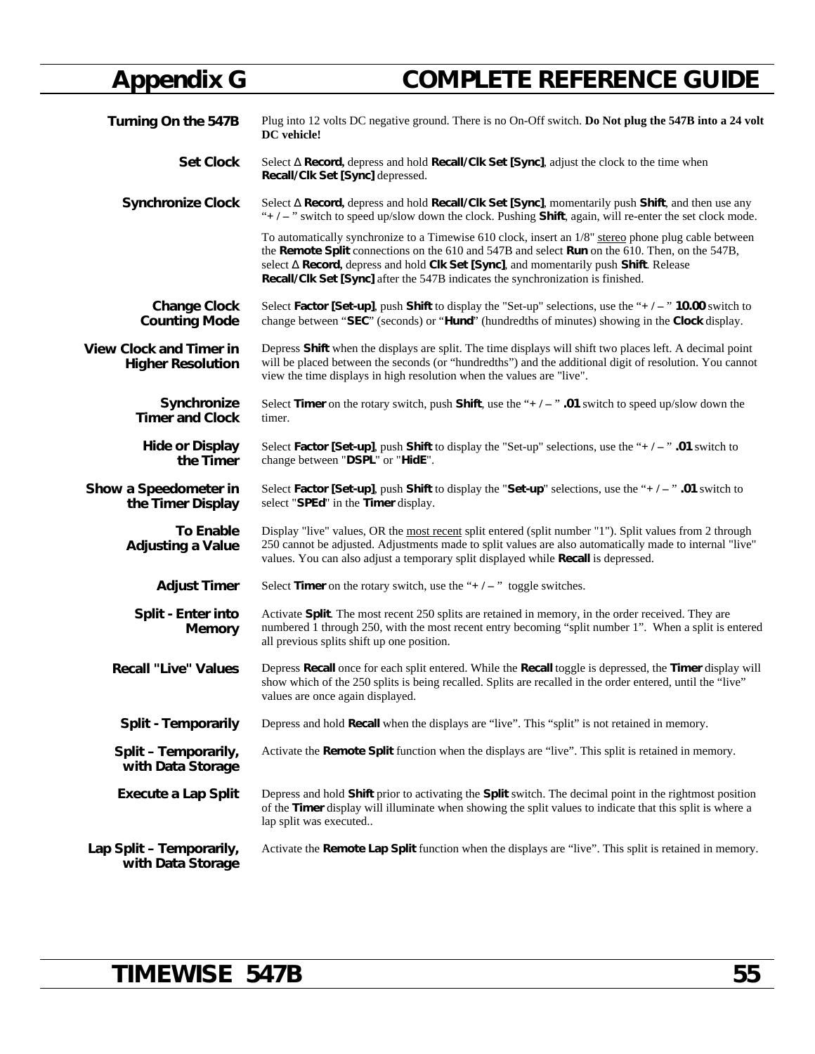# Appendix G COMPLETE REFERENCE GUIDE

| | |
|---|---|
| **Turning On the 547B** | Plug into 12 volts DC negative ground. There is no On-Off switch. **Do Not plug the 547B into a 24 volt DC vehicle!** |
| **Set Clock** | Select Δ **Record,** depress and hold **Recall/Clk Set [Sync]**, adjust the clock to the time when **Recall/Clk Set [Sync]** depressed. |
| **Synchronize Clock** | Select Δ **Record,** depress and hold **Recall/Clk Set [Sync]**, momentarily push **Shift**, and then use any "**+ / –** " switch to speed up/slow down the clock. Pushing **Shift**, again, will re-enter the set clock mode.<br><br>To automatically synchronize to a Timewise 610 clock, insert an 1/8" stereo phone plug cable between the **Remote Split** connections on the 610 and 547B and select **Run** on the 610. Then, on the 547B, select Δ **Record**, depress and hold **Clk Set [Sync]**, and momentarily push **Shift**. Release **Recall/Clk Set [Sync]** after the 547B indicates the synchronization is finished. |
| **Change Clock Counting Mode** | Select **Factor [Set-up]**, push **Shift** to display the "Set-up" selections, use the "**+ / –** " **10.00** switch to change between "**SEC**" (seconds) or "**Hund**" (hundredths of minutes) showing in the **Clock** display. |
| **View Clock and Timer in Higher Resolution** | Depress **Shift** when the displays are split. The time displays will shift two places left. A decimal point will be placed between the seconds (or "hundredths") and the additional digit of resolution. You cannot view the time displays in high resolution when the values are "live". |
| **Synchronize Timer and Clock** | Select **Timer** on the rotary switch, push **Shift**, use the "**+ / –** " **.01** switch to speed up/slow down the timer. |
| **Hide or Display the Timer** | Select **Factor [Set-up]**, push **Shift** to display the "Set-up" selections, use the "**+ / –** " **.01** switch to change between "**DSPL**" or "**HidE**". |
| **Show a Speedometer in the Timer Display** | Select **Factor [Set-up]**, push **Shift** to display the "**Set-up**" selections, use the "**+ / –** " **.01** switch to select "**SPEd**" in the **Timer** display. |
| **To Enable Adjusting a Value** | Display "live" values, OR the most recent split entered (split number "1"). Split values from 2 through 250 cannot be adjusted. Adjustments made to split values are also automatically made to internal "live" values. You can also adjust a temporary split displayed while **Recall** is depressed. |
| **Adjust Timer** | Select **Timer** on the rotary switch, use the "**+ / –** " toggle switches. |
| **Split - Enter into Memory** | Activate **Split**. The most recent 250 splits are retained in memory, in the order received. They are numbered 1 through 250, with the most recent entry becoming "split number 1". When a split is entered all previous splits shift up one position. |
| **Recall "Live" Values** | Depress **Recall** once for each split entered. While the **Recall** toggle is depressed, the **Timer** display will show which of the 250 splits is being recalled. Splits are recalled in the order entered, until the "live" values are once again displayed. |
| **Split - Temporarily** | Depress and hold **Recall** when the displays are "live". This "split" is not retained in memory. |
| **Split – Temporarily, with Data Storage** | Activate the **Remote Split** function when the displays are "live". This split is retained in memory. |
| **Execute a Lap Split** | Depress and hold **Shift** prior to activating the **Split** switch. The decimal point in the rightmost position of the **Timer** display will illuminate when showing the split values to indicate that this split is where a lap split was executed.. |
| **Lap Split – Temporarily, with Data Storage** | Activate the **Remote Lap Split** function when the displays are "live". This split is retained in memory. |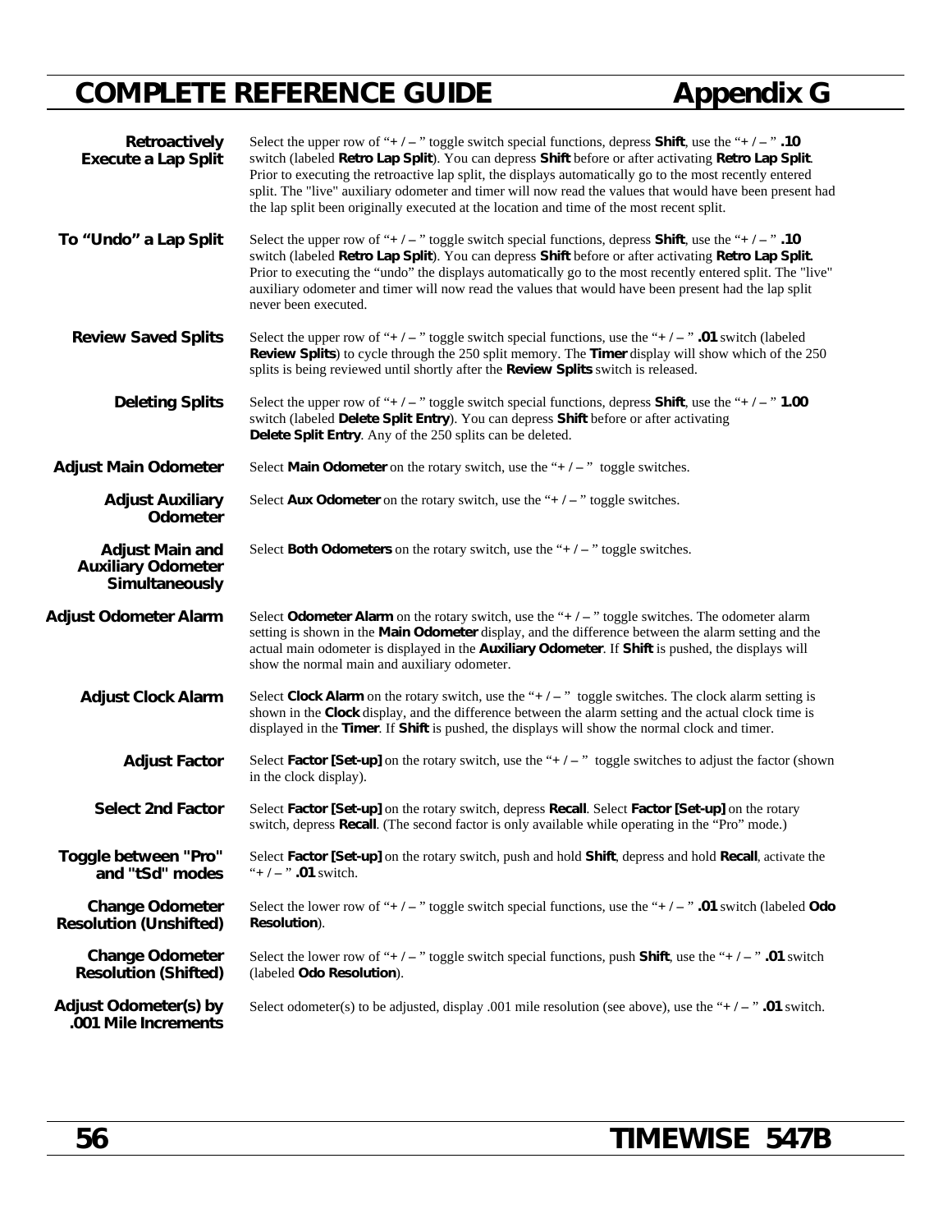**Retroactively Execute a Lap Split**

Select the upper row of "+ / – " toggle switch special functions, depress **Shift**, use the "+ / – " **.10** switch (labeled **Retro Lap Split**). You can depress **Shift** before or after activating **Retro Lap Split**. Prior to executing the retroactive lap split, the displays automatically go to the most recently entered split. The "live" auxiliary odometer and timer will now read the values that would have been present had the lap split been originally executed at the location and time of the most recent split.

**To "Undo" a Lap Split**

Select the upper row of "+ / – " toggle switch special functions, depress **Shift**, use the "+ / – " **.10** switch (labeled **Retro Lap Split**). You can depress **Shift** before or after activating **Retro Lap Split.** Prior to executing the "undo" the displays automatically go to the most recently entered split. The "live" auxiliary odometer and timer will now read the values that would have been present had the lap split never been executed.

**Review Saved Splits**

Select the upper row of "+ / – " toggle switch special functions, use the "+ / – " **.01** switch (labeled **Review Splits**) to cycle through the 250 split memory. The **Timer** display will show which of the 250 splits is being reviewed until shortly after the **Review Splits** switch is released.

**Deleting Splits**

Select the upper row of "+ / – " toggle switch special functions, depress **Shift**, use the "+ / – " **1.00** switch (labeled **Delete Split Entry**). You can depress **Shift** before or after activating **Delete Split Entry**. Any of the 250 splits can be deleted.

**Adjust Main Odometer**

Select **Main Odometer** on the rotary switch, use the "+ / – " toggle switches.

**Adjust Auxiliary Odometer**

Select **Aux Odometer** on the rotary switch, use the "+ / – " toggle switches.

**Adjust Main and Auxiliary Odometer Simultaneously**

Select **Both Odometers** on the rotary switch, use the "+ / – " toggle switches.

**Adjust Odometer Alarm**

Select **Odometer Alarm** on the rotary switch, use the "+ / – " toggle switches. The odometer alarm setting is shown in the **Main Odometer** display, and the difference between the alarm setting and the actual main odometer is displayed in the **Auxiliary Odometer**. If **Shift** is pushed, the displays will show the normal main and auxiliary odometer.

**Adjust Clock Alarm**

Select **Clock Alarm** on the rotary switch, use the "+ / – " toggle switches. The clock alarm setting is shown in the **Clock** display, and the difference between the alarm setting and the actual clock time is displayed in the **Timer**. If **Shift** is pushed, the displays will show the normal clock and timer.

**Adjust Factor**

Select **Factor [Set-up]** on the rotary switch, use the "+ / – " toggle switches to adjust the factor (shown in the clock display).

**Select 2nd Factor**

Select **Factor [Set-up]** on the rotary switch, depress **Recall**. Select **Factor [Set-up]** on the rotary switch, depress **Recall**. (The second factor is only available while operating in the "Pro" mode.)

**Toggle between "Pro" and "tSd" modes**

Select **Factor [Set-up]** on the rotary switch, push and hold **Shift**, depress and hold **Recall**, activate the "+ / – " **.01** switch.

**Change Odometer Resolution (Unshifted)**

Select the lower row of "+ / – " toggle switch special functions, use the "+ / – " **.01** switch (labeled **Odo Resolution**).

**Change Odometer Resolution (Shifted)**

Select the lower row of "+ / – " toggle switch special functions, push **Shift**, use the "+ / – " **.01** switch (labeled **Odo Resolution**).

**Adjust Odometer(s) by .001 Mile Increments**

Select odometer(s) to be adjusted, display .001 mile resolution (see above), use the "+ / – " **.01** switch.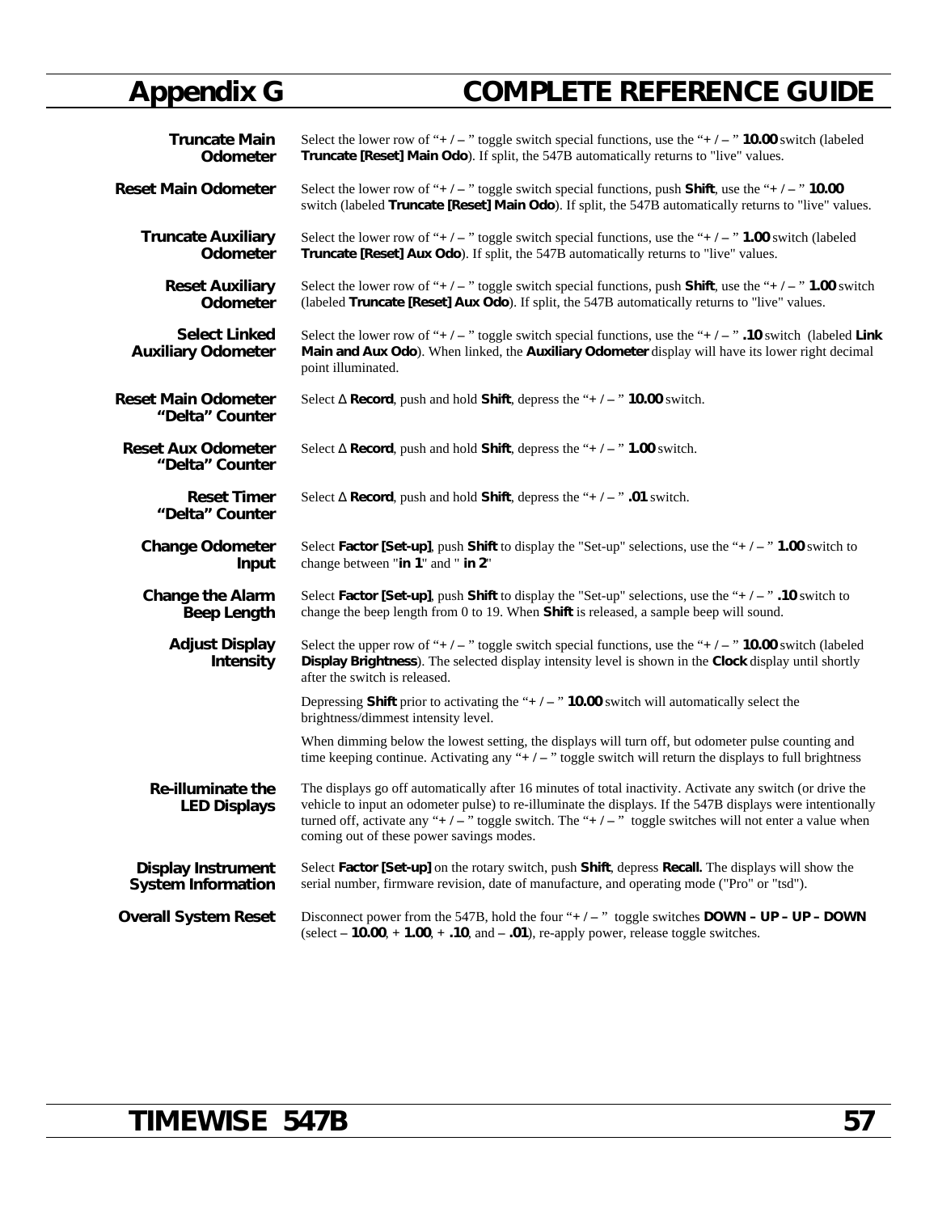# Appendix G COMPLETE REFERENCE GUIDE

**Truncate Main Odometer**
Select the lower row of "+ / – " toggle switch special functions, use the "+ / – " **10.00** switch (labeled **Truncate [Reset] Main Odo**). If split, the 547B automatically returns to "live" values.

**Reset Main Odometer**
Select the lower row of "+ / – " toggle switch special functions, push **Shift**, use the "+ / – " **10.00** switch (labeled **Truncate [Reset] Main Odo**). If split, the 547B automatically returns to "live" values.

**Truncate Auxiliary Odometer**
Select the lower row of "+ / – " toggle switch special functions, use the "+ / – " **1.00** switch (labeled **Truncate [Reset] Aux Odo**). If split, the 547B automatically returns to "live" values.

**Reset Auxiliary Odometer**
Select the lower row of "+ / – " toggle switch special functions, push **Shift**, use the "+ / – " **1.00** switch (labeled **Truncate [Reset] Aux Odo**). If split, the 547B automatically returns to "live" values.

**Select Linked Auxiliary Odometer**
Select the lower row of "+ / – " toggle switch special functions, use the "+ / – " **.10** switch (labeled **Link Main and Aux Odo**). When linked, the **Auxiliary Odometer** display will have its lower right decimal point illuminated.

**Reset Main Odometer "Delta" Counter**
Select Δ **Record**, push and hold **Shift**, depress the "+ / – " **10.00** switch.

**Reset Aux Odometer "Delta" Counter**
Select Δ **Record**, push and hold **Shift**, depress the "+ / – " **1.00** switch.

**Reset Timer "Delta" Counter**
Select Δ **Record**, push and hold **Shift**, depress the "+ / – " **.01** switch.

**Change Odometer Input**
Select **Factor [Set-up]**, push **Shift** to display the "Set-up" selections, use the "+ / – " **1.00** switch to change between "**in 1**" and " **in 2**"

**Change the Alarm Beep Length**
Select **Factor [Set-up]**, push **Shift** to display the "Set-up" selections, use the "+ / – " **.10** switch to change the beep length from 0 to 19. When **Shift** is released, a sample beep will sound.

**Adjust Display Intensity**
Select the upper row of "+ / – " toggle switch special functions, use the "+ / – " **10.00** switch (labeled **Display Brightness**). The selected display intensity level is shown in the **Clock** display until shortly after the switch is released.

Depressing **Shift** prior to activating the "+ / – " **10.00** switch will automatically select the brightness/dimmest intensity level.

When dimming below the lowest setting, the displays will turn off, but odometer pulse counting and time keeping continue. Activating any "+ / – " toggle switch will return the displays to full brightness

**Re-illuminate the LED Displays**
The displays go off automatically after 16 minutes of total inactivity. Activate any switch (or drive the vehicle to input an odometer pulse) to re-illuminate the displays. If the 547B displays were intentionally turned off, activate any "+ / – " toggle switch. The "+ / – " toggle switches will not enter a value when coming out of these power savings modes.

**Display Instrument System Information**
Select **Factor [Set-up]** on the rotary switch, push **Shift**, depress **Recall.** The displays will show the serial number, firmware revision, date of manufacture, and operating mode ("Pro" or "tsd").

**Overall System Reset**
Disconnect power from the 547B, hold the four "+ / – " toggle switches **DOWN – UP – UP – DOWN** (select **– 10.00**, + **1.00**, + **.10**, and **– .01**), re-apply power, release toggle switches.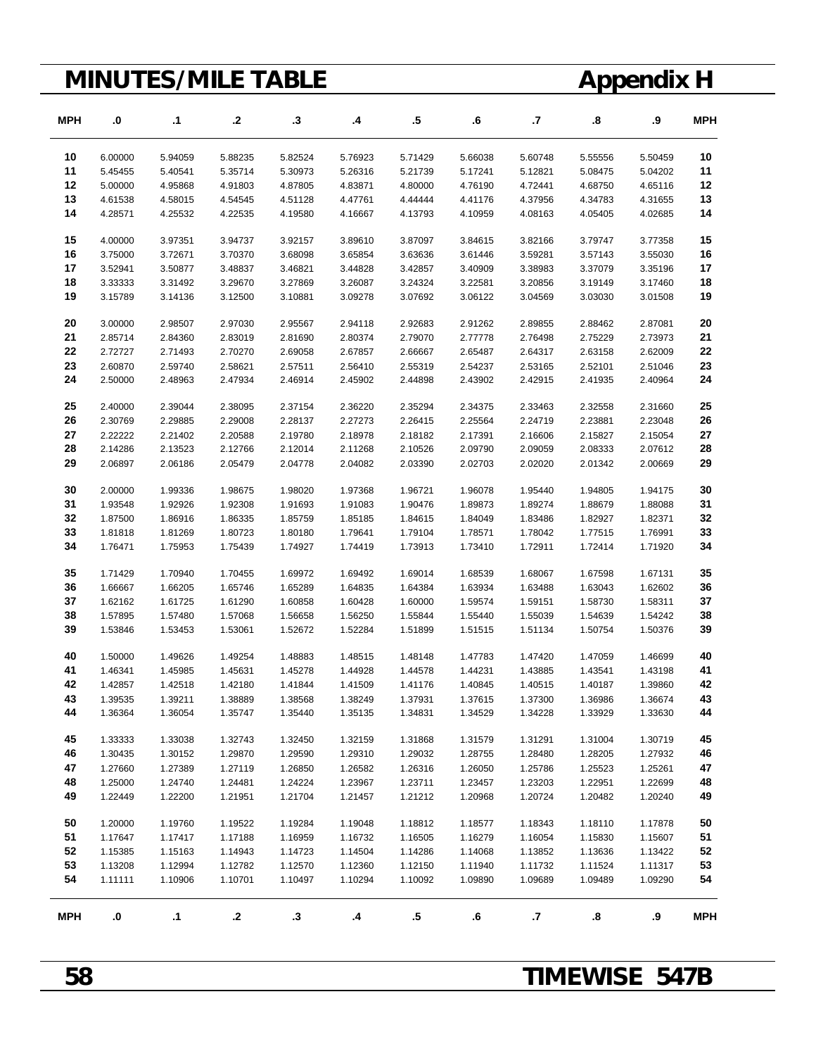# MINUTES/MILE TABLE

## Appendix H

| MPH | .0 | .1 | .2 | .3 | .4 | .5 | .6 | .7 | .8 | .9 | MPH |
|---|---|---|---|---|---|---|---|---|---|---|---|
| 10 | 6.00000 | 5.94059 | 5.88235 | 5.82524 | 5.76923 | 5.71429 | 5.66038 | 5.60748 | 5.55556 | 5.50459 | 10 |
| 11 | 5.45455 | 5.40541 | 5.35714 | 5.30973 | 5.26316 | 5.21739 | 5.17241 | 5.12821 | 5.08475 | 5.04202 | 11 |
| 12 | 5.00000 | 4.95868 | 4.91803 | 4.87805 | 4.83871 | 4.80000 | 4.76190 | 4.72441 | 4.68750 | 4.65116 | 12 |
| 13 | 4.61538 | 4.58015 | 4.54545 | 4.51128 | 4.47761 | 4.44444 | 4.41176 | 4.37956 | 4.34783 | 4.31655 | 13 |
| 14 | 4.28571 | 4.25532 | 4.22535 | 4.19580 | 4.16667 | 4.13793 | 4.10959 | 4.08163 | 4.05405 | 4.02685 | 14 |
| 15 | 4.00000 | 3.97351 | 3.94737 | 3.92157 | 3.89610 | 3.87097 | 3.84615 | 3.82166 | 3.79747 | 3.77358 | 15 |
| 16 | 3.75000 | 3.72671 | 3.70370 | 3.68098 | 3.65854 | 3.63636 | 3.61446 | 3.59281 | 3.57143 | 3.55030 | 16 |
| 17 | 3.52941 | 3.50877 | 3.48837 | 3.46821 | 3.44828 | 3.42857 | 3.40909 | 3.38983 | 3.37079 | 3.35196 | 17 |
| 18 | 3.33333 | 3.31492 | 3.29670 | 3.27869 | 3.26087 | 3.24324 | 3.22581 | 3.20856 | 3.19149 | 3.17460 | 18 |
| 19 | 3.15789 | 3.14136 | 3.12500 | 3.10881 | 3.09278 | 3.07692 | 3.06122 | 3.04569 | 3.03030 | 3.01508 | 19 |
| 20 | 3.00000 | 2.98507 | 2.97030 | 2.95567 | 2.94118 | 2.92683 | 2.91262 | 2.89855 | 2.88462 | 2.87081 | 20 |
| 21 | 2.85714 | 2.84360 | 2.83019 | 2.81690 | 2.80374 | 2.79070 | 2.77778 | 2.76498 | 2.75229 | 2.73973 | 21 |
| 22 | 2.72727 | 2.71493 | 2.70270 | 2.69058 | 2.67857 | 2.66667 | 2.65487 | 2.64317 | 2.63158 | 2.62009 | 22 |
| 23 | 2.60870 | 2.59740 | 2.58621 | 2.57511 | 2.56410 | 2.55319 | 2.54237 | 2.53165 | 2.52101 | 2.51046 | 23 |
| 24 | 2.50000 | 2.48963 | 2.47934 | 2.46914 | 2.45902 | 2.44898 | 2.43902 | 2.42915 | 2.41935 | 2.40964 | 24 |
| 25 | 2.40000 | 2.39044 | 2.38095 | 2.37154 | 2.36220 | 2.35294 | 2.34375 | 2.33463 | 2.32558 | 2.31660 | 25 |
| 26 | 2.30769 | 2.29885 | 2.29008 | 2.28137 | 2.27273 | 2.26415 | 2.25564 | 2.24719 | 2.23881 | 2.23048 | 26 |
| 27 | 2.22222 | 2.21402 | 2.20588 | 2.19780 | 2.18978 | 2.18182 | 2.17391 | 2.16606 | 2.15827 | 2.15054 | 27 |
| 28 | 2.14286 | 2.13523 | 2.12766 | 2.12014 | 2.11268 | 2.10526 | 2.09790 | 2.09059 | 2.08333 | 2.07612 | 28 |
| 29 | 2.06897 | 2.06186 | 2.05479 | 2.04778 | 2.04082 | 2.03390 | 2.02703 | 2.02020 | 2.01342 | 2.00669 | 29 |
| 30 | 2.00000 | 1.99336 | 1.98675 | 1.98020 | 1.97368 | 1.96721 | 1.96078 | 1.95440 | 1.94805 | 1.94175 | 30 |
| 31 | 1.93548 | 1.92926 | 1.92308 | 1.91693 | 1.91083 | 1.90476 | 1.89873 | 1.89274 | 1.88679 | 1.88088 | 31 |
| 32 | 1.87500 | 1.86916 | 1.86335 | 1.85759 | 1.85185 | 1.84615 | 1.84049 | 1.83486 | 1.82927 | 1.82371 | 32 |
| 33 | 1.81818 | 1.81269 | 1.80723 | 1.80180 | 1.79641 | 1.79104 | 1.78571 | 1.78042 | 1.77515 | 1.76991 | 33 |
| 34 | 1.76471 | 1.75953 | 1.75439 | 1.74927 | 1.74419 | 1.73913 | 1.73410 | 1.72911 | 1.72414 | 1.71920 | 34 |
| 35 | 1.71429 | 1.70940 | 1.70455 | 1.69972 | 1.69492 | 1.69014 | 1.68539 | 1.68067 | 1.67598 | 1.67131 | 35 |
| 36 | 1.66667 | 1.66205 | 1.65746 | 1.65289 | 1.64835 | 1.64384 | 1.63934 | 1.63488 | 1.63043 | 1.62602 | 36 |
| 37 | 1.62162 | 1.61725 | 1.61290 | 1.60858 | 1.60428 | 1.60000 | 1.59574 | 1.59151 | 1.58730 | 1.58311 | 37 |
| 38 | 1.57895 | 1.57480 | 1.57068 | 1.56658 | 1.56250 | 1.55844 | 1.55440 | 1.55039 | 1.54639 | 1.54242 | 38 |
| 39 | 1.53846 | 1.53453 | 1.53061 | 1.52672 | 1.52284 | 1.51899 | 1.51515 | 1.51134 | 1.50754 | 1.50376 | 39 |
| 40 | 1.50000 | 1.49626 | 1.49254 | 1.48883 | 1.48515 | 1.48148 | 1.47783 | 1.47420 | 1.47059 | 1.46699 | 40 |
| 41 | 1.46341 | 1.45985 | 1.45631 | 1.45278 | 1.44928 | 1.44578 | 1.44231 | 1.43885 | 1.43541 | 1.43198 | 41 |
| 42 | 1.42857 | 1.42518 | 1.42180 | 1.41844 | 1.41509 | 1.41176 | 1.40845 | 1.40515 | 1.40187 | 1.39860 | 42 |
| 43 | 1.39535 | 1.39211 | 1.38889 | 1.38568 | 1.38249 | 1.37931 | 1.37615 | 1.37300 | 1.36986 | 1.36674 | 43 |
| 44 | 1.36364 | 1.36054 | 1.35747 | 1.35440 | 1.35135 | 1.34831 | 1.34529 | 1.34228 | 1.33929 | 1.33630 | 44 |
| 45 | 1.33333 | 1.33038 | 1.32743 | 1.32450 | 1.32159 | 1.31868 | 1.31579 | 1.31291 | 1.31004 | 1.30719 | 45 |
| 46 | 1.30435 | 1.30152 | 1.29870 | 1.29590 | 1.29310 | 1.29032 | 1.28755 | 1.28480 | 1.28205 | 1.27932 | 46 |
| 47 | 1.27660 | 1.27389 | 1.27119 | 1.26850 | 1.26582 | 1.26316 | 1.26050 | 1.25786 | 1.25523 | 1.25261 | 47 |
| 48 | 1.25000 | 1.24740 | 1.24481 | 1.24224 | 1.23967 | 1.23711 | 1.23457 | 1.23203 | 1.22951 | 1.22699 | 48 |
| 49 | 1.22449 | 1.22200 | 1.21951 | 1.21704 | 1.21457 | 1.21212 | 1.20968 | 1.20724 | 1.20482 | 1.20240 | 49 |
| 50 | 1.20000 | 1.19760 | 1.19522 | 1.19284 | 1.19048 | 1.18812 | 1.18577 | 1.18343 | 1.18110 | 1.17878 | 50 |
| 51 | 1.17647 | 1.17417 | 1.17188 | 1.16959 | 1.16732 | 1.16505 | 1.16279 | 1.16054 | 1.15830 | 1.15607 | 51 |
| 52 | 1.15385 | 1.15163 | 1.14943 | 1.14723 | 1.14504 | 1.14286 | 1.14068 | 1.13852 | 1.13636 | 1.13422 | 52 |
| 53 | 1.13208 | 1.12994 | 1.12782 | 1.12570 | 1.12360 | 1.12150 | 1.11940 | 1.11732 | 1.11524 | 1.11317 | 53 |
| 54 | 1.11111 | 1.10906 | 1.10701 | 1.10497 | 1.10294 | 1.10092 | 1.09890 | 1.09689 | 1.09489 | 1.09290 | 54 |
| MPH | .0 | .1 | .2 | .3 | .4 | .5 | .6 | .7 | .8 | .9 | MPH |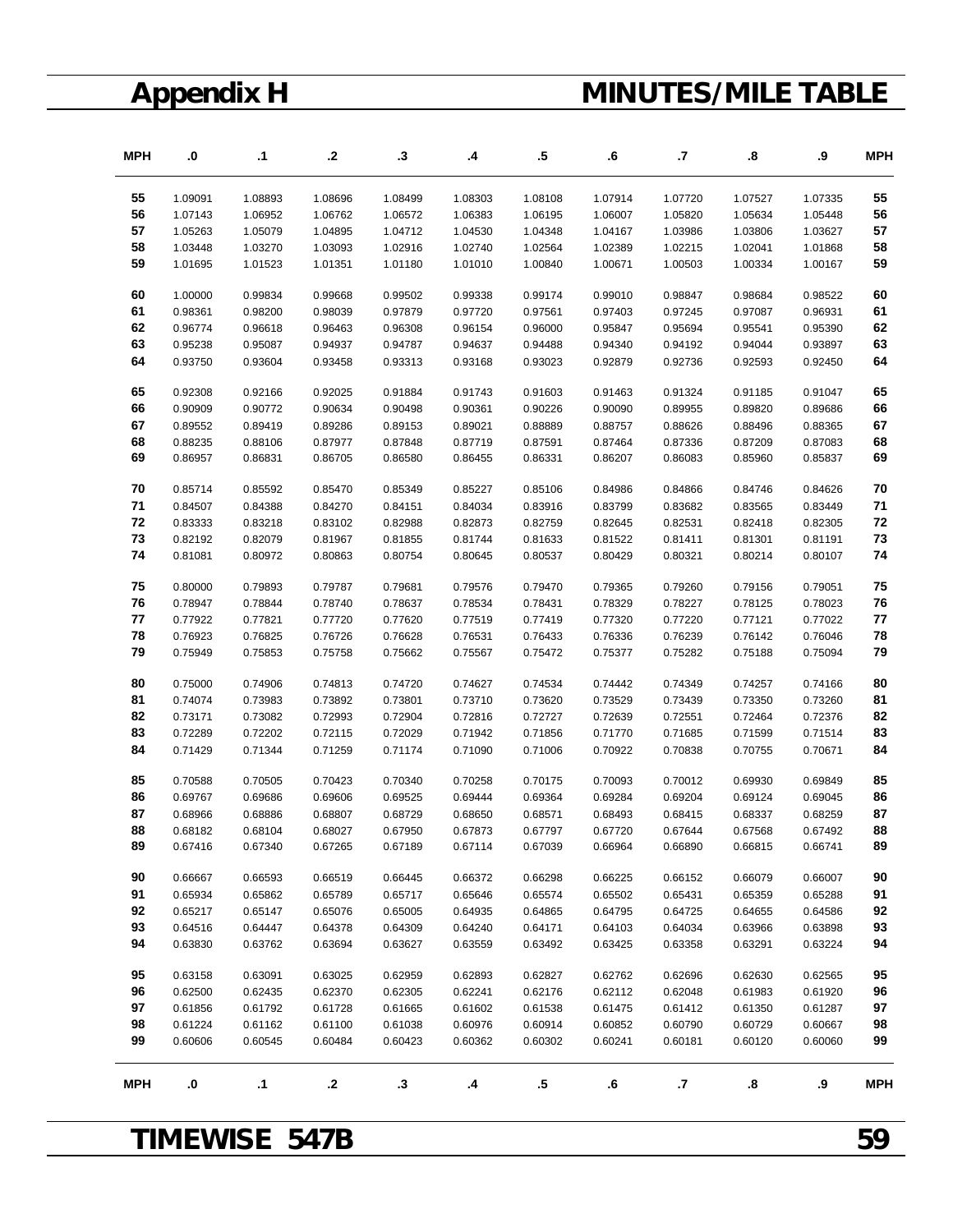# Appendix H

# MINUTES/MILE TABLE

| MPH | .0 | .1 | .2 | .3 | .4 | .5 | .6 | .7 | .8 | .9 | MPH |
|---|---|---|---|---|---|---|---|---|---|---|---|
| 55 | 1.09091 | 1.08893 | 1.08696 | 1.08499 | 1.08303 | 1.08108 | 1.07914 | 1.07720 | 1.07527 | 1.07335 | 55 |
| 56 | 1.07143 | 1.06952 | 1.06762 | 1.06572 | 1.06383 | 1.06195 | 1.06007 | 1.05820 | 1.05634 | 1.05448 | 56 |
| 57 | 1.05263 | 1.05079 | 1.04895 | 1.04712 | 1.04530 | 1.04348 | 1.04167 | 1.03986 | 1.03806 | 1.03627 | 57 |
| 58 | 1.03448 | 1.03270 | 1.03093 | 1.02916 | 1.02740 | 1.02564 | 1.02389 | 1.02215 | 1.02041 | 1.01868 | 58 |
| 59 | 1.01695 | 1.01523 | 1.01351 | 1.01180 | 1.01010 | 1.00840 | 1.00671 | 1.00503 | 1.00334 | 1.00167 | 59 |
| 60 | 1.00000 | 0.99834 | 0.99668 | 0.99502 | 0.99338 | 0.99174 | 0.99010 | 0.98847 | 0.98684 | 0.98522 | 60 |
| 61 | 0.98361 | 0.98200 | 0.98039 | 0.97879 | 0.97720 | 0.97561 | 0.97403 | 0.97245 | 0.97087 | 0.96931 | 61 |
| 62 | 0.96774 | 0.96618 | 0.96463 | 0.96308 | 0.96154 | 0.96000 | 0.95847 | 0.95694 | 0.95541 | 0.95390 | 62 |
| 63 | 0.95238 | 0.95087 | 0.94937 | 0.94787 | 0.94637 | 0.94488 | 0.94340 | 0.94192 | 0.94044 | 0.93897 | 63 |
| 64 | 0.93750 | 0.93604 | 0.93458 | 0.93313 | 0.93168 | 0.93023 | 0.92879 | 0.92736 | 0.92593 | 0.92450 | 64 |
| 65 | 0.92308 | 0.92166 | 0.92025 | 0.91884 | 0.91743 | 0.91603 | 0.91463 | 0.91324 | 0.91185 | 0.91047 | 65 |
| 66 | 0.90909 | 0.90772 | 0.90634 | 0.90498 | 0.90361 | 0.90226 | 0.90090 | 0.89955 | 0.89820 | 0.89686 | 66 |
| 67 | 0.89552 | 0.89419 | 0.89286 | 0.89153 | 0.89021 | 0.88889 | 0.88757 | 0.88626 | 0.88496 | 0.88365 | 67 |
| 68 | 0.88235 | 0.88106 | 0.87977 | 0.87848 | 0.87719 | 0.87591 | 0.87464 | 0.87336 | 0.87209 | 0.87083 | 68 |
| 69 | 0.86957 | 0.86831 | 0.86705 | 0.86580 | 0.86455 | 0.86331 | 0.86207 | 0.86083 | 0.85960 | 0.85837 | 69 |
| 70 | 0.85714 | 0.85592 | 0.85470 | 0.85349 | 0.85227 | 0.85106 | 0.84986 | 0.84866 | 0.84746 | 0.84626 | 70 |
| 71 | 0.84507 | 0.84388 | 0.84270 | 0.84151 | 0.84034 | 0.83916 | 0.83799 | 0.83682 | 0.83565 | 0.83449 | 71 |
| 72 | 0.83333 | 0.83218 | 0.83102 | 0.82988 | 0.82873 | 0.82759 | 0.82645 | 0.82531 | 0.82418 | 0.82305 | 72 |
| 73 | 0.82192 | 0.82079 | 0.81967 | 0.81855 | 0.81744 | 0.81633 | 0.81522 | 0.81411 | 0.81301 | 0.81191 | 73 |
| 74 | 0.81081 | 0.80972 | 0.80863 | 0.80754 | 0.80645 | 0.80537 | 0.80429 | 0.80321 | 0.80214 | 0.80107 | 74 |
| 75 | 0.80000 | 0.79893 | 0.79787 | 0.79681 | 0.79576 | 0.79470 | 0.79365 | 0.79260 | 0.79156 | 0.79051 | 75 |
| 76 | 0.78947 | 0.78844 | 0.78740 | 0.78637 | 0.78534 | 0.78431 | 0.78329 | 0.78227 | 0.78125 | 0.78023 | 76 |
| 77 | 0.77922 | 0.77821 | 0.77720 | 0.77620 | 0.77519 | 0.77419 | 0.77320 | 0.77220 | 0.77121 | 0.77022 | 77 |
| 78 | 0.76923 | 0.76825 | 0.76726 | 0.76628 | 0.76531 | 0.76433 | 0.76336 | 0.76239 | 0.76142 | 0.76046 | 78 |
| 79 | 0.75949 | 0.75853 | 0.75758 | 0.75662 | 0.75567 | 0.75472 | 0.75377 | 0.75282 | 0.75188 | 0.75094 | 79 |
| 80 | 0.75000 | 0.74906 | 0.74813 | 0.74720 | 0.74627 | 0.74534 | 0.74442 | 0.74349 | 0.74257 | 0.74166 | 80 |
| 81 | 0.74074 | 0.73983 | 0.73892 | 0.73801 | 0.73710 | 0.73620 | 0.73529 | 0.73439 | 0.73350 | 0.73260 | 81 |
| 82 | 0.73171 | 0.73082 | 0.72993 | 0.72904 | 0.72816 | 0.72727 | 0.72639 | 0.72551 | 0.72464 | 0.72376 | 82 |
| 83 | 0.72289 | 0.72202 | 0.72115 | 0.72029 | 0.71942 | 0.71856 | 0.71770 | 0.71685 | 0.71599 | 0.71514 | 83 |
| 84 | 0.71429 | 0.71344 | 0.71259 | 0.71174 | 0.71090 | 0.71006 | 0.70922 | 0.70838 | 0.70755 | 0.70671 | 84 |
| 85 | 0.70588 | 0.70505 | 0.70423 | 0.70340 | 0.70258 | 0.70175 | 0.70093 | 0.70012 | 0.69930 | 0.69849 | 85 |
| 86 | 0.69767 | 0.69686 | 0.69606 | 0.69525 | 0.69444 | 0.69364 | 0.69284 | 0.69204 | 0.69124 | 0.69045 | 86 |
| 87 | 0.68966 | 0.68886 | 0.68807 | 0.68729 | 0.68650 | 0.68571 | 0.68493 | 0.68415 | 0.68337 | 0.68259 | 87 |
| 88 | 0.68182 | 0.68104 | 0.68027 | 0.67950 | 0.67873 | 0.67797 | 0.67720 | 0.67644 | 0.67568 | 0.67492 | 88 |
| 89 | 0.67416 | 0.67340 | 0.67265 | 0.67189 | 0.67114 | 0.67039 | 0.66964 | 0.66890 | 0.66815 | 0.66741 | 89 |
| 90 | 0.66667 | 0.66593 | 0.66519 | 0.66445 | 0.66372 | 0.66298 | 0.66225 | 0.66152 | 0.66079 | 0.66007 | 90 |
| 91 | 0.65934 | 0.65862 | 0.65789 | 0.65717 | 0.65646 | 0.65574 | 0.65502 | 0.65431 | 0.65359 | 0.65288 | 91 |
| 92 | 0.65217 | 0.65147 | 0.65076 | 0.65005 | 0.64935 | 0.64865 | 0.64795 | 0.64725 | 0.64655 | 0.64586 | 92 |
| 93 | 0.64516 | 0.64447 | 0.64378 | 0.64309 | 0.64240 | 0.64171 | 0.64103 | 0.64034 | 0.63966 | 0.63898 | 93 |
| 94 | 0.63830 | 0.63762 | 0.63694 | 0.63627 | 0.63559 | 0.63492 | 0.63425 | 0.63358 | 0.63291 | 0.63224 | 94 |
| 95 | 0.63158 | 0.63091 | 0.63025 | 0.62959 | 0.62893 | 0.62827 | 0.62762 | 0.62696 | 0.62630 | 0.62565 | 95 |
| 96 | 0.62500 | 0.62435 | 0.62370 | 0.62305 | 0.62241 | 0.62176 | 0.62112 | 0.62048 | 0.61983 | 0.61920 | 96 |
| 97 | 0.61856 | 0.61792 | 0.61728 | 0.61665 | 0.61602 | 0.61538 | 0.61475 | 0.61412 | 0.61350 | 0.61287 | 97 |
| 98 | 0.61224 | 0.61162 | 0.61100 | 0.61038 | 0.60976 | 0.60914 | 0.60852 | 0.60790 | 0.60729 | 0.60667 | 98 |
| 99 | 0.60606 | 0.60545 | 0.60484 | 0.60423 | 0.60362 | 0.60302 | 0.60241 | 0.60181 | 0.60120 | 0.60060 | 99 |
| MPH | .0 | .1 | .2 | .3 | .4 | .5 | .6 | .7 | .8 | .9 | MPH |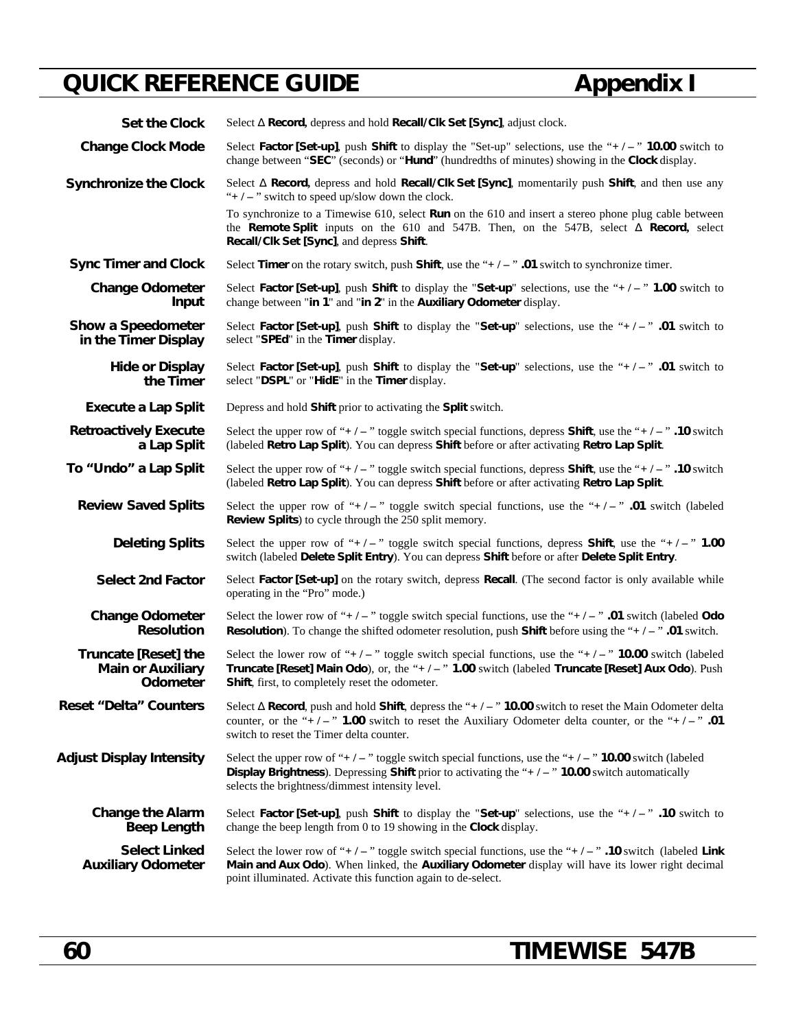# QUICK REFERENCE GUIDE — Appendix I

| | |
|---|---|
| **Set the Clock** | Select Δ **Record**, depress and hold **Recall/Clk Set [Sync]**, adjust clock. |
| **Change Clock Mode** | Select **Factor [Set-up]**, push **Shift** to display the "Set-up" selections, use the "**+ / –** " **10.00** switch to change between "**SEC**" (seconds) or "**Hund**" (hundredths of minutes) showing in the **Clock** display. |
| **Synchronize the Clock** | Select Δ **Record**, depress and hold **Recall/Clk Set [Sync]**, momentarily push **Shift**, and then use any "**+ / –** " switch to speed up/slow down the clock.<br><br>To synchronize to a Timewise 610, select **Run** on the 610 and insert a stereo phone plug cable between the **Remote Split** inputs on the 610 and 547B. Then, on the 547B, select Δ **Record**, select **Recall/Clk Set [Sync]**, and depress **Shift**. |
| **Sync Timer and Clock** | Select **Timer** on the rotary switch, push **Shift**, use the "**+ / –** " **.01** switch to synchronize timer. |
| **Change Odometer Input** | Select **Factor [Set-up]**, push **Shift** to display the "**Set-up**" selections, use the "**+ / –** " **1.00** switch to change between "**in 1**" and "**in 2**" in the **Auxiliary Odometer** display. |
| **Show a Speedometer in the Timer Display** | Select **Factor [Set-up]**, push **Shift** to display the "**Set-up**" selections, use the "**+ / –** " **.01** switch to select "**SPEd**" in the **Timer** display. |
| **Hide or Display the Timer** | Select **Factor [Set-up]**, push **Shift** to display the "**Set-up**" selections, use the "**+ / –** " **.01** switch to select "**DSPL**" or "**HidE**" in the **Timer** display. |
| **Execute a Lap Split** | Depress and hold **Shift** prior to activating the **Split** switch. |
| **Retroactively Execute a Lap Split** | Select the upper row of "**+ / –** " toggle switch special functions, depress **Shift**, use the "**+ / –** " **.10** switch (labeled **Retro Lap Split**). You can depress **Shift** before or after activating **Retro Lap Split**. |
| **To "Undo" a Lap Split** | Select the upper row of "**+ / –** " toggle switch special functions, depress **Shift**, use the "**+ / –** " **.10** switch (labeled **Retro Lap Split**). You can depress **Shift** before or after activating **Retro Lap Split**. |
| **Review Saved Splits** | Select the upper row of "**+ / –** " toggle switch special functions, use the "**+ / –** " **.01** switch (labeled **Review Splits**) to cycle through the 250 split memory. |
| **Deleting Splits** | Select the upper row of "**+ / –** " toggle switch special functions, depress **Shift**, use the "**+ / –** " **1.00** switch (labeled **Delete Split Entry**). You can depress **Shift** before or after **Delete Split Entry**. |
| **Select 2nd Factor** | Select **Factor [Set-up]** on the rotary switch, depress **Recall**. (The second factor is only available while operating in the "Pro" mode.) |
| **Change Odometer Resolution** | Select the lower row of "**+ / –** " toggle switch special functions, use the "**+ / –** " **.01** switch (labeled **Odo Resolution**). To change the shifted odometer resolution, push **Shift** before using the "**+ / –** " **.01** switch. |
| **Truncate [Reset] the Main or Auxiliary Odometer** | Select the lower row of "**+ / –** " toggle switch special functions, use the "**+ / –** " **10.00** switch (labeled **Truncate [Reset] Main Odo**), or, the "**+ / –** " **1.00** switch (labeled **Truncate [Reset] Aux Odo**). Push **Shift**, first, to completely reset the odometer. |
| **Reset "Delta" Counters** | Select Δ **Record**, push and hold **Shift**, depress the "**+ / –** " **10.00** switch to reset the Main Odometer delta counter, or the "**+ / –** " **1.00** switch to reset the Auxiliary Odometer delta counter, or the "**+ / –** " **.01** switch to reset the Timer delta counter. |
| **Adjust Display Intensity** | Select the upper row of "**+ / –** " toggle switch special functions, use the "**+ / –** " **10.00** switch (labeled **Display Brightness**). Depressing **Shift** prior to activating the "**+ / –** " **10.00** switch automatically selects the brightness/dimmest intensity level. |
| **Change the Alarm Beep Length** | Select **Factor [Set-up]**, push **Shift** to display the "**Set-up**" selections, use the "**+ / –** " **.10** switch to change the beep length from 0 to 19 showing in the **Clock** display. |
| **Select Linked Auxiliary Odometer** | Select the lower row of "**+ / –** " toggle switch special functions, use the "**+ / –** " **.10** switch (labeled **Link Main and Aux Odo**). When linked, the **Auxiliary Odometer** display will have its lower right decimal point illuminated. Activate this function again to de-select. |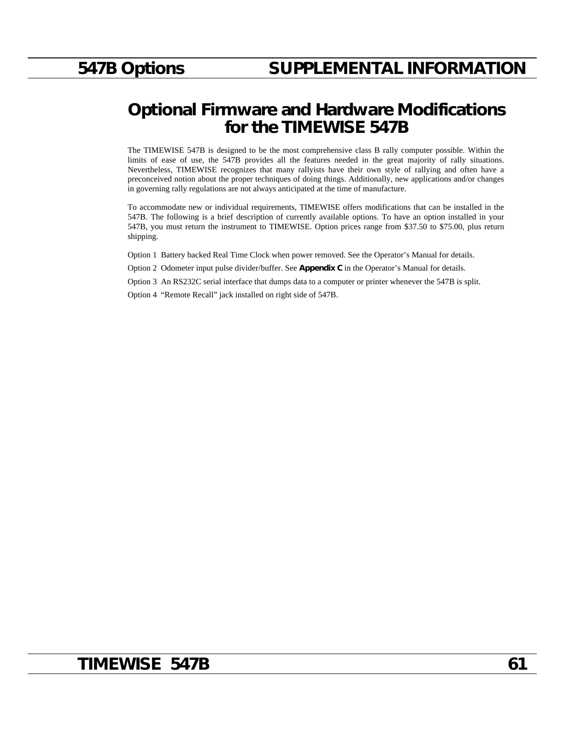# Optional Firmware and Hardware Modifications for the TIMEWISE 547B

The TIMEWISE 547B is designed to be the most comprehensive class B rally computer possible. Within the limits of ease of use, the 547B provides all the features needed in the great majority of rally situations. Nevertheless, TIMEWISE recognizes that many rallyists have their own style of rallying and often have a preconceived notion about the proper techniques of doing things. Additionally, new applications and/or changes in governing rally regulations are not always anticipated at the time of manufacture.

To accommodate new or individual requirements, TIMEWISE offers modifications that can be installed in the 547B. The following is a brief description of currently available options. To have an option installed in your 547B, you must return the instrument to TIMEWISE. Option prices range from $37.50 to $75.00, plus return shipping.

Option 1 Battery backed Real Time Clock when power removed. See the Operator's Manual for details.

Option 2 Odometer input pulse divider/buffer. See **Appendix C** in the Operator's Manual for details.

Option 3 An RS232C serial interface that dumps data to a computer or printer whenever the 547B is split.

Option 4 "Remote Recall" jack installed on right side of 547B.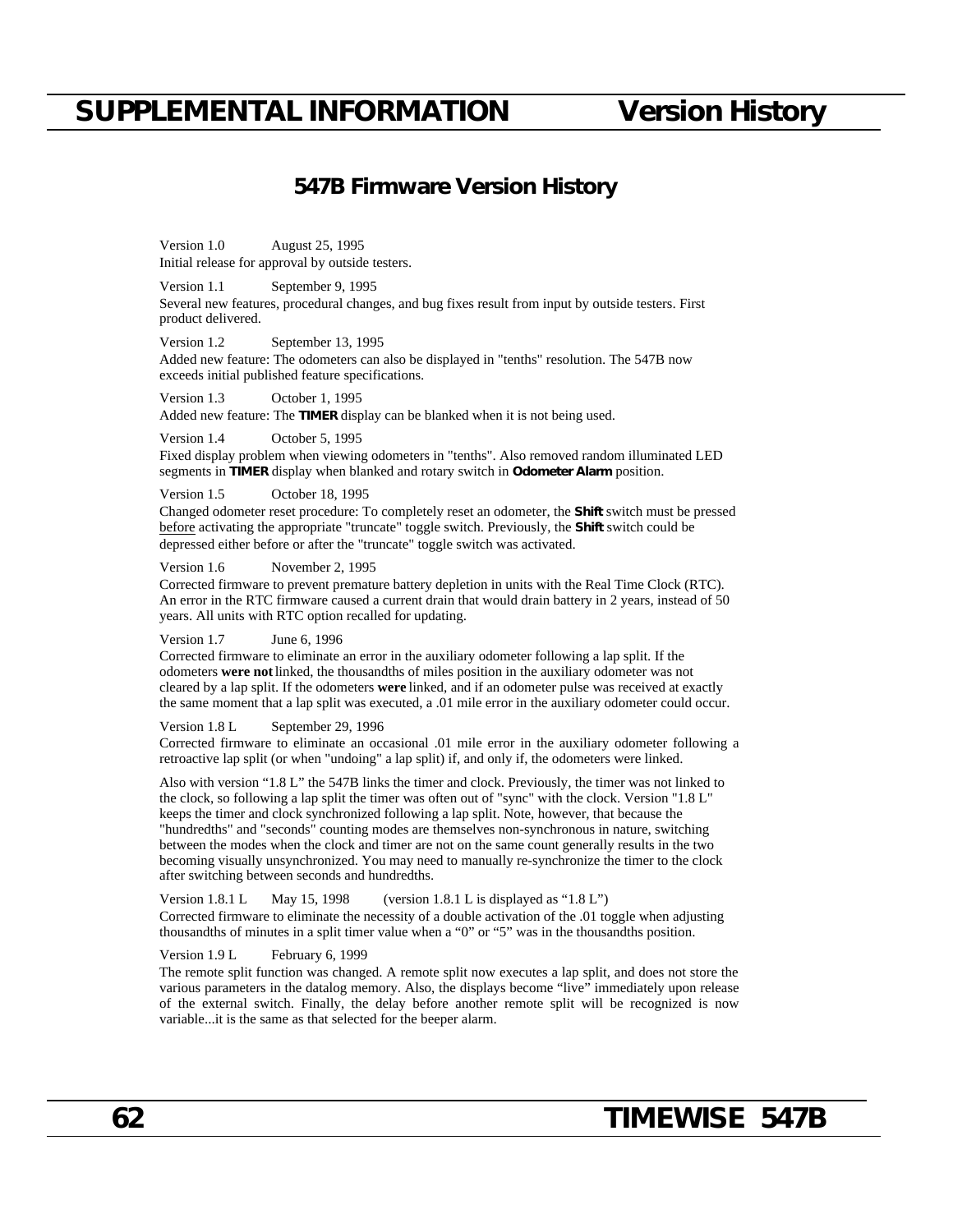## 547B Firmware Version History

Version 1.0 August 25, 1995
Initial release for approval by outside testers.

Version 1.1 September 9, 1995
Several new features, procedural changes, and bug fixes result from input by outside testers. First product delivered.

Version 1.2 September 13, 1995
Added new feature: The odometers can also be displayed in "tenths" resolution. The 547B now exceeds initial published feature specifications.

Version 1.3 October 1, 1995
Added new feature: The **TIMER** display can be blanked when it is not being used.

Version 1.4 October 5, 1995
Fixed display problem when viewing odometers in "tenths". Also removed random illuminated LED segments in **TIMER** display when blanked and rotary switch in **Odometer Alarm** position.

Version 1.5 October 18, 1995
Changed odometer reset procedure: To completely reset an odometer, the **Shift** switch must be pressed before activating the appropriate "truncate" toggle switch. Previously, the **Shift** switch could be depressed either before or after the "truncate" toggle switch was activated.

Version 1.6 November 2, 1995
Corrected firmware to prevent premature battery depletion in units with the Real Time Clock (RTC). An error in the RTC firmware caused a current drain that would drain battery in 2 years, instead of 50 years. All units with RTC option recalled for updating.

Version 1.7 June 6, 1996
Corrected firmware to eliminate an error in the auxiliary odometer following a lap split. If the odometers **were not** linked, the thousandths of miles position in the auxiliary odometer was not cleared by a lap split. If the odometers **were** linked, and if an odometer pulse was received at exactly the same moment that a lap split was executed, a .01 mile error in the auxiliary odometer could occur.

Version 1.8 L September 29, 1996
Corrected firmware to eliminate an occasional .01 mile error in the auxiliary odometer following a retroactive lap split (or when "undoing" a lap split) if, and only if, the odometers were linked.

Also with version "1.8 L" the 547B links the timer and clock. Previously, the timer was not linked to the clock, so following a lap split the timer was often out of "sync" with the clock. Version "1.8 L" keeps the timer and clock synchronized following a lap split. Note, however, that because the "hundredths" and "seconds" counting modes are themselves non-synchronous in nature, switching between the modes when the clock and timer are not on the same count generally results in the two becoming visually unsynchronized. You may need to manually re-synchronize the timer to the clock after switching between seconds and hundredths.

Version 1.8.1 L May 15, 1998 (version 1.8.1 L is displayed as "1.8 L")
Corrected firmware to eliminate the necessity of a double activation of the .01 toggle when adjusting thousandths of minutes in a split timer value when a "0" or "5" was in the thousandths position.

Version 1.9 L February 6, 1999
The remote split function was changed. A remote split now executes a lap split, and does not store the various parameters in the datalog memory. Also, the displays become "live" immediately upon release of the external switch. Finally, the delay before another remote split will be recognized is now variable...it is the same as that selected for the beeper alarm.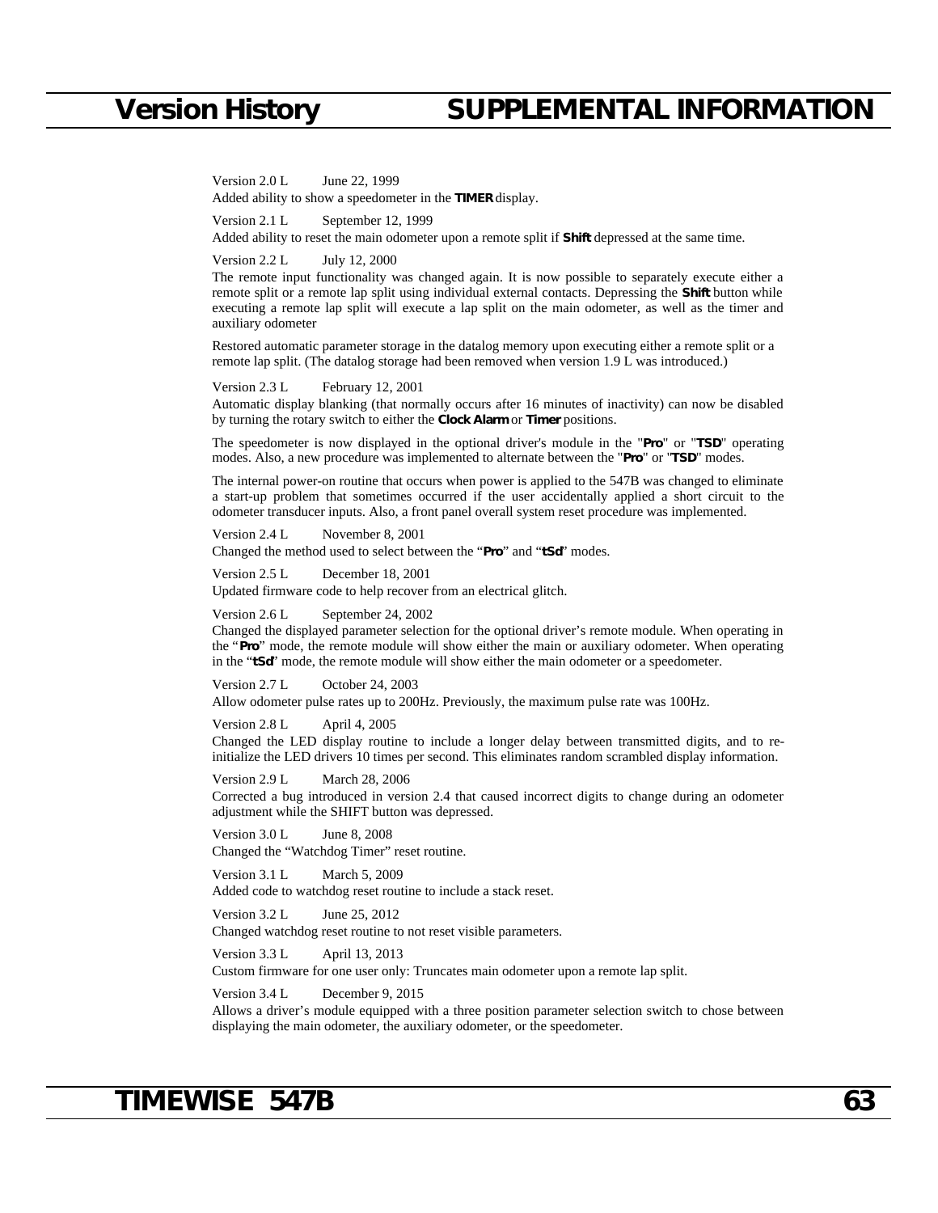# Version History

## SUPPLEMENTAL INFORMATION

Version 2.0 L June 22, 1999

Added ability to show a speedometer in the **TIMER** display.

Version 2.1 L September 12, 1999

Added ability to reset the main odometer upon a remote split if **Shift** depressed at the same time.

Version 2.2 L July 12, 2000

The remote input functionality was changed again. It is now possible to separately execute either a remote split or a remote lap split using individual external contacts. Depressing the **Shift** button while executing a remote lap split will execute a lap split on the main odometer, as well as the timer and auxiliary odometer

Restored automatic parameter storage in the datalog memory upon executing either a remote split or a remote lap split. (The datalog storage had been removed when version 1.9 L was introduced.)

Version 2.3 L February 12, 2001

Automatic display blanking (that normally occurs after 16 minutes of inactivity) can now be disabled by turning the rotary switch to either the **Clock Alarm** or **Timer** positions.

The speedometer is now displayed in the optional driver's module in the "**Pro**" or "**TSD**" operating modes. Also, a new procedure was implemented to alternate between the "**Pro**" or "**TSD**" modes.

The internal power-on routine that occurs when power is applied to the 547B was changed to eliminate a start-up problem that sometimes occurred if the user accidentally applied a short circuit to the odometer transducer inputs. Also, a front panel overall system reset procedure was implemented.

Version 2.4 L November 8, 2001

Changed the method used to select between the "**Pro**" and "**tSd**" modes.

Version 2.5 L December 18, 2001

Updated firmware code to help recover from an electrical glitch.

Version 2.6 L September 24, 2002

Changed the displayed parameter selection for the optional driver's remote module. When operating in the "**Pro**" mode, the remote module will show either the main or auxiliary odometer. When operating in the "**tSd**" mode, the remote module will show either the main odometer or a speedometer.

Version 2.7 L October 24, 2003

Allow odometer pulse rates up to 200Hz. Previously, the maximum pulse rate was 100Hz.

Version 2.8 L April 4, 2005

Changed the LED display routine to include a longer delay between transmitted digits, and to re-initialize the LED drivers 10 times per second. This eliminates random scrambled display information.

Version 2.9 L March 28, 2006

Corrected a bug introduced in version 2.4 that caused incorrect digits to change during an odometer adjustment while the SHIFT button was depressed.

Version 3.0 L June 8, 2008

Changed the "Watchdog Timer" reset routine.

Version 3.1 L March 5, 2009

Added code to watchdog reset routine to include a stack reset.

Version 3.2 L June 25, 2012

Changed watchdog reset routine to not reset visible parameters.

Version 3.3 L April 13, 2013

Custom firmware for one user only: Truncates main odometer upon a remote lap split.

Version 3.4 L December 9, 2015

Allows a driver's module equipped with a three position parameter selection switch to chose between displaying the main odometer, the auxiliary odometer, or the speedometer.